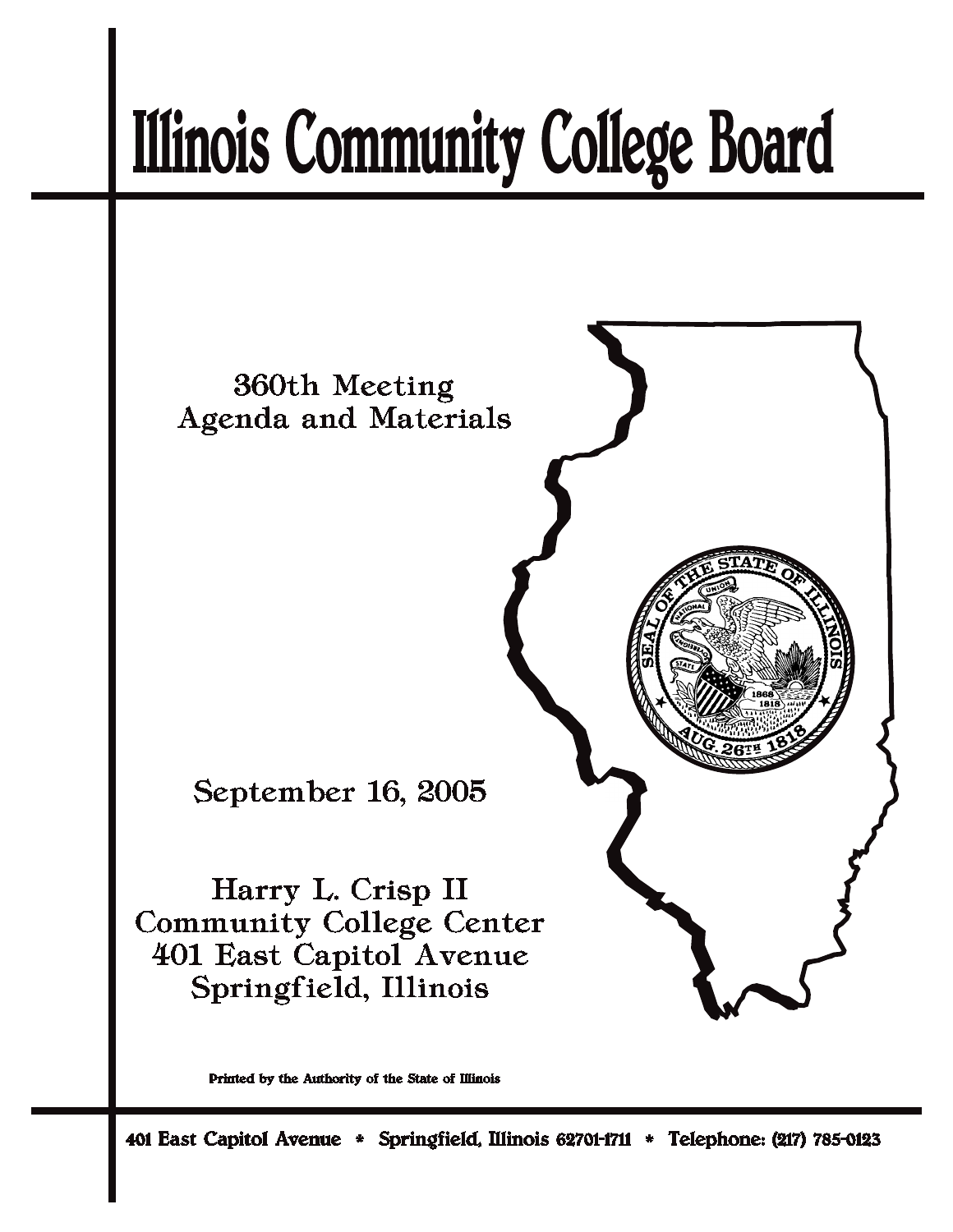# Illinois Community College Board

360th Meeting
Agenda and Materials

September 16, 2005

Harry L. Crisp II
Community College Center
401 East Capitol Avenue
Springfield, Illinois

Printed by the Authority of the State of Illinois

401 East Capitol Avenue * Springfield, Illinois 62701-1711 * Telephone: (217) 785-0123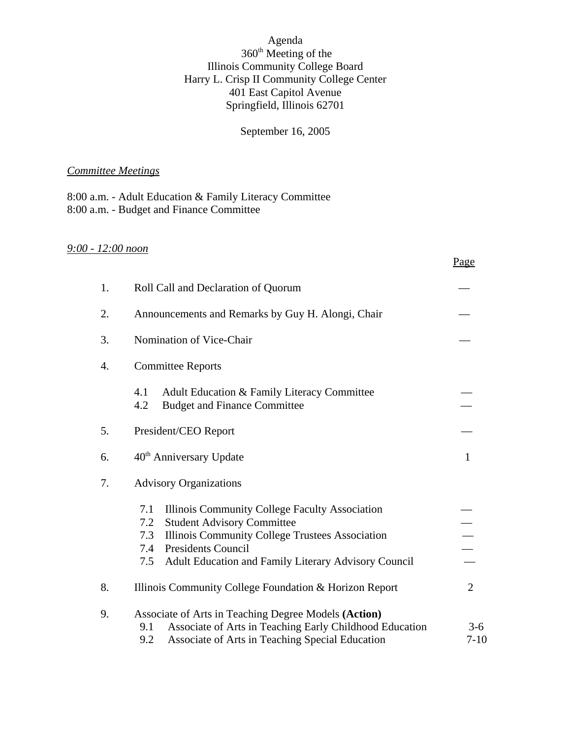Agenda
360th Meeting of the
Illinois Community College Board
Harry L. Crisp II Community College Center
401 East Capitol Avenue
Springfield, Illinois 62701

September 16, 2005

*Committee Meetings*

8:00 a.m. - Adult Education & Family Literacy Committee
8:00 a.m. - Budget and Finance Committee

*9:00 - 12:00 noon*

| | | Page |
|---|---|---|
| 1. | Roll Call and Declaration of Quorum | — |
| 2. | Announcements and Remarks by Guy H. Alongi, Chair | — |
| 3. | Nomination of Vice-Chair | — |
| 4. | Committee Reports | |
| | 4.1 Adult Education & Family Literacy Committee | — |
| | 4.2 Budget and Finance Committee | — |
| 5. | President/CEO Report | — |
| 6. | 40th Anniversary Update | 1 |
| 7. | Advisory Organizations | |
| | 7.1 Illinois Community College Faculty Association | — |
| | 7.2 Student Advisory Committee | — |
| | 7.3 Illinois Community College Trustees Association | — |
| | 7.4 Presidents Council | — |
| | 7.5 Adult Education and Family Literary Advisory Council | — |
| 8. | Illinois Community College Foundation & Horizon Report | 2 |
| 9. | Associate of Arts in Teaching Degree Models **(Action)** | |
| | 9.1 Associate of Arts in Teaching Early Childhood Education | 3-6 |
| | 9.2 Associate of Arts in Teaching Special Education | 7-10 |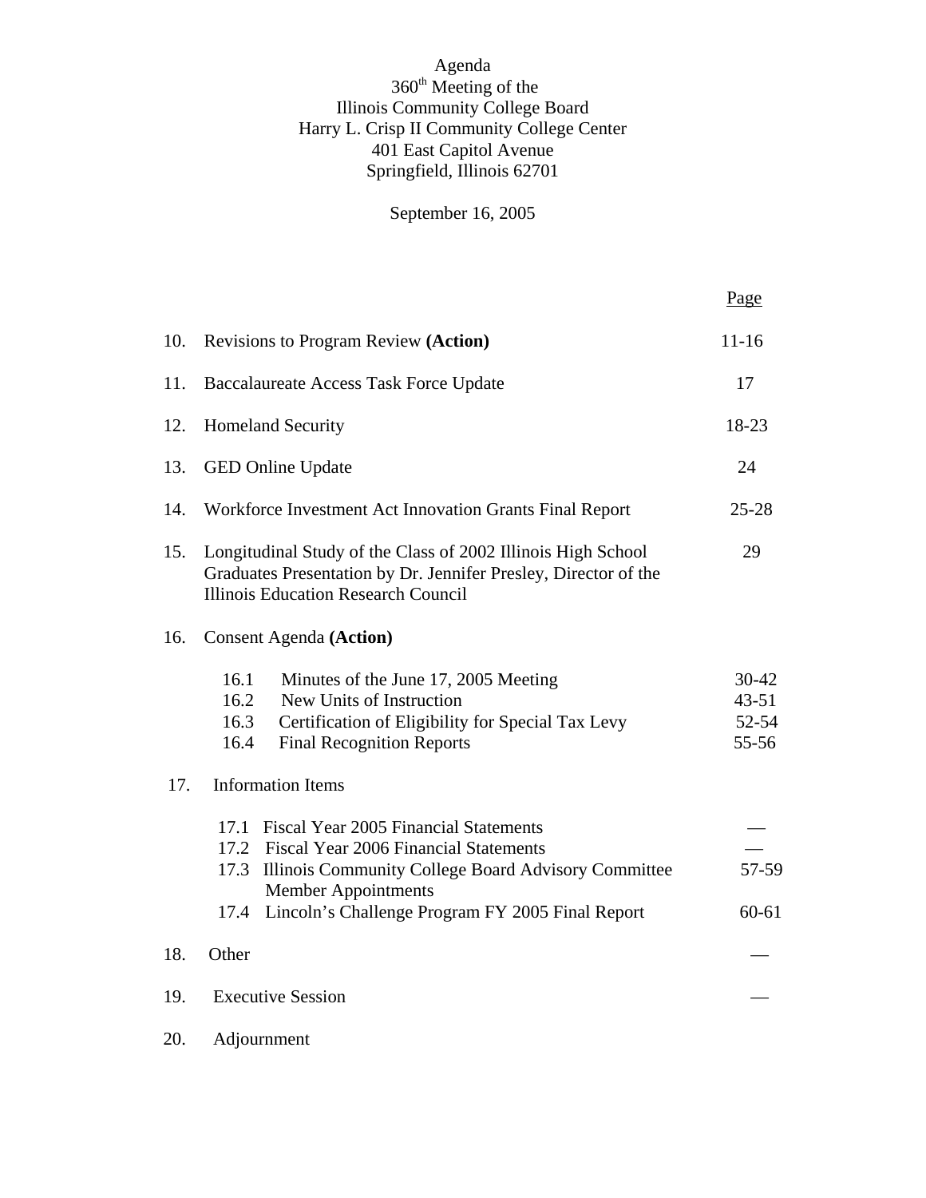Agenda
360th Meeting of the
Illinois Community College Board
Harry L. Crisp II Community College Center
401 East Capitol Avenue
Springfield, Illinois 62701

September 16, 2005

| | | Page |
|---|---|---|
| 10. | Revisions to Program Review **(Action)** | 11-16 |
| 11. | Baccalaureate Access Task Force Update | 17 |
| 12. | Homeland Security | 18-23 |
| 13. | GED Online Update | 24 |
| 14. | Workforce Investment Act Innovation Grants Final Report | 25-28 |
| 15. | Longitudinal Study of the Class of 2002 Illinois High School Graduates Presentation by Dr. Jennifer Presley, Director of the Illinois Education Research Council | 29 |
| 16. | Consent Agenda **(Action)** | |
| | 16.1 Minutes of the June 17, 2005 Meeting | 30-42 |
| | 16.2 New Units of Instruction | 43-51 |
| | 16.3 Certification of Eligibility for Special Tax Levy | 52-54 |
| | 16.4 Final Recognition Reports | 55-56 |
| 17. | Information Items | |
| | 17.1 Fiscal Year 2005 Financial Statements | — |
| | 17.2 Fiscal Year 2006 Financial Statements | — |
| | 17.3 Illinois Community College Board Advisory Committee Member Appointments | 57-59 |
| | 17.4 Lincoln's Challenge Program FY 2005 Final Report | 60-61 |
| 18. | Other | — |
| 19. | Executive Session | — |
| 20. | Adjournment | |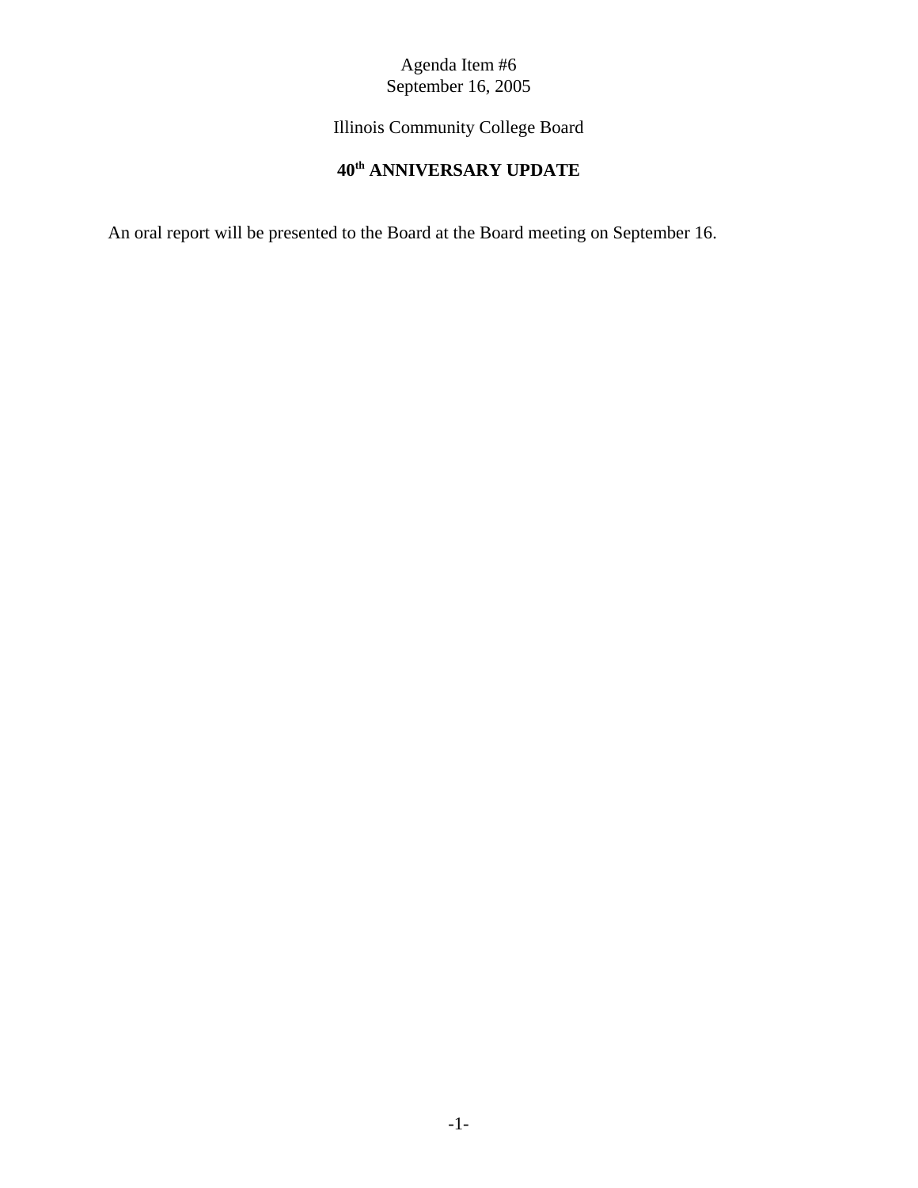Agenda Item #6
September 16, 2005

Illinois Community College Board

# 40th ANNIVERSARY UPDATE

An oral report will be presented to the Board at the Board meeting on September 16.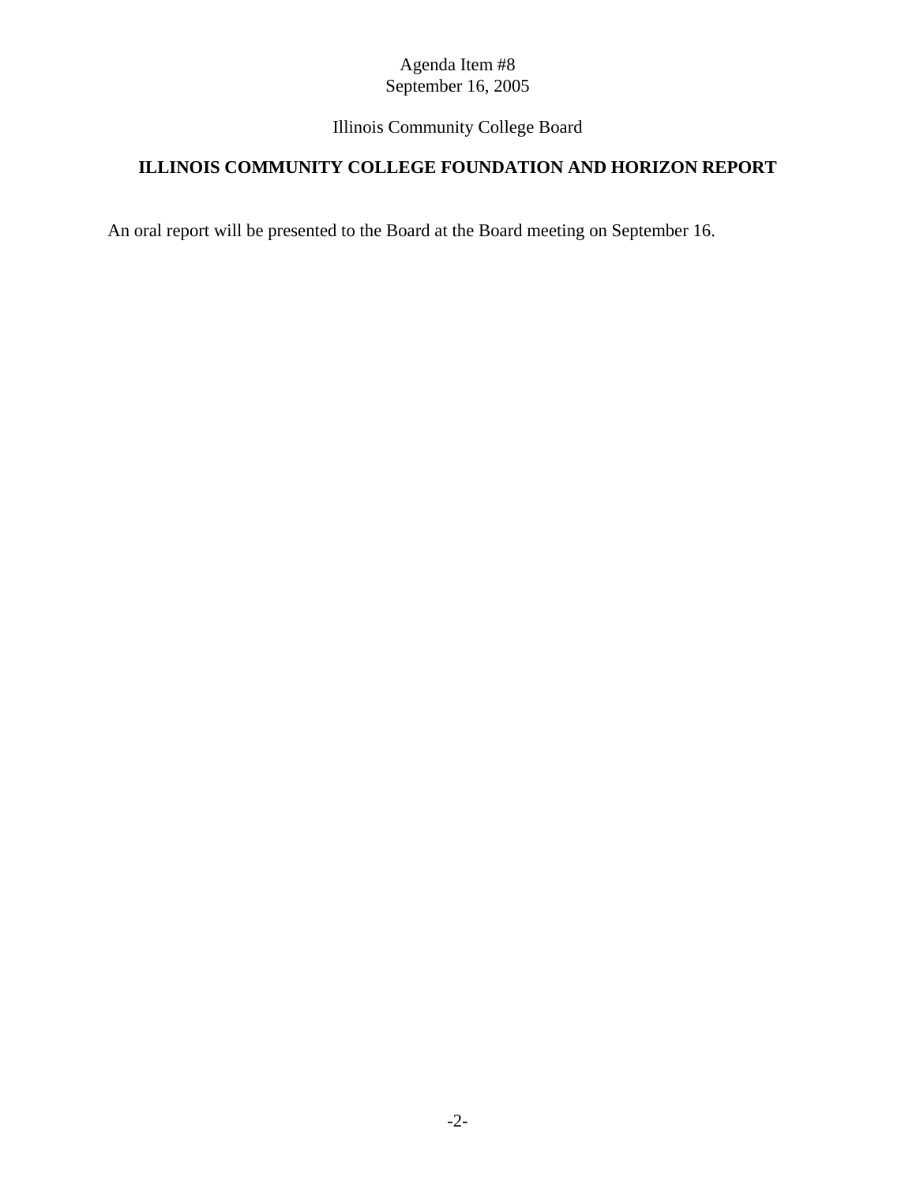Agenda Item #8
September 16, 2005

Illinois Community College Board

## ILLINOIS COMMUNITY COLLEGE FOUNDATION AND HORIZON REPORT

An oral report will be presented to the Board at the Board meeting on September 16.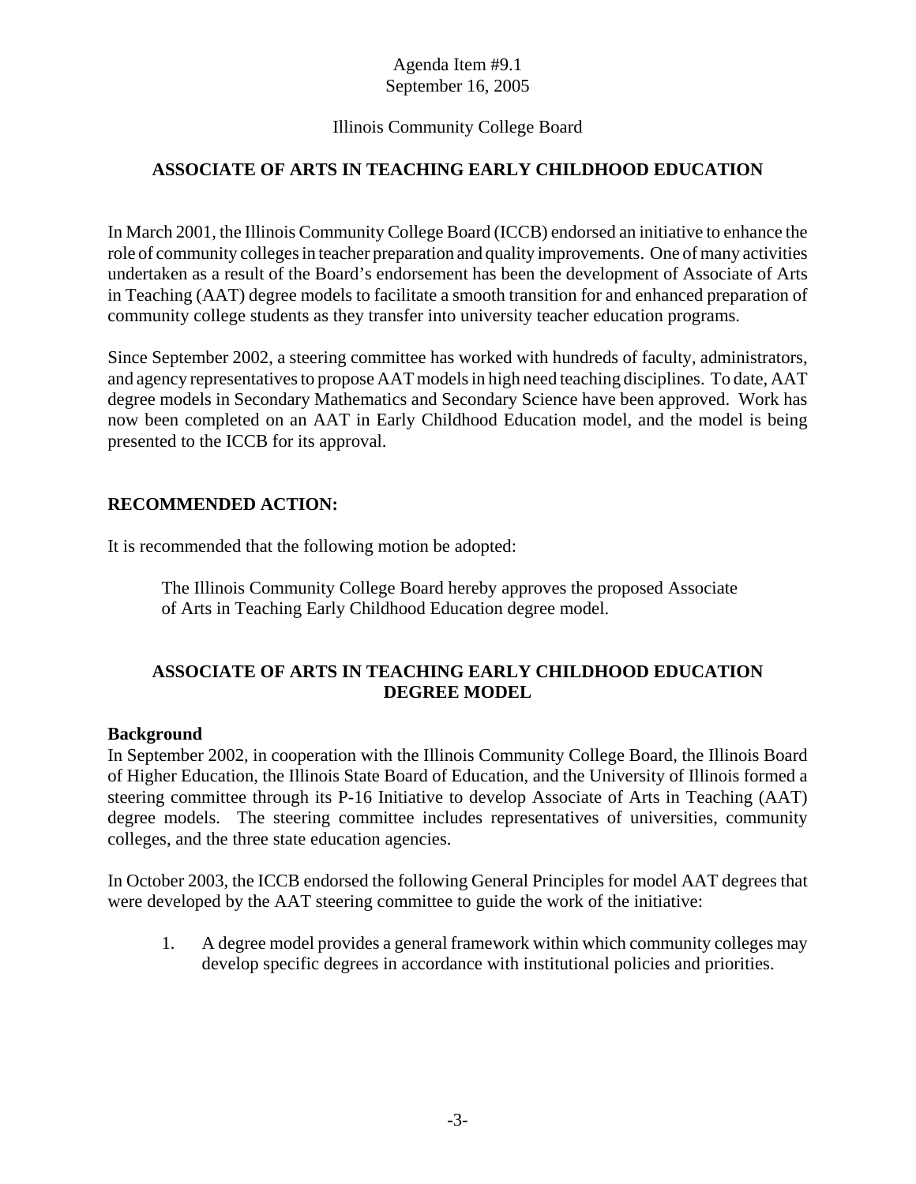Agenda Item #9.1
September 16, 2005

Illinois Community College Board

## ASSOCIATE OF ARTS IN TEACHING EARLY CHILDHOOD EDUCATION

In March 2001, the Illinois Community College Board (ICCB) endorsed an initiative to enhance the role of community colleges in teacher preparation and quality improvements. One of many activities undertaken as a result of the Board's endorsement has been the development of Associate of Arts in Teaching (AAT) degree models to facilitate a smooth transition for and enhanced preparation of community college students as they transfer into university teacher education programs.

Since September 2002, a steering committee has worked with hundreds of faculty, administrators, and agency representatives to propose AAT models in high need teaching disciplines. To date, AAT degree models in Secondary Mathematics and Secondary Science have been approved. Work has now been completed on an AAT in Early Childhood Education model, and the model is being presented to the ICCB for its approval.

### RECOMMENDED ACTION:

It is recommended that the following motion be adopted:

> The Illinois Community College Board hereby approves the proposed Associate of Arts in Teaching Early Childhood Education degree model.

## ASSOCIATE OF ARTS IN TEACHING EARLY CHILDHOOD EDUCATION DEGREE MODEL

### Background

In September 2002, in cooperation with the Illinois Community College Board, the Illinois Board of Higher Education, the Illinois State Board of Education, and the University of Illinois formed a steering committee through its P-16 Initiative to develop Associate of Arts in Teaching (AAT) degree models. The steering committee includes representatives of universities, community colleges, and the three state education agencies.

In October 2003, the ICCB endorsed the following General Principles for model AAT degrees that were developed by the AAT steering committee to guide the work of the initiative:

1. A degree model provides a general framework within which community colleges may develop specific degrees in accordance with institutional policies and priorities.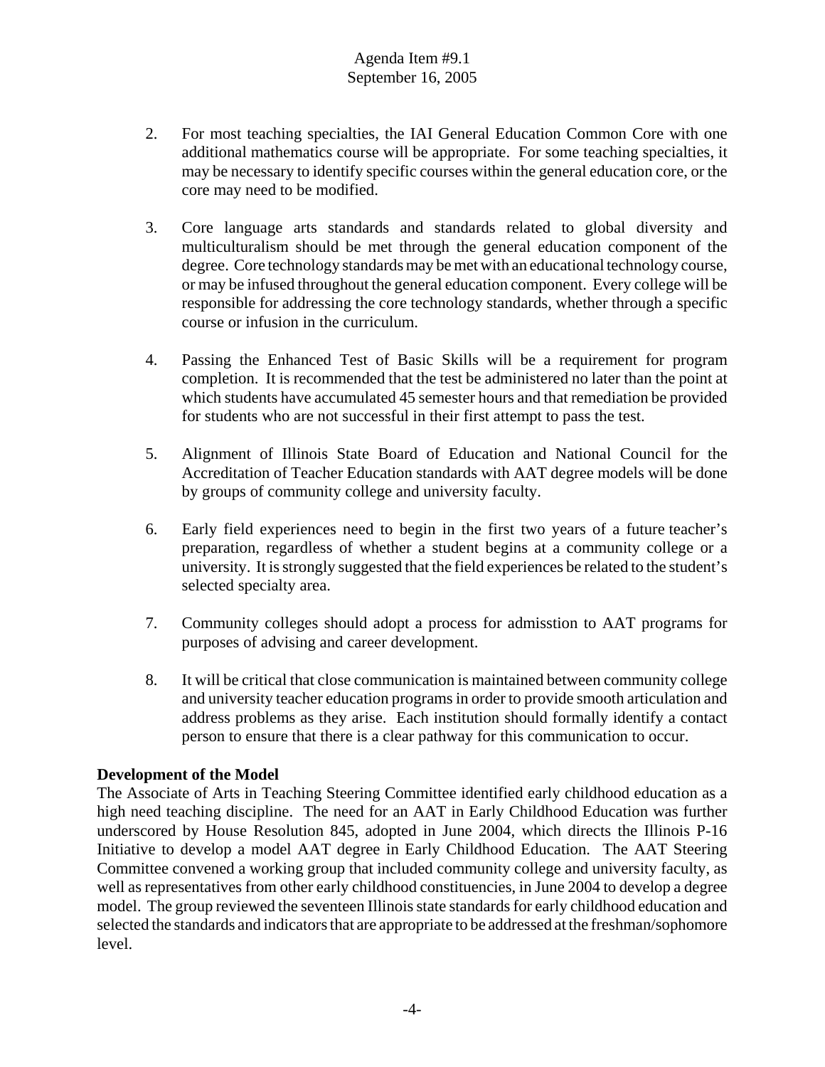2. For most teaching specialties, the IAI General Education Common Core with one additional mathematics course will be appropriate. For some teaching specialties, it may be necessary to identify specific courses within the general education core, or the core may need to be modified.

3. Core language arts standards and standards related to global diversity and multiculturalism should be met through the general education component of the degree. Core technology standards may be met with an educational technology course, or may be infused throughout the general education component. Every college will be responsible for addressing the core technology standards, whether through a specific course or infusion in the curriculum.

4. Passing the Enhanced Test of Basic Skills will be a requirement for program completion. It is recommended that the test be administered no later than the point at which students have accumulated 45 semester hours and that remediation be provided for students who are not successful in their first attempt to pass the test.

5. Alignment of Illinois State Board of Education and National Council for the Accreditation of Teacher Education standards with AAT degree models will be done by groups of community college and university faculty.

6. Early field experiences need to begin in the first two years of a future teacher's preparation, regardless of whether a student begins at a community college or a university. It is strongly suggested that the field experiences be related to the student's selected specialty area.

7. Community colleges should adopt a process for admisstion to AAT programs for purposes of advising and career development.

8. It will be critical that close communication is maintained between community college and university teacher education programs in order to provide smooth articulation and address problems as they arise. Each institution should formally identify a contact person to ensure that there is a clear pathway for this communication to occur.

**Development of the Model**

The Associate of Arts in Teaching Steering Committee identified early childhood education as a high need teaching discipline. The need for an AAT in Early Childhood Education was further underscored by House Resolution 845, adopted in June 2004, which directs the Illinois P-16 Initiative to develop a model AAT degree in Early Childhood Education. The AAT Steering Committee convened a working group that included community college and university faculty, as well as representatives from other early childhood constituencies, in June 2004 to develop a degree model. The group reviewed the seventeen Illinois state standards for early childhood education and selected the standards and indicators that are appropriate to be addressed at the freshman/sophomore level.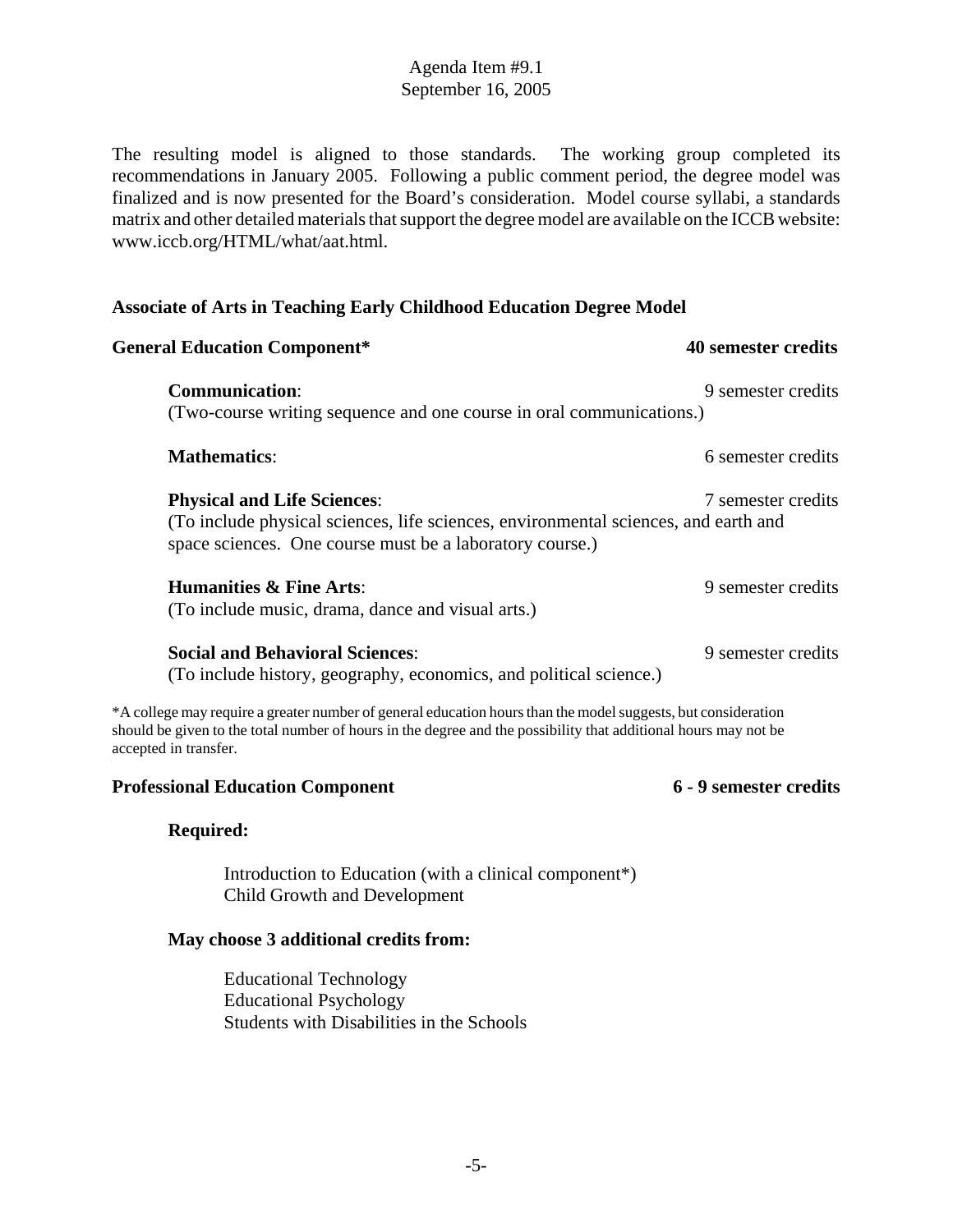The resulting model is aligned to those standards. The working group completed its recommendations in January 2005. Following a public comment period, the degree model was finalized and is now presented for the Board's consideration. Model course syllabi, a standards matrix and other detailed materials that support the degree model are available on the ICCB website: www.iccb.org/HTML/what/aat.html.

## Associate of Arts in Teaching Early Childhood Education Degree Model

**General Education Component*** **40 semester credits**

**Communication**: 9 semester credits
(Two-course writing sequence and one course in oral communications.)

**Mathematics**: 6 semester credits

**Physical and Life Sciences**: 7 semester credits
(To include physical sciences, life sciences, environmental sciences, and earth and space sciences. One course must be a laboratory course.)

**Humanities & Fine Arts**: 9 semester credits
(To include music, drama, dance and visual arts.)

**Social and Behavioral Sciences**: 9 semester credits
(To include history, geography, economics, and political science.)

*A college may require a greater number of general education hours than the model suggests, but consideration should be given to the total number of hours in the degree and the possibility that additional hours may not be accepted in transfer.

**Professional Education Component** **6 - 9 semester credits**

**Required:**

Introduction to Education (with a clinical component*)
Child Growth and Development

**May choose 3 additional credits from:**

Educational Technology
Educational Psychology
Students with Disabilities in the Schools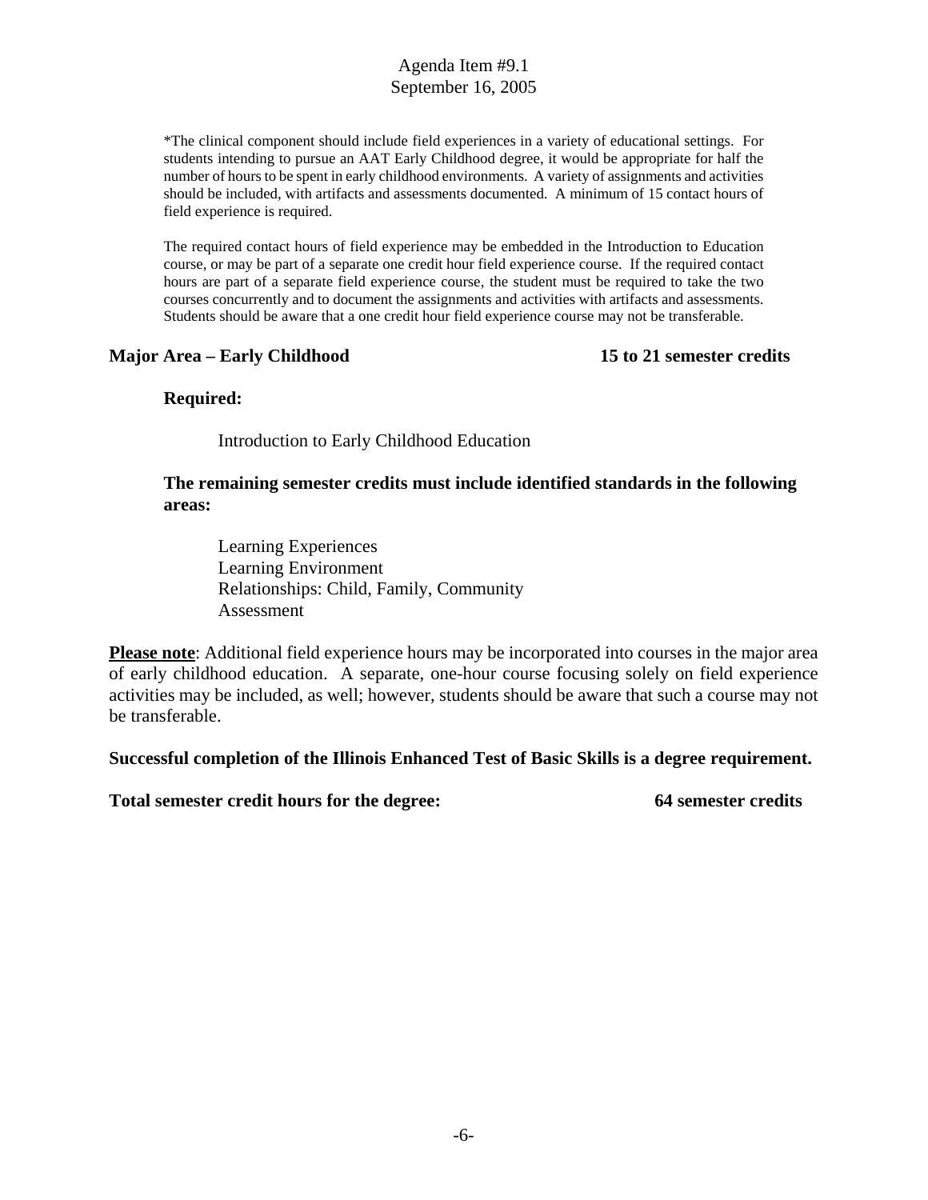*The clinical component should include field experiences in a variety of educational settings. For students intending to pursue an AAT Early Childhood degree, it would be appropriate for half the number of hours to be spent in early childhood environments. A variety of assignments and activities should be included, with artifacts and assessments documented. A minimum of 15 contact hours of field experience is required.

The required contact hours of field experience may be embedded in the Introduction to Education course, or may be part of a separate one credit hour field experience course. If the required contact hours are part of a separate field experience course, the student must be required to take the two courses concurrently and to document the assignments and activities with artifacts and assessments. Students should be aware that a one credit hour field experience course may not be transferable.

**Major Area – Early Childhood — 15 to 21 semester credits**

**Required:**

Introduction to Early Childhood Education

**The remaining semester credits must include identified standards in the following areas:**

Learning Experiences
Learning Environment
Relationships: Child, Family, Community
Assessment

**Please note**: Additional field experience hours may be incorporated into courses in the major area of early childhood education. A separate, one-hour course focusing solely on field experience activities may be included, as well; however, students should be aware that such a course may not be transferable.

**Successful completion of the Illinois Enhanced Test of Basic Skills is a degree requirement.**

**Total semester credit hours for the degree: 64 semester credits**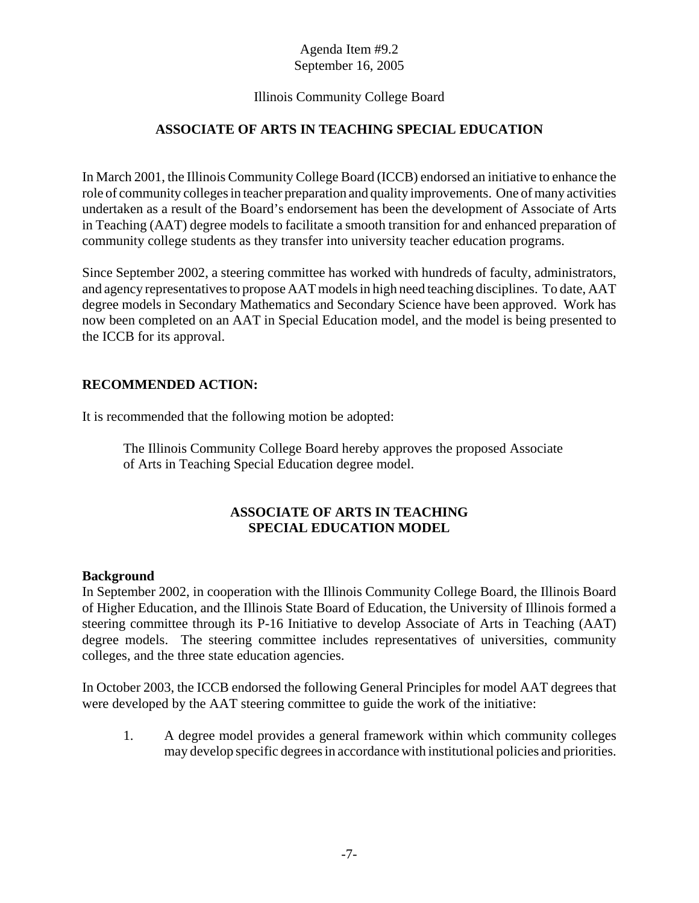Agenda Item #9.2
September 16, 2005

Illinois Community College Board

## ASSOCIATE OF ARTS IN TEACHING SPECIAL EDUCATION

In March 2001, the Illinois Community College Board (ICCB) endorsed an initiative to enhance the role of community colleges in teacher preparation and quality improvements. One of many activities undertaken as a result of the Board's endorsement has been the development of Associate of Arts in Teaching (AAT) degree models to facilitate a smooth transition for and enhanced preparation of community college students as they transfer into university teacher education programs.

Since September 2002, a steering committee has worked with hundreds of faculty, administrators, and agency representatives to propose AAT models in high need teaching disciplines. To date, AAT degree models in Secondary Mathematics and Secondary Science have been approved. Work has now been completed on an AAT in Special Education model, and the model is being presented to the ICCB for its approval.

**RECOMMENDED ACTION:**

It is recommended that the following motion be adopted:

> The Illinois Community College Board hereby approves the proposed Associate of Arts in Teaching Special Education degree model.

## ASSOCIATE OF ARTS IN TEACHING SPECIAL EDUCATION MODEL

**Background**

In September 2002, in cooperation with the Illinois Community College Board, the Illinois Board of Higher Education, and the Illinois State Board of Education, the University of Illinois formed a steering committee through its P-16 Initiative to develop Associate of Arts in Teaching (AAT) degree models. The steering committee includes representatives of universities, community colleges, and the three state education agencies.

In October 2003, the ICCB endorsed the following General Principles for model AAT degrees that were developed by the AAT steering committee to guide the work of the initiative:

1. A degree model provides a general framework within which community colleges may develop specific degrees in accordance with institutional policies and priorities.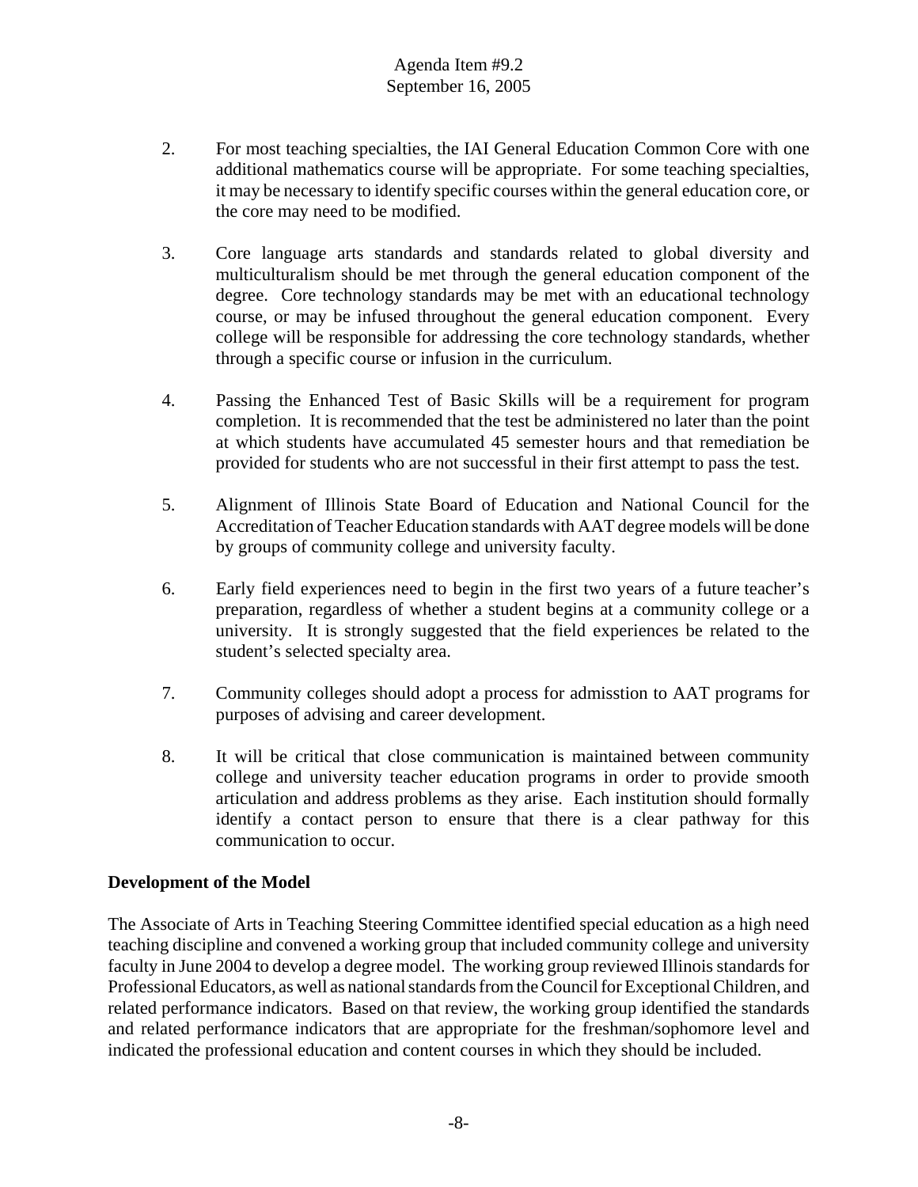2. For most teaching specialties, the IAI General Education Common Core with one additional mathematics course will be appropriate. For some teaching specialties, it may be necessary to identify specific courses within the general education core, or the core may need to be modified.

3. Core language arts standards and standards related to global diversity and multiculturalism should be met through the general education component of the degree. Core technology standards may be met with an educational technology course, or may be infused throughout the general education component. Every college will be responsible for addressing the core technology standards, whether through a specific course or infusion in the curriculum.

4. Passing the Enhanced Test of Basic Skills will be a requirement for program completion. It is recommended that the test be administered no later than the point at which students have accumulated 45 semester hours and that remediation be provided for students who are not successful in their first attempt to pass the test.

5. Alignment of Illinois State Board of Education and National Council for the Accreditation of Teacher Education standards with AAT degree models will be done by groups of community college and university faculty.

6. Early field experiences need to begin in the first two years of a future teacher's preparation, regardless of whether a student begins at a community college or a university. It is strongly suggested that the field experiences be related to the student's selected specialty area.

7. Community colleges should adopt a process for admisstion to AAT programs for purposes of advising and career development.

8. It will be critical that close communication is maintained between community college and university teacher education programs in order to provide smooth articulation and address problems as they arise. Each institution should formally identify a contact person to ensure that there is a clear pathway for this communication to occur.

**Development of the Model**

The Associate of Arts in Teaching Steering Committee identified special education as a high need teaching discipline and convened a working group that included community college and university faculty in June 2004 to develop a degree model. The working group reviewed Illinois standards for Professional Educators, as well as national standards from the Council for Exceptional Children, and related performance indicators. Based on that review, the working group identified the standards and related performance indicators that are appropriate for the freshman/sophomore level and indicated the professional education and content courses in which they should be included.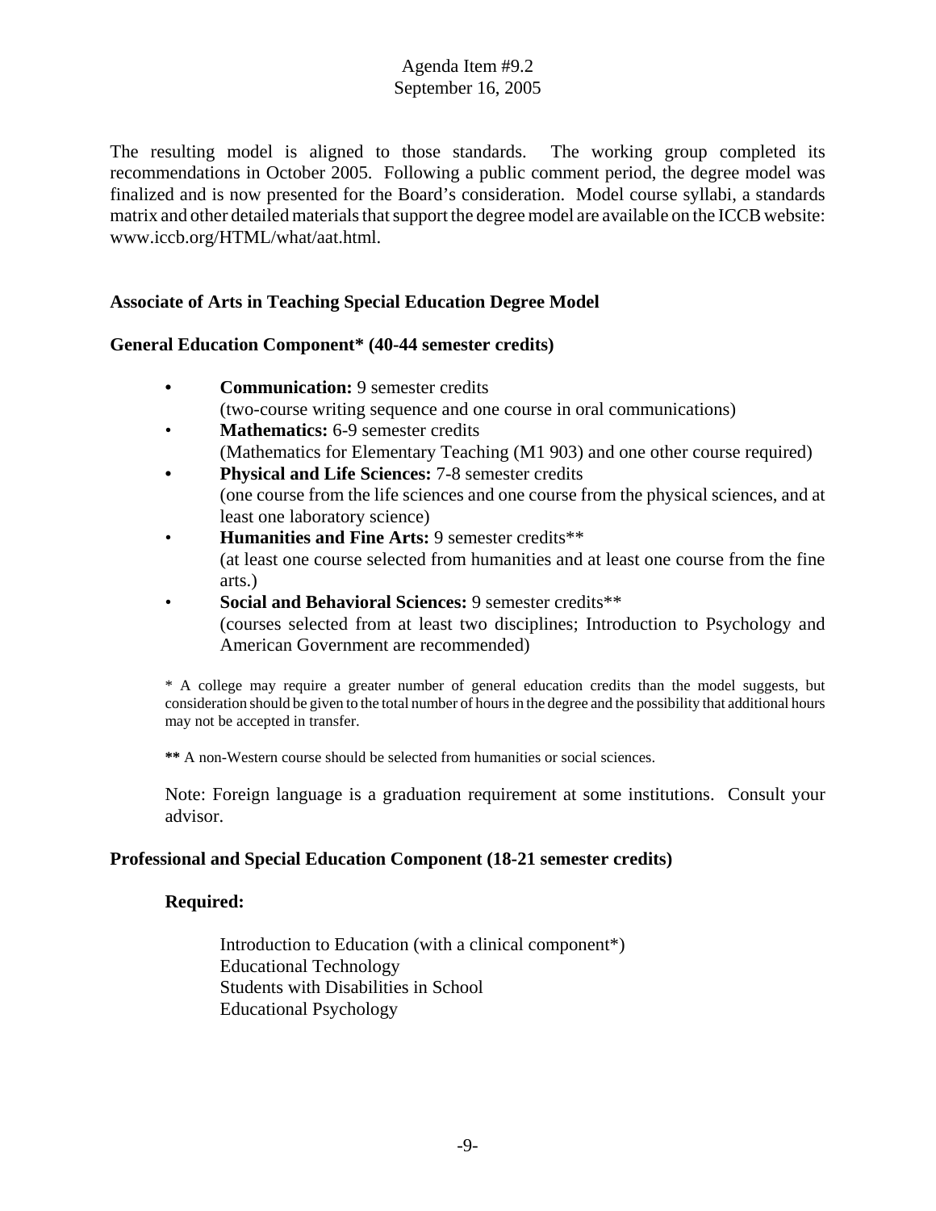The resulting model is aligned to those standards. The working group completed its recommendations in October 2005. Following a public comment period, the degree model was finalized and is now presented for the Board's consideration. Model course syllabi, a standards matrix and other detailed materials that support the degree model are available on the ICCB website: www.iccb.org/HTML/what/aat.html.

**Associate of Arts in Teaching Special Education Degree Model**

**General Education Component* (40-44 semester credits)**

- **Communication:** 9 semester credits
  (two-course writing sequence and one course in oral communications)
- **Mathematics:** 6-9 semester credits
  (Mathematics for Elementary Teaching (M1 903) and one other course required)
- **Physical and Life Sciences:** 7-8 semester credits
  (one course from the life sciences and one course from the physical sciences, and at least one laboratory science)
- **Humanities and Fine Arts:** 9 semester credits**
  (at least one course selected from humanities and at least one course from the fine arts.)
- **Social and Behavioral Sciences:** 9 semester credits**
  (courses selected from at least two disciplines; Introduction to Psychology and American Government are recommended)

* A college may require a greater number of general education credits than the model suggests, but consideration should be given to the total number of hours in the degree and the possibility that additional hours may not be accepted in transfer.

**\*\*** A non-Western course should be selected from humanities or social sciences.

Note: Foreign language is a graduation requirement at some institutions. Consult your advisor.

**Professional and Special Education Component (18-21 semester credits)**

**Required:**

Introduction to Education (with a clinical component*)
Educational Technology
Students with Disabilities in School
Educational Psychology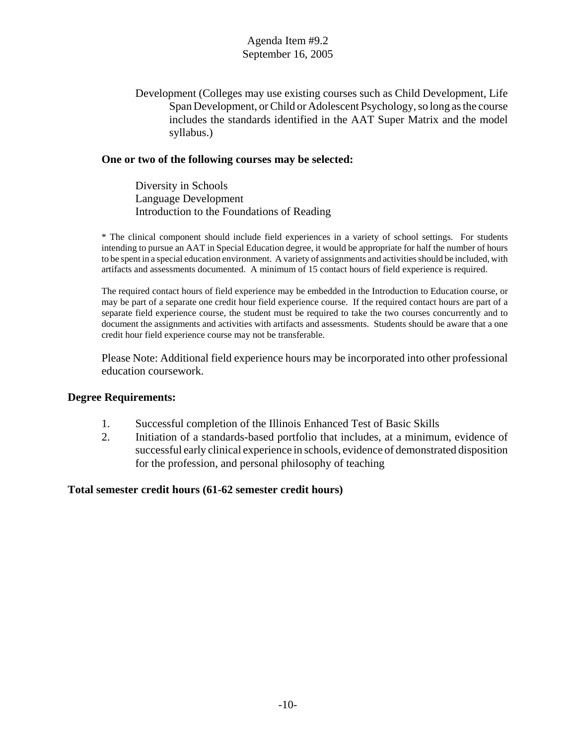Development (Colleges may use existing courses such as Child Development, Life Span Development, or Child or Adolescent Psychology, so long as the course includes the standards identified in the AAT Super Matrix and the model syllabus.)

**One or two of the following courses may be selected:**

Diversity in Schools
Language Development
Introduction to the Foundations of Reading

* The clinical component should include field experiences in a variety of school settings. For students intending to pursue an AAT in Special Education degree, it would be appropriate for half the number of hours to be spent in a special education environment. A variety of assignments and activities should be included, with artifacts and assessments documented. A minimum of 15 contact hours of field experience is required.

The required contact hours of field experience may be embedded in the Introduction to Education course, or may be part of a separate one credit hour field experience course. If the required contact hours are part of a separate field experience course, the student must be required to take the two courses concurrently and to document the assignments and activities with artifacts and assessments. Students should be aware that a one credit hour field experience course may not be transferable.

Please Note: Additional field experience hours may be incorporated into other professional education coursework.

**Degree Requirements:**

1. Successful completion of the Illinois Enhanced Test of Basic Skills
2. Initiation of a standards-based portfolio that includes, at a minimum, evidence of successful early clinical experience in schools, evidence of demonstrated disposition for the profession, and personal philosophy of teaching

**Total semester credit hours (61-62 semester credit hours)**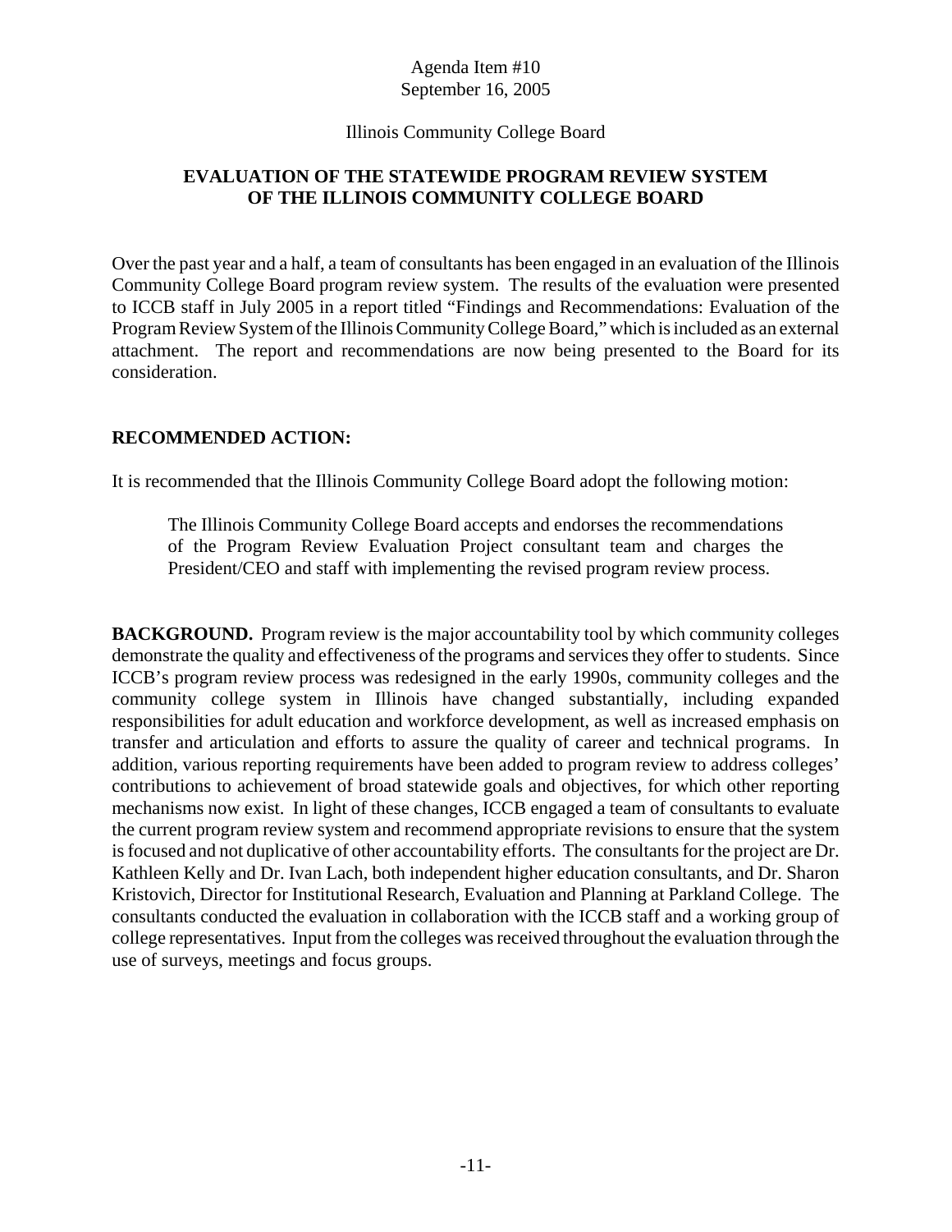Agenda Item #10
September 16, 2005

Illinois Community College Board

**EVALUATION OF THE STATEWIDE PROGRAM REVIEW SYSTEM OF THE ILLINOIS COMMUNITY COLLEGE BOARD**

Over the past year and a half, a team of consultants has been engaged in an evaluation of the Illinois Community College Board program review system. The results of the evaluation were presented to ICCB staff in July 2005 in a report titled "Findings and Recommendations: Evaluation of the Program Review System of the Illinois Community College Board," which is included as an external attachment. The report and recommendations are now being presented to the Board for its consideration.

**RECOMMENDED ACTION:**

It is recommended that the Illinois Community College Board adopt the following motion:

> The Illinois Community College Board accepts and endorses the recommendations of the Program Review Evaluation Project consultant team and charges the President/CEO and staff with implementing the revised program review process.

**BACKGROUND.** Program review is the major accountability tool by which community colleges demonstrate the quality and effectiveness of the programs and services they offer to students. Since ICCB's program review process was redesigned in the early 1990s, community colleges and the community college system in Illinois have changed substantially, including expanded responsibilities for adult education and workforce development, as well as increased emphasis on transfer and articulation and efforts to assure the quality of career and technical programs. In addition, various reporting requirements have been added to program review to address colleges' contributions to achievement of broad statewide goals and objectives, for which other reporting mechanisms now exist. In light of these changes, ICCB engaged a team of consultants to evaluate the current program review system and recommend appropriate revisions to ensure that the system is focused and not duplicative of other accountability efforts. The consultants for the project are Dr. Kathleen Kelly and Dr. Ivan Lach, both independent higher education consultants, and Dr. Sharon Kristovich, Director for Institutional Research, Evaluation and Planning at Parkland College. The consultants conducted the evaluation in collaboration with the ICCB staff and a working group of college representatives. Input from the colleges was received throughout the evaluation through the use of surveys, meetings and focus groups.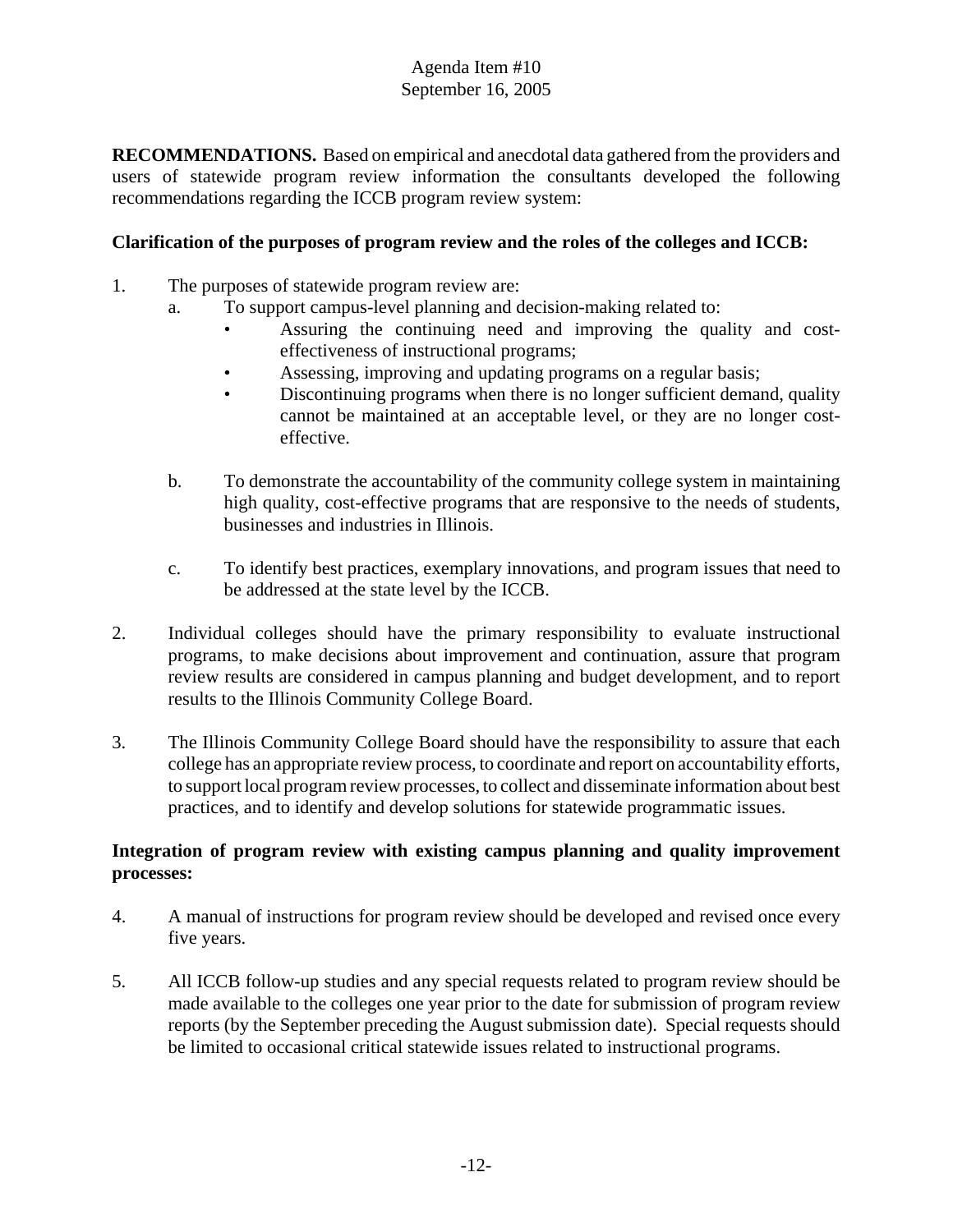Agenda Item #10
September 16, 2005

**RECOMMENDATIONS.** Based on empirical and anecdotal data gathered from the providers and users of statewide program review information the consultants developed the following recommendations regarding the ICCB program review system:

**Clarification of the purposes of program review and the roles of the colleges and ICCB:**

1. The purposes of statewide program review are:
   a. To support campus-level planning and decision-making related to:
      - Assuring the continuing need and improving the quality and cost-effectiveness of instructional programs;
      - Assessing, improving and updating programs on a regular basis;
      - Discontinuing programs when there is no longer sufficient demand, quality cannot be maintained at an acceptable level, or they are no longer cost-effective.

   b. To demonstrate the accountability of the community college system in maintaining high quality, cost-effective programs that are responsive to the needs of students, businesses and industries in Illinois.

   c. To identify best practices, exemplary innovations, and program issues that need to be addressed at the state level by the ICCB.

2. Individual colleges should have the primary responsibility to evaluate instructional programs, to make decisions about improvement and continuation, assure that program review results are considered in campus planning and budget development, and to report results to the Illinois Community College Board.

3. The Illinois Community College Board should have the responsibility to assure that each college has an appropriate review process, to coordinate and report on accountability efforts, to support local program review processes, to collect and disseminate information about best practices, and to identify and develop solutions for statewide programmatic issues.

**Integration of program review with existing campus planning and quality improvement processes:**

4. A manual of instructions for program review should be developed and revised once every five years.

5. All ICCB follow-up studies and any special requests related to program review should be made available to the colleges one year prior to the date for submission of program review reports (by the September preceding the August submission date). Special requests should be limited to occasional critical statewide issues related to instructional programs.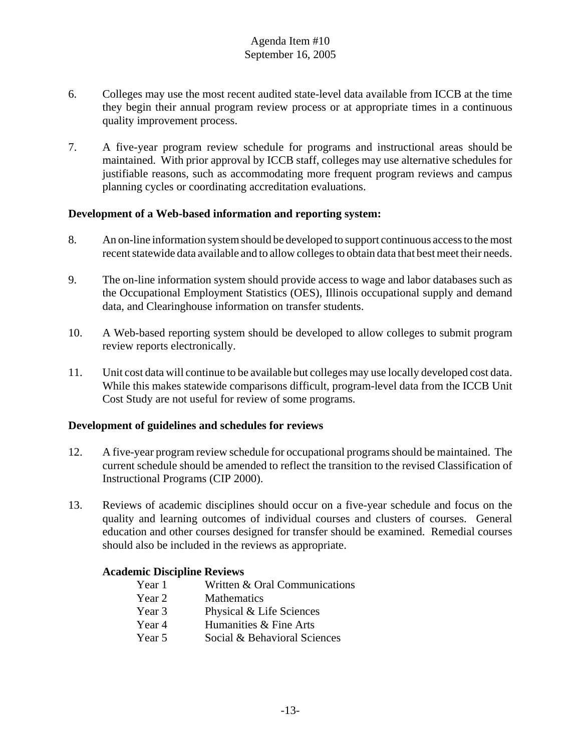6. Colleges may use the most recent audited state-level data available from ICCB at the time they begin their annual program review process or at appropriate times in a continuous quality improvement process.

7. A five-year program review schedule for programs and instructional areas should be maintained. With prior approval by ICCB staff, colleges may use alternative schedules for justifiable reasons, such as accommodating more frequent program reviews and campus planning cycles or coordinating accreditation evaluations.

**Development of a Web-based information and reporting system:**

8. An on-line information system should be developed to support continuous access to the most recent statewide data available and to allow colleges to obtain data that best meet their needs.

9. The on-line information system should provide access to wage and labor databases such as the Occupational Employment Statistics (OES), Illinois occupational supply and demand data, and Clearinghouse information on transfer students.

10. A Web-based reporting system should be developed to allow colleges to submit program review reports electronically.

11. Unit cost data will continue to be available but colleges may use locally developed cost data. While this makes statewide comparisons difficult, program-level data from the ICCB Unit Cost Study are not useful for review of some programs.

**Development of guidelines and schedules for reviews**

12. A five-year program review schedule for occupational programs should be maintained. The current schedule should be amended to reflect the transition to the revised Classification of Instructional Programs (CIP 2000).

13. Reviews of academic disciplines should occur on a five-year schedule and focus on the quality and learning outcomes of individual courses and clusters of courses. General education and other courses designed for transfer should be examined. Remedial courses should also be included in the reviews as appropriate.

**Academic Discipline Reviews**

| | |
|---|---|
| Year 1 | Written & Oral Communications |
| Year 2 | Mathematics |
| Year 3 | Physical & Life Sciences |
| Year 4 | Humanities & Fine Arts |
| Year 5 | Social & Behavioral Sciences |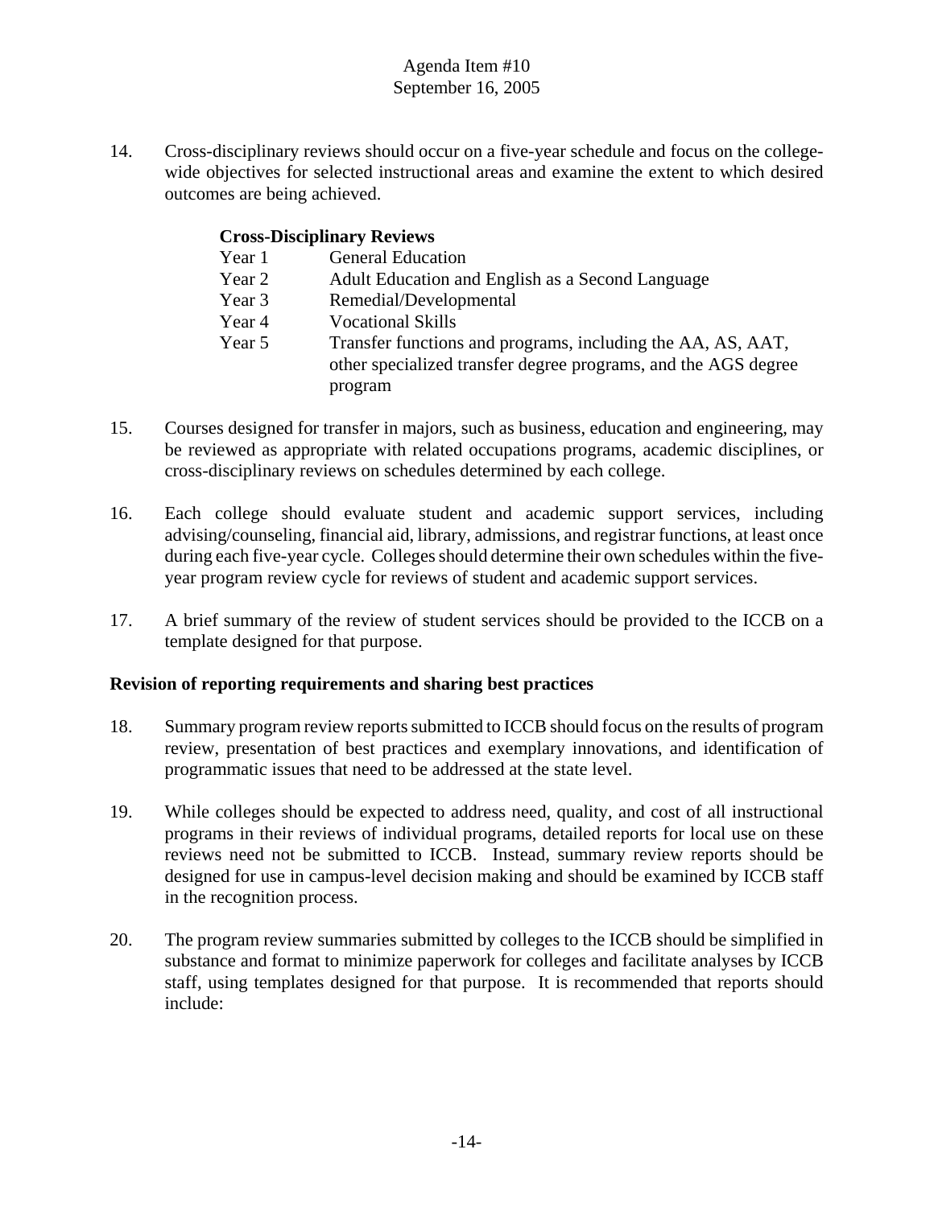14. Cross-disciplinary reviews should occur on a five-year schedule and focus on the college-wide objectives for selected instructional areas and examine the extent to which desired outcomes are being achieved.

**Cross-Disciplinary Reviews**

| | |
|---|---|
| Year 1 | General Education |
| Year 2 | Adult Education and English as a Second Language |
| Year 3 | Remedial/Developmental |
| Year 4 | Vocational Skills |
| Year 5 | Transfer functions and programs, including the AA, AS, AAT, other specialized transfer degree programs, and the AGS degree program |

15. Courses designed for transfer in majors, such as business, education and engineering, may be reviewed as appropriate with related occupations programs, academic disciplines, or cross-disciplinary reviews on schedules determined by each college.

16. Each college should evaluate student and academic support services, including advising/counseling, financial aid, library, admissions, and registrar functions, at least once during each five-year cycle. Colleges should determine their own schedules within the five-year program review cycle for reviews of student and academic support services.

17. A brief summary of the review of student services should be provided to the ICCB on a template designed for that purpose.

**Revision of reporting requirements and sharing best practices**

18. Summary program review reports submitted to ICCB should focus on the results of program review, presentation of best practices and exemplary innovations, and identification of programmatic issues that need to be addressed at the state level.

19. While colleges should be expected to address need, quality, and cost of all instructional programs in their reviews of individual programs, detailed reports for local use on these reviews need not be submitted to ICCB. Instead, summary review reports should be designed for use in campus-level decision making and should be examined by ICCB staff in the recognition process.

20. The program review summaries submitted by colleges to the ICCB should be simplified in substance and format to minimize paperwork for colleges and facilitate analyses by ICCB staff, using templates designed for that purpose. It is recommended that reports should include: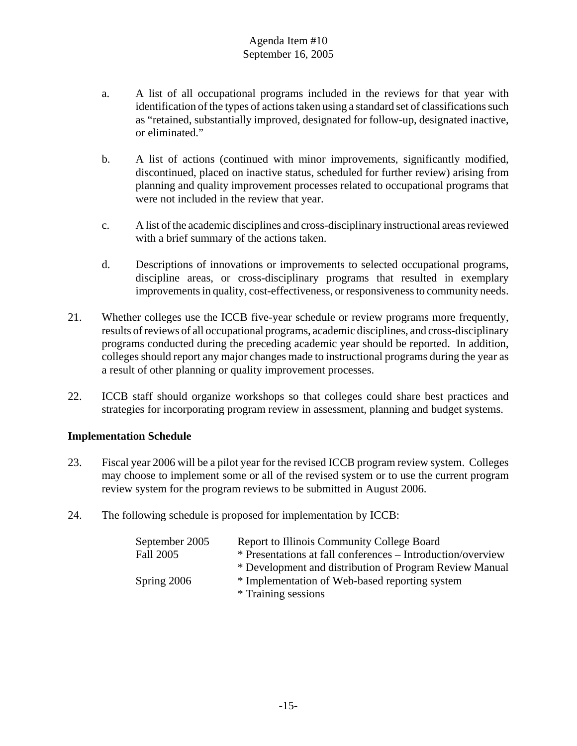a. A list of all occupational programs included in the reviews for that year with identification of the types of actions taken using a standard set of classifications such as "retained, substantially improved, designated for follow-up, designated inactive, or eliminated."

b. A list of actions (continued with minor improvements, significantly modified, discontinued, placed on inactive status, scheduled for further review) arising from planning and quality improvement processes related to occupational programs that were not included in the review that year.

c. A list of the academic disciplines and cross-disciplinary instructional areas reviewed with a brief summary of the actions taken.

d. Descriptions of innovations or improvements to selected occupational programs, discipline areas, or cross-disciplinary programs that resulted in exemplary improvements in quality, cost-effectiveness, or responsiveness to community needs.

21. Whether colleges use the ICCB five-year schedule or review programs more frequently, results of reviews of all occupational programs, academic disciplines, and cross-disciplinary programs conducted during the preceding academic year should be reported. In addition, colleges should report any major changes made to instructional programs during the year as a result of other planning or quality improvement processes.

22. ICCB staff should organize workshops so that colleges could share best practices and strategies for incorporating program review in assessment, planning and budget systems.

**Implementation Schedule**

23. Fiscal year 2006 will be a pilot year for the revised ICCB program review system. Colleges may choose to implement some or all of the revised system or to use the current program review system for the program reviews to be submitted in August 2006.

24. The following schedule is proposed for implementation by ICCB:

| | |
|---|---|
| September 2005 | Report to Illinois Community College Board |
| Fall 2005 | * Presentations at fall conferences – Introduction/overview |
| | * Development and distribution of Program Review Manual |
| Spring 2006 | * Implementation of Web-based reporting system |
| | * Training sessions |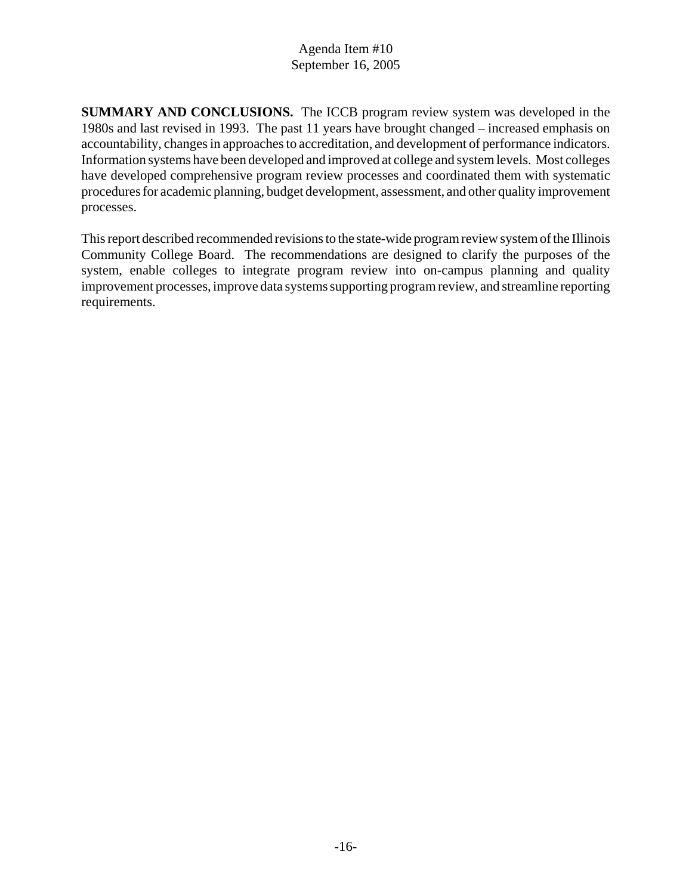**SUMMARY AND CONCLUSIONS.** The ICCB program review system was developed in the 1980s and last revised in 1993. The past 11 years have brought changed – increased emphasis on accountability, changes in approaches to accreditation, and development of performance indicators. Information systems have been developed and improved at college and system levels. Most colleges have developed comprehensive program review processes and coordinated them with systematic procedures for academic planning, budget development, assessment, and other quality improvement processes.

This report described recommended revisions to the state-wide program review system of the Illinois Community College Board. The recommendations are designed to clarify the purposes of the system, enable colleges to integrate program review into on-campus planning and quality improvement processes, improve data systems supporting program review, and streamline reporting requirements.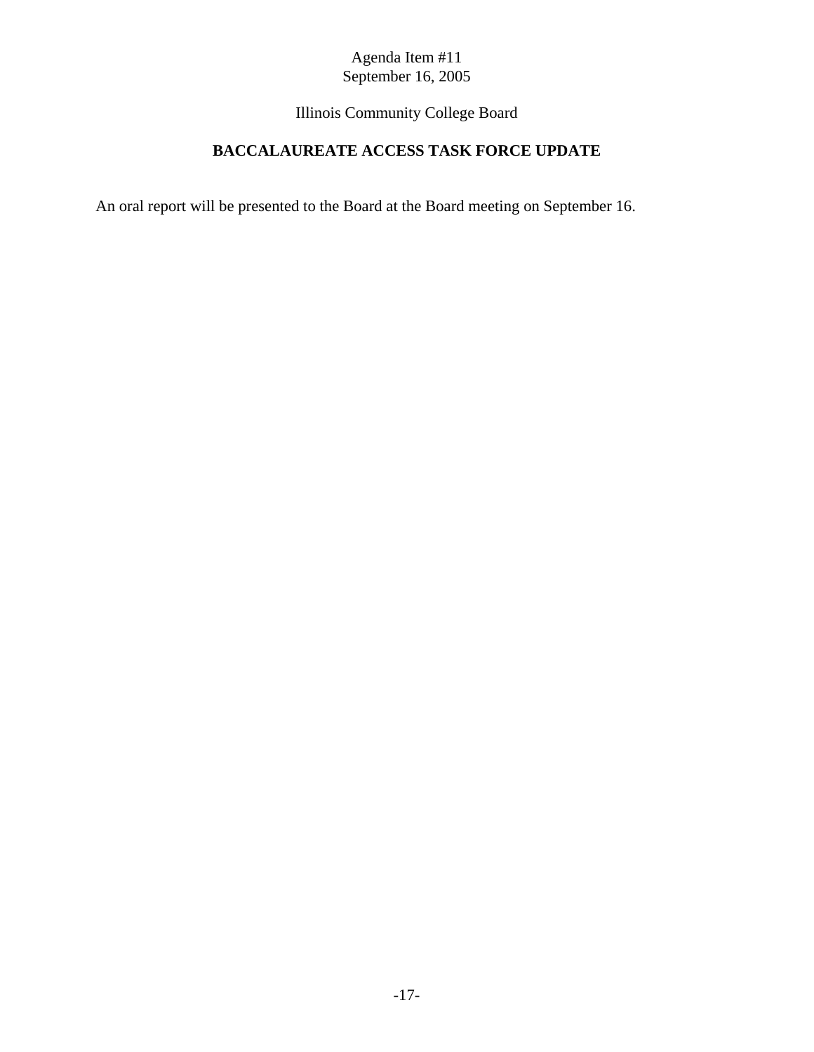Agenda Item #11
September 16, 2005

Illinois Community College Board

## BACCALAUREATE ACCESS TASK FORCE UPDATE

An oral report will be presented to the Board at the Board meeting on September 16.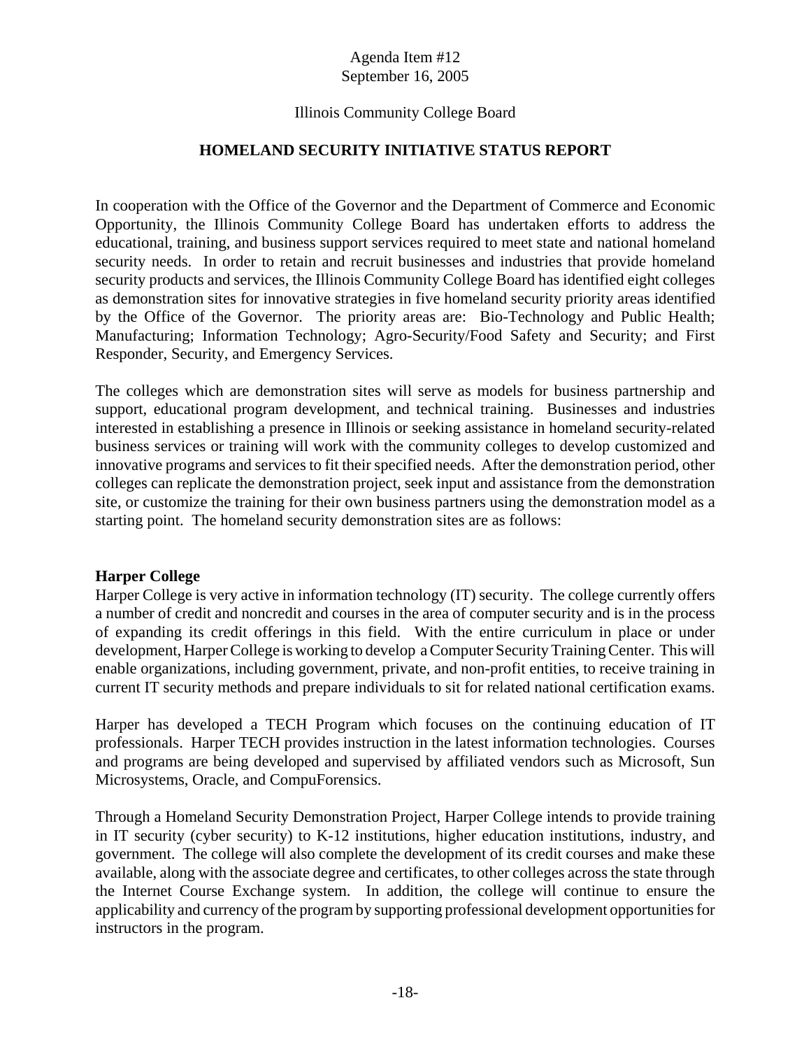Agenda Item #12
September 16, 2005

Illinois Community College Board

## HOMELAND SECURITY INITIATIVE STATUS REPORT

In cooperation with the Office of the Governor and the Department of Commerce and Economic Opportunity, the Illinois Community College Board has undertaken efforts to address the educational, training, and business support services required to meet state and national homeland security needs. In order to retain and recruit businesses and industries that provide homeland security products and services, the Illinois Community College Board has identified eight colleges as demonstration sites for innovative strategies in five homeland security priority areas identified by the Office of the Governor. The priority areas are: Bio-Technology and Public Health; Manufacturing; Information Technology; Agro-Security/Food Safety and Security; and First Responder, Security, and Emergency Services.

The colleges which are demonstration sites will serve as models for business partnership and support, educational program development, and technical training. Businesses and industries interested in establishing a presence in Illinois or seeking assistance in homeland security-related business services or training will work with the community colleges to develop customized and innovative programs and services to fit their specified needs. After the demonstration period, other colleges can replicate the demonstration project, seek input and assistance from the demonstration site, or customize the training for their own business partners using the demonstration model as a starting point. The homeland security demonstration sites are as follows:

### Harper College

Harper College is very active in information technology (IT) security. The college currently offers a number of credit and noncredit and courses in the area of computer security and is in the process of expanding its credit offerings in this field. With the entire curriculum in place or under development, Harper College is working to develop a Computer Security Training Center. This will enable organizations, including government, private, and non-profit entities, to receive training in current IT security methods and prepare individuals to sit for related national certification exams.

Harper has developed a TECH Program which focuses on the continuing education of IT professionals. Harper TECH provides instruction in the latest information technologies. Courses and programs are being developed and supervised by affiliated vendors such as Microsoft, Sun Microsystems, Oracle, and CompuForensics.

Through a Homeland Security Demonstration Project, Harper College intends to provide training in IT security (cyber security) to K-12 institutions, higher education institutions, industry, and government. The college will also complete the development of its credit courses and make these available, along with the associate degree and certificates, to other colleges across the state through the Internet Course Exchange system. In addition, the college will continue to ensure the applicability and currency of the program by supporting professional development opportunities for instructors in the program.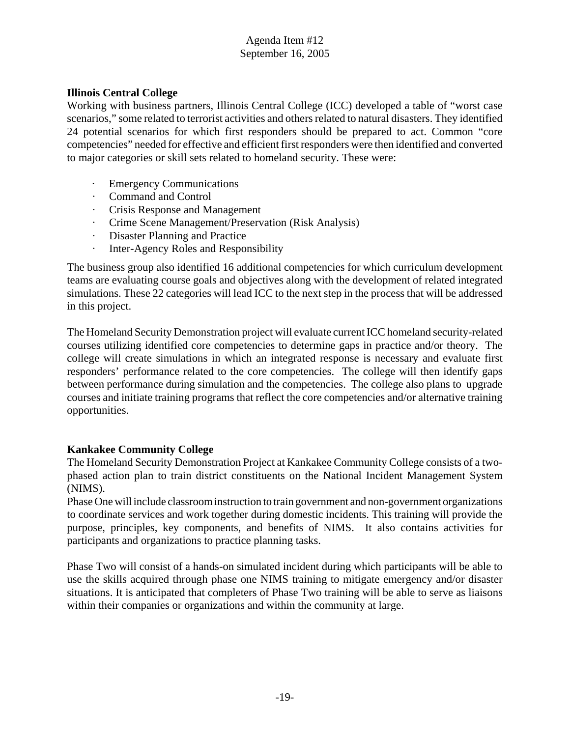**Illinois Central College**

Working with business partners, Illinois Central College (ICC) developed a table of "worst case scenarios," some related to terrorist activities and others related to natural disasters. They identified 24 potential scenarios for which first responders should be prepared to act. Common "core competencies" needed for effective and efficient first responders were then identified and converted to major categories or skill sets related to homeland security. These were:

- Emergency Communications
- Command and Control
- Crisis Response and Management
- Crime Scene Management/Preservation (Risk Analysis)
- Disaster Planning and Practice
- Inter-Agency Roles and Responsibility

The business group also identified 16 additional competencies for which curriculum development teams are evaluating course goals and objectives along with the development of related integrated simulations. These 22 categories will lead ICC to the next step in the process that will be addressed in this project.

The Homeland Security Demonstration project will evaluate current ICC homeland security-related courses utilizing identified core competencies to determine gaps in practice and/or theory. The college will create simulations in which an integrated response is necessary and evaluate first responders' performance related to the core competencies. The college will then identify gaps between performance during simulation and the competencies. The college also plans to upgrade courses and initiate training programs that reflect the core competencies and/or alternative training opportunities.

**Kankakee Community College**

The Homeland Security Demonstration Project at Kankakee Community College consists of a two-phased action plan to train district constituents on the National Incident Management System (NIMS).

Phase One will include classroom instruction to train government and non-government organizations to coordinate services and work together during domestic incidents. This training will provide the purpose, principles, key components, and benefits of NIMS. It also contains activities for participants and organizations to practice planning tasks.

Phase Two will consist of a hands-on simulated incident during which participants will be able to use the skills acquired through phase one NIMS training to mitigate emergency and/or disaster situations. It is anticipated that completers of Phase Two training will be able to serve as liaisons within their companies or organizations and within the community at large.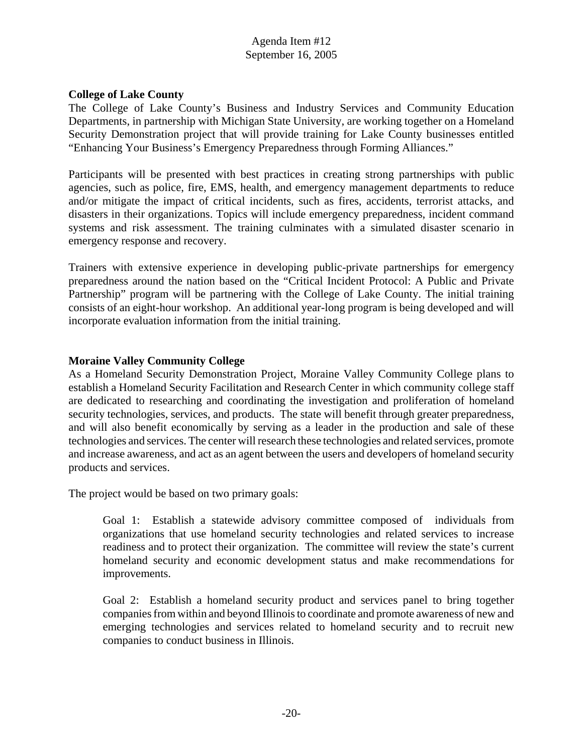**College of Lake County**

The College of Lake County's Business and Industry Services and Community Education Departments, in partnership with Michigan State University, are working together on a Homeland Security Demonstration project that will provide training for Lake County businesses entitled "Enhancing Your Business's Emergency Preparedness through Forming Alliances."

Participants will be presented with best practices in creating strong partnerships with public agencies, such as police, fire, EMS, health, and emergency management departments to reduce and/or mitigate the impact of critical incidents, such as fires, accidents, terrorist attacks, and disasters in their organizations. Topics will include emergency preparedness, incident command systems and risk assessment. The training culminates with a simulated disaster scenario in emergency response and recovery.

Trainers with extensive experience in developing public-private partnerships for emergency preparedness around the nation based on the "Critical Incident Protocol: A Public and Private Partnership" program will be partnering with the College of Lake County. The initial training consists of an eight-hour workshop. An additional year-long program is being developed and will incorporate evaluation information from the initial training.

**Moraine Valley Community College**

As a Homeland Security Demonstration Project, Moraine Valley Community College plans to establish a Homeland Security Facilitation and Research Center in which community college staff are dedicated to researching and coordinating the investigation and proliferation of homeland security technologies, services, and products. The state will benefit through greater preparedness, and will also benefit economically by serving as a leader in the production and sale of these technologies and services. The center will research these technologies and related services, promote and increase awareness, and act as an agent between the users and developers of homeland security products and services.

The project would be based on two primary goals:

> Goal 1: Establish a statewide advisory committee composed of individuals from organizations that use homeland security technologies and related services to increase readiness and to protect their organization. The committee will review the state's current homeland security and economic development status and make recommendations for improvements.
>
> Goal 2: Establish a homeland security product and services panel to bring together companies from within and beyond Illinois to coordinate and promote awareness of new and emerging technologies and services related to homeland security and to recruit new companies to conduct business in Illinois.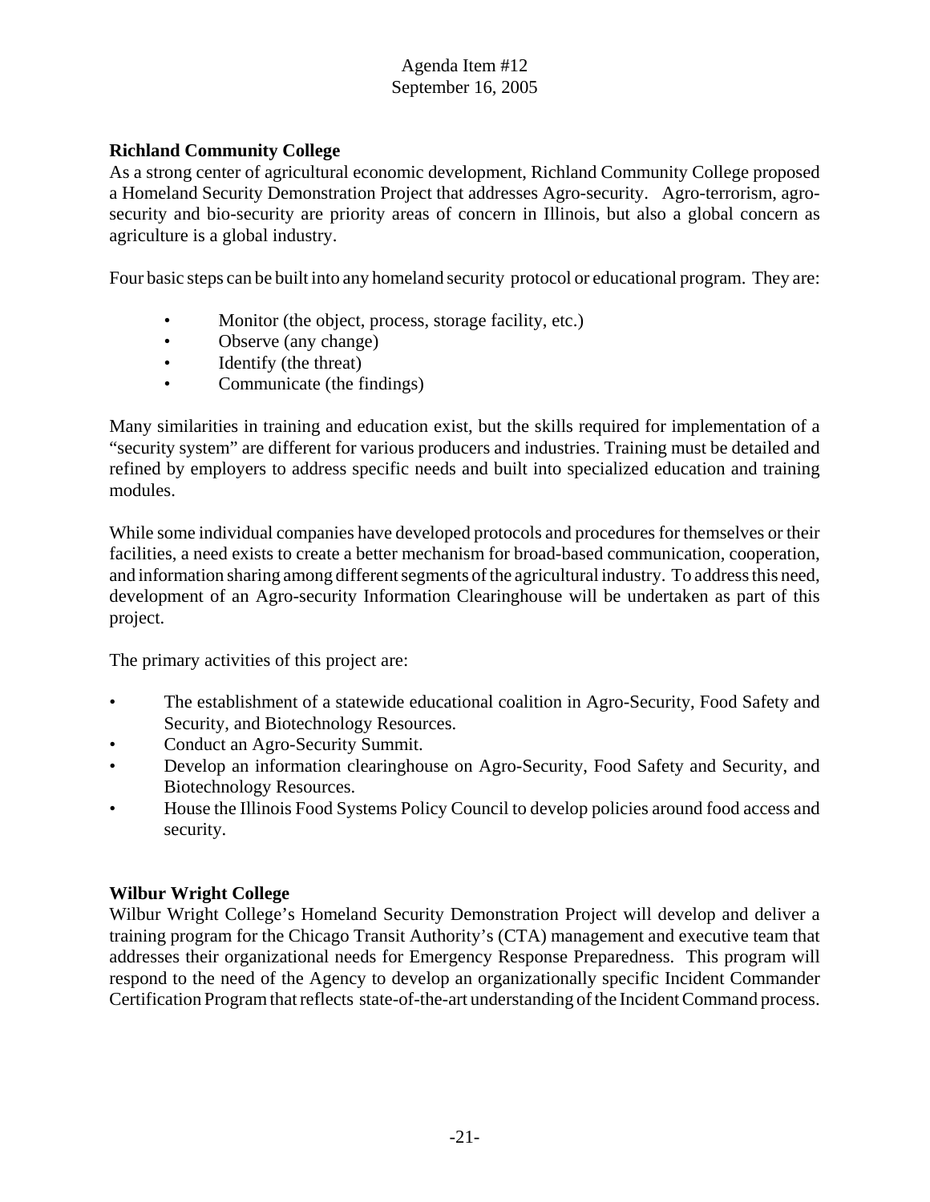**Richland Community College**

As a strong center of agricultural economic development, Richland Community College proposed a Homeland Security Demonstration Project that addresses Agro-security. Agro-terrorism, agro-security and bio-security are priority areas of concern in Illinois, but also a global concern as agriculture is a global industry.

Four basic steps can be built into any homeland security protocol or educational program. They are:

- Monitor (the object, process, storage facility, etc.)
- Observe (any change)
- Identify (the threat)
- Communicate (the findings)

Many similarities in training and education exist, but the skills required for implementation of a "security system" are different for various producers and industries. Training must be detailed and refined by employers to address specific needs and built into specialized education and training modules.

While some individual companies have developed protocols and procedures for themselves or their facilities, a need exists to create a better mechanism for broad-based communication, cooperation, and information sharing among different segments of the agricultural industry. To address this need, development of an Agro-security Information Clearinghouse will be undertaken as part of this project.

The primary activities of this project are:

- The establishment of a statewide educational coalition in Agro-Security, Food Safety and Security, and Biotechnology Resources.
- Conduct an Agro-Security Summit.
- Develop an information clearinghouse on Agro-Security, Food Safety and Security, and Biotechnology Resources.
- House the Illinois Food Systems Policy Council to develop policies around food access and security.

**Wilbur Wright College**

Wilbur Wright College's Homeland Security Demonstration Project will develop and deliver a training program for the Chicago Transit Authority's (CTA) management and executive team that addresses their organizational needs for Emergency Response Preparedness. This program will respond to the need of the Agency to develop an organizationally specific Incident Commander Certification Program that reflects state-of-the-art understanding of the Incident Command process.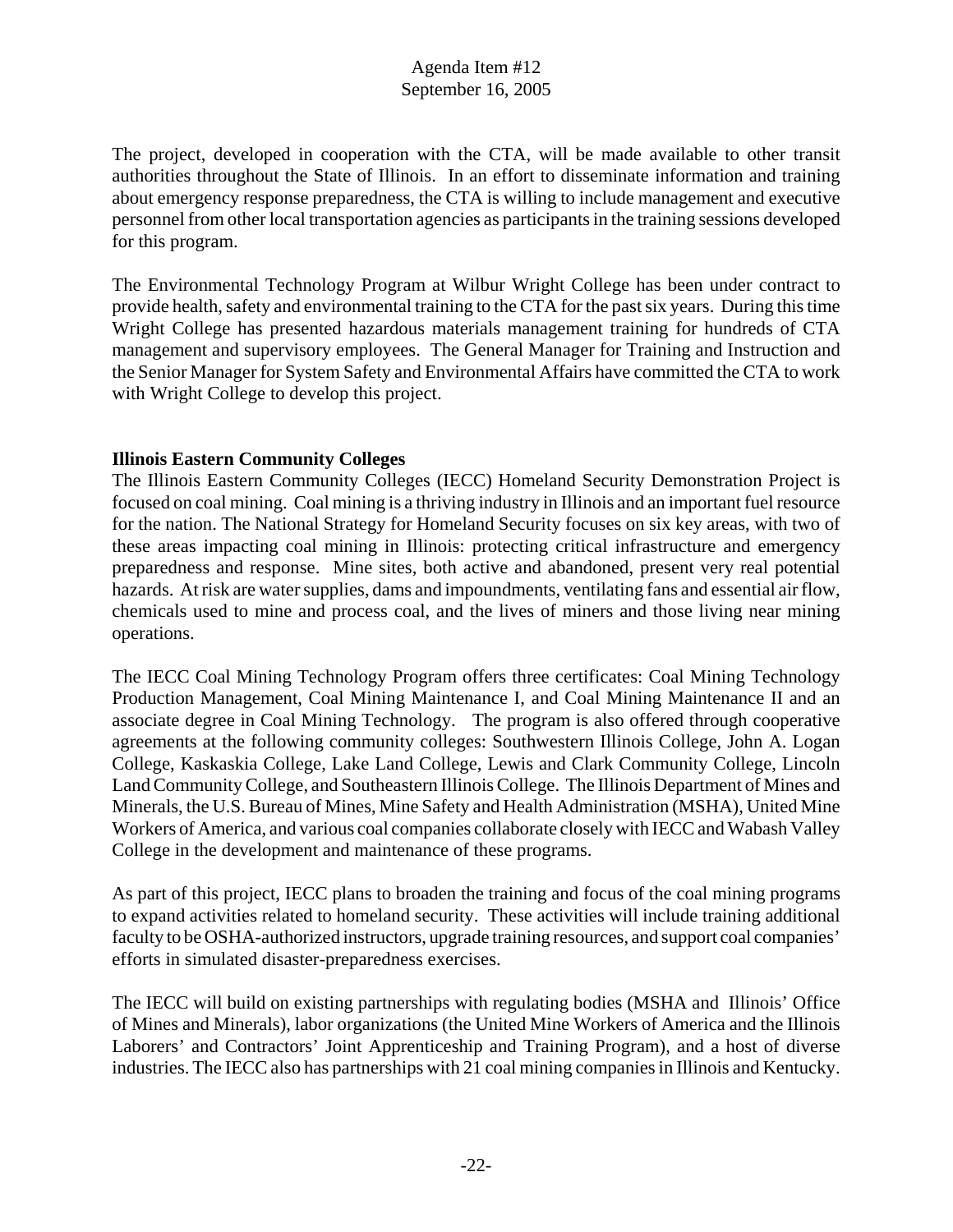The project, developed in cooperation with the CTA, will be made available to other transit authorities throughout the State of Illinois. In an effort to disseminate information and training about emergency response preparedness, the CTA is willing to include management and executive personnel from other local transportation agencies as participants in the training sessions developed for this program.

The Environmental Technology Program at Wilbur Wright College has been under contract to provide health, safety and environmental training to the CTA for the past six years. During this time Wright College has presented hazardous materials management training for hundreds of CTA management and supervisory employees. The General Manager for Training and Instruction and the Senior Manager for System Safety and Environmental Affairs have committed the CTA to work with Wright College to develop this project.

**Illinois Eastern Community Colleges**

The Illinois Eastern Community Colleges (IECC) Homeland Security Demonstration Project is focused on coal mining. Coal mining is a thriving industry in Illinois and an important fuel resource for the nation. The National Strategy for Homeland Security focuses on six key areas, with two of these areas impacting coal mining in Illinois: protecting critical infrastructure and emergency preparedness and response. Mine sites, both active and abandoned, present very real potential hazards. At risk are water supplies, dams and impoundments, ventilating fans and essential air flow, chemicals used to mine and process coal, and the lives of miners and those living near mining operations.

The IECC Coal Mining Technology Program offers three certificates: Coal Mining Technology Production Management, Coal Mining Maintenance I, and Coal Mining Maintenance II and an associate degree in Coal Mining Technology. The program is also offered through cooperative agreements at the following community colleges: Southwestern Illinois College, John A. Logan College, Kaskaskia College, Lake Land College, Lewis and Clark Community College, Lincoln Land Community College, and Southeastern Illinois College. The Illinois Department of Mines and Minerals, the U.S. Bureau of Mines, Mine Safety and Health Administration (MSHA), United Mine Workers of America, and various coal companies collaborate closely with IECC and Wabash Valley College in the development and maintenance of these programs.

As part of this project, IECC plans to broaden the training and focus of the coal mining programs to expand activities related to homeland security. These activities will include training additional faculty to be OSHA-authorized instructors, upgrade training resources, and support coal companies' efforts in simulated disaster-preparedness exercises.

The IECC will build on existing partnerships with regulating bodies (MSHA and Illinois' Office of Mines and Minerals), labor organizations (the United Mine Workers of America and the Illinois Laborers' and Contractors' Joint Apprenticeship and Training Program), and a host of diverse industries. The IECC also has partnerships with 21 coal mining companies in Illinois and Kentucky.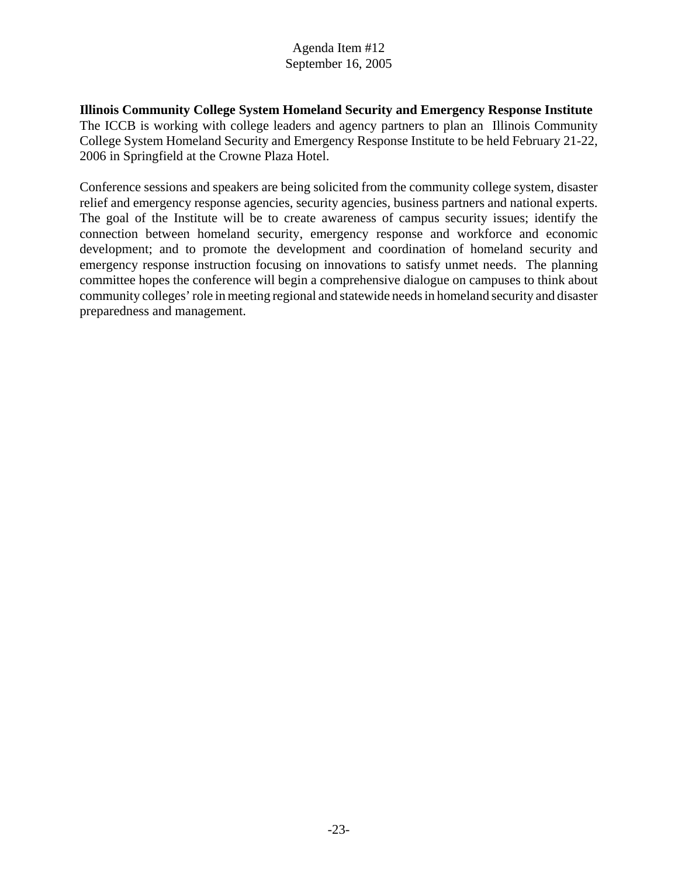**Illinois Community College System Homeland Security and Emergency Response Institute**

The ICCB is working with college leaders and agency partners to plan an Illinois Community College System Homeland Security and Emergency Response Institute to be held February 21-22, 2006 in Springfield at the Crowne Plaza Hotel.

Conference sessions and speakers are being solicited from the community college system, disaster relief and emergency response agencies, security agencies, business partners and national experts. The goal of the Institute will be to create awareness of campus security issues; identify the connection between homeland security, emergency response and workforce and economic development; and to promote the development and coordination of homeland security and emergency response instruction focusing on innovations to satisfy unmet needs. The planning committee hopes the conference will begin a comprehensive dialogue on campuses to think about community colleges' role in meeting regional and statewide needs in homeland security and disaster preparedness and management.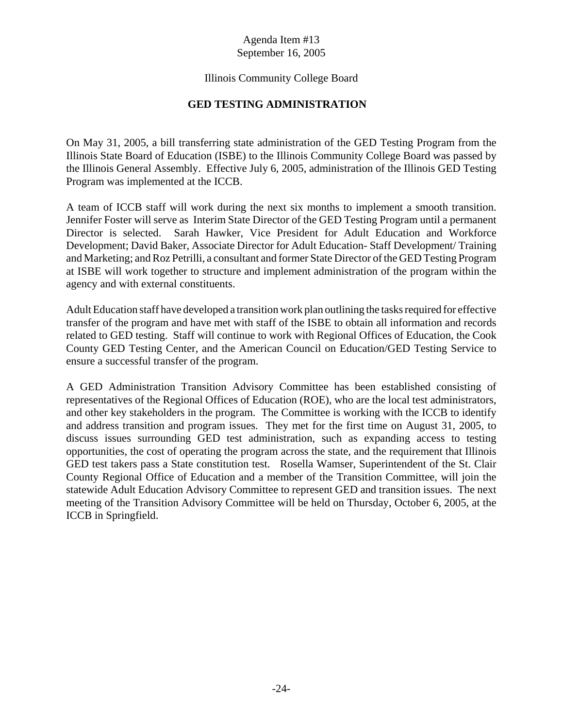Agenda Item #13
September 16, 2005

Illinois Community College Board

## GED TESTING ADMINISTRATION

On May 31, 2005, a bill transferring state administration of the GED Testing Program from the Illinois State Board of Education (ISBE) to the Illinois Community College Board was passed by the Illinois General Assembly. Effective July 6, 2005, administration of the Illinois GED Testing Program was implemented at the ICCB.

A team of ICCB staff will work during the next six months to implement a smooth transition. Jennifer Foster will serve as Interim State Director of the GED Testing Program until a permanent Director is selected. Sarah Hawker, Vice President for Adult Education and Workforce Development; David Baker, Associate Director for Adult Education- Staff Development/ Training and Marketing; and Roz Petrilli, a consultant and former State Director of the GED Testing Program at ISBE will work together to structure and implement administration of the program within the agency and with external constituents.

Adult Education staff have developed a transition work plan outlining the tasks required for effective transfer of the program and have met with staff of the ISBE to obtain all information and records related to GED testing. Staff will continue to work with Regional Offices of Education, the Cook County GED Testing Center, and the American Council on Education/GED Testing Service to ensure a successful transfer of the program.

A GED Administration Transition Advisory Committee has been established consisting of representatives of the Regional Offices of Education (ROE), who are the local test administrators, and other key stakeholders in the program. The Committee is working with the ICCB to identify and address transition and program issues. They met for the first time on August 31, 2005, to discuss issues surrounding GED test administration, such as expanding access to testing opportunities, the cost of operating the program across the state, and the requirement that Illinois GED test takers pass a State constitution test. Rosella Wamser, Superintendent of the St. Clair County Regional Office of Education and a member of the Transition Committee, will join the statewide Adult Education Advisory Committee to represent GED and transition issues. The next meeting of the Transition Advisory Committee will be held on Thursday, October 6, 2005, at the ICCB in Springfield.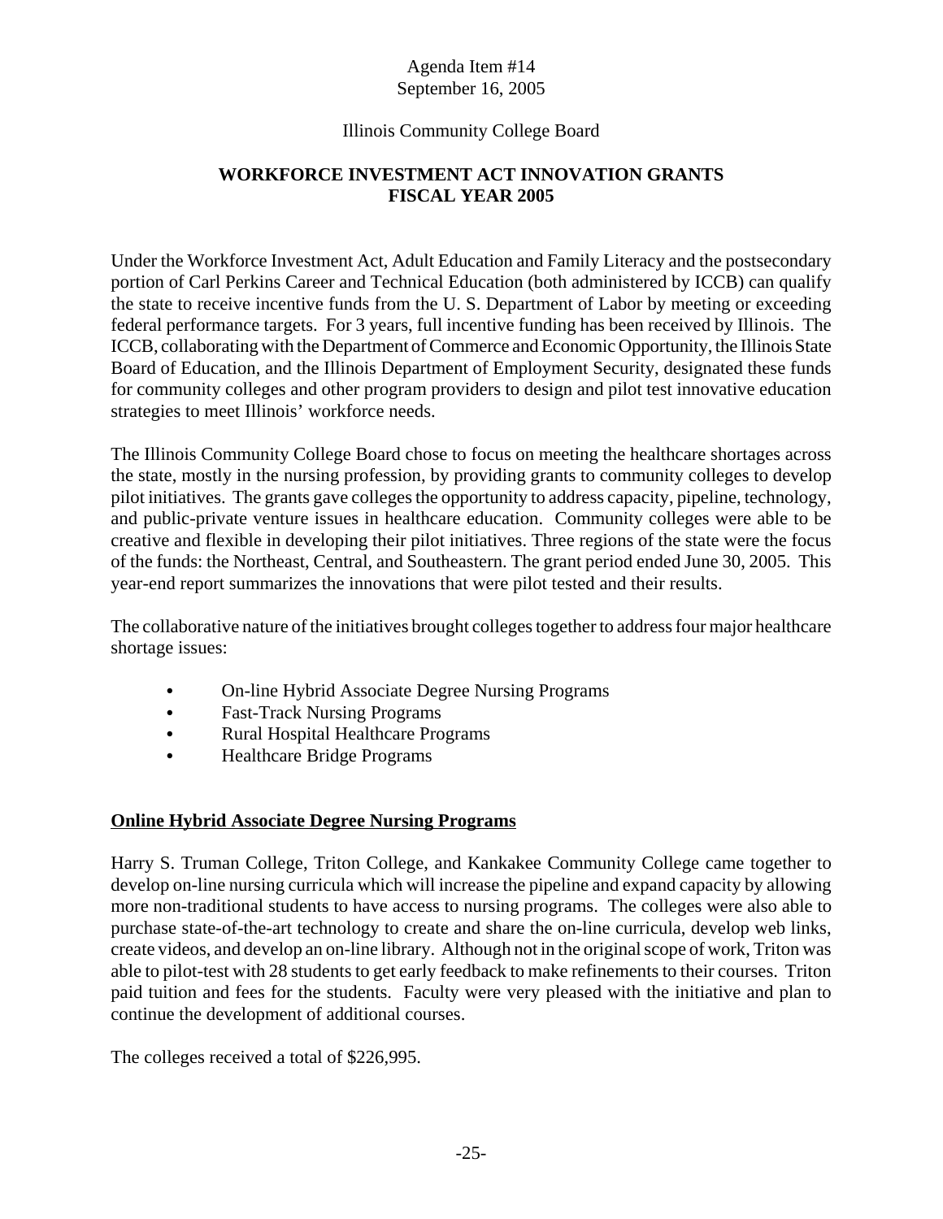Agenda Item #14
September 16, 2005

Illinois Community College Board

## WORKFORCE INVESTMENT ACT INNOVATION GRANTS FISCAL YEAR 2005

Under the Workforce Investment Act, Adult Education and Family Literacy and the postsecondary portion of Carl Perkins Career and Technical Education (both administered by ICCB) can qualify the state to receive incentive funds from the U. S. Department of Labor by meeting or exceeding federal performance targets. For 3 years, full incentive funding has been received by Illinois. The ICCB, collaborating with the Department of Commerce and Economic Opportunity, the Illinois State Board of Education, and the Illinois Department of Employment Security, designated these funds for community colleges and other program providers to design and pilot test innovative education strategies to meet Illinois' workforce needs.

The Illinois Community College Board chose to focus on meeting the healthcare shortages across the state, mostly in the nursing profession, by providing grants to community colleges to develop pilot initiatives. The grants gave colleges the opportunity to address capacity, pipeline, technology, and public-private venture issues in healthcare education. Community colleges were able to be creative and flexible in developing their pilot initiatives. Three regions of the state were the focus of the funds: the Northeast, Central, and Southeastern. The grant period ended June 30, 2005. This year-end report summarizes the innovations that were pilot tested and their results.

The collaborative nature of the initiatives brought colleges together to address four major healthcare shortage issues:

- On-line Hybrid Associate Degree Nursing Programs
- Fast-Track Nursing Programs
- Rural Hospital Healthcare Programs
- Healthcare Bridge Programs

**Online Hybrid Associate Degree Nursing Programs**

Harry S. Truman College, Triton College, and Kankakee Community College came together to develop on-line nursing curricula which will increase the pipeline and expand capacity by allowing more non-traditional students to have access to nursing programs. The colleges were also able to purchase state-of-the-art technology to create and share the on-line curricula, develop web links, create videos, and develop an on-line library. Although not in the original scope of work, Triton was able to pilot-test with 28 students to get early feedback to make refinements to their courses. Triton paid tuition and fees for the students. Faculty were very pleased with the initiative and plan to continue the development of additional courses.

The colleges received a total of $226,995.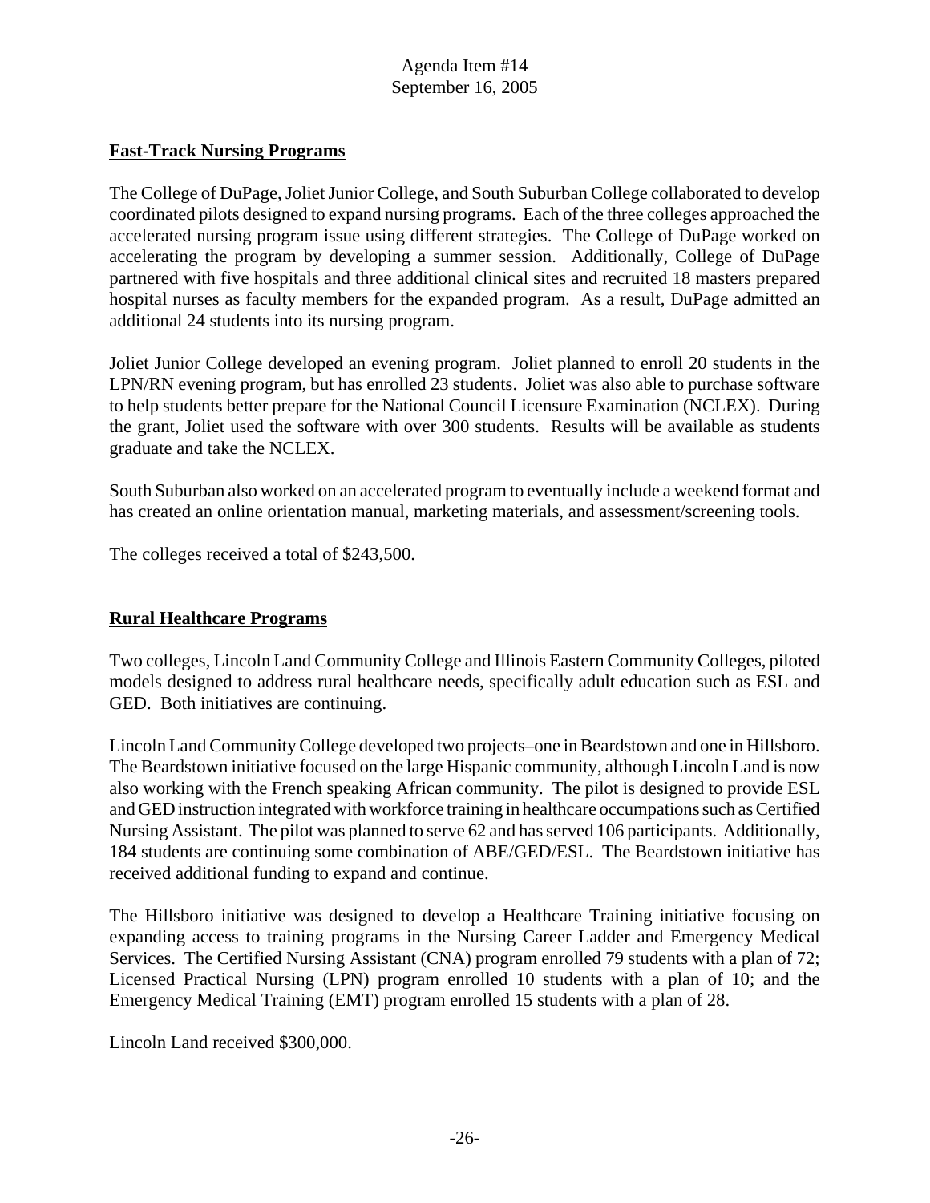## Fast-Track Nursing Programs

The College of DuPage, Joliet Junior College, and South Suburban College collaborated to develop coordinated pilots designed to expand nursing programs. Each of the three colleges approached the accelerated nursing program issue using different strategies. The College of DuPage worked on accelerating the program by developing a summer session. Additionally, College of DuPage partnered with five hospitals and three additional clinical sites and recruited 18 masters prepared hospital nurses as faculty members for the expanded program. As a result, DuPage admitted an additional 24 students into its nursing program.

Joliet Junior College developed an evening program. Joliet planned to enroll 20 students in the LPN/RN evening program, but has enrolled 23 students. Joliet was also able to purchase software to help students better prepare for the National Council Licensure Examination (NCLEX). During the grant, Joliet used the software with over 300 students. Results will be available as students graduate and take the NCLEX.

South Suburban also worked on an accelerated program to eventually include a weekend format and has created an online orientation manual, marketing materials, and assessment/screening tools.

The colleges received a total of $243,500.

## Rural Healthcare Programs

Two colleges, Lincoln Land Community College and Illinois Eastern Community Colleges, piloted models designed to address rural healthcare needs, specifically adult education such as ESL and GED. Both initiatives are continuing.

Lincoln Land Community College developed two projects–one in Beardstown and one in Hillsboro. The Beardstown initiative focused on the large Hispanic community, although Lincoln Land is now also working with the French speaking African community. The pilot is designed to provide ESL and GED instruction integrated with workforce training in healthcare occupations such as Certified Nursing Assistant. The pilot was planned to serve 62 and has served 106 participants. Additionally, 184 students are continuing some combination of ABE/GED/ESL. The Beardstown initiative has received additional funding to expand and continue.

The Hillsboro initiative was designed to develop a Healthcare Training initiative focusing on expanding access to training programs in the Nursing Career Ladder and Emergency Medical Services. The Certified Nursing Assistant (CNA) program enrolled 79 students with a plan of 72; Licensed Practical Nursing (LPN) program enrolled 10 students with a plan of 10; and the Emergency Medical Training (EMT) program enrolled 15 students with a plan of 28.

Lincoln Land received $300,000.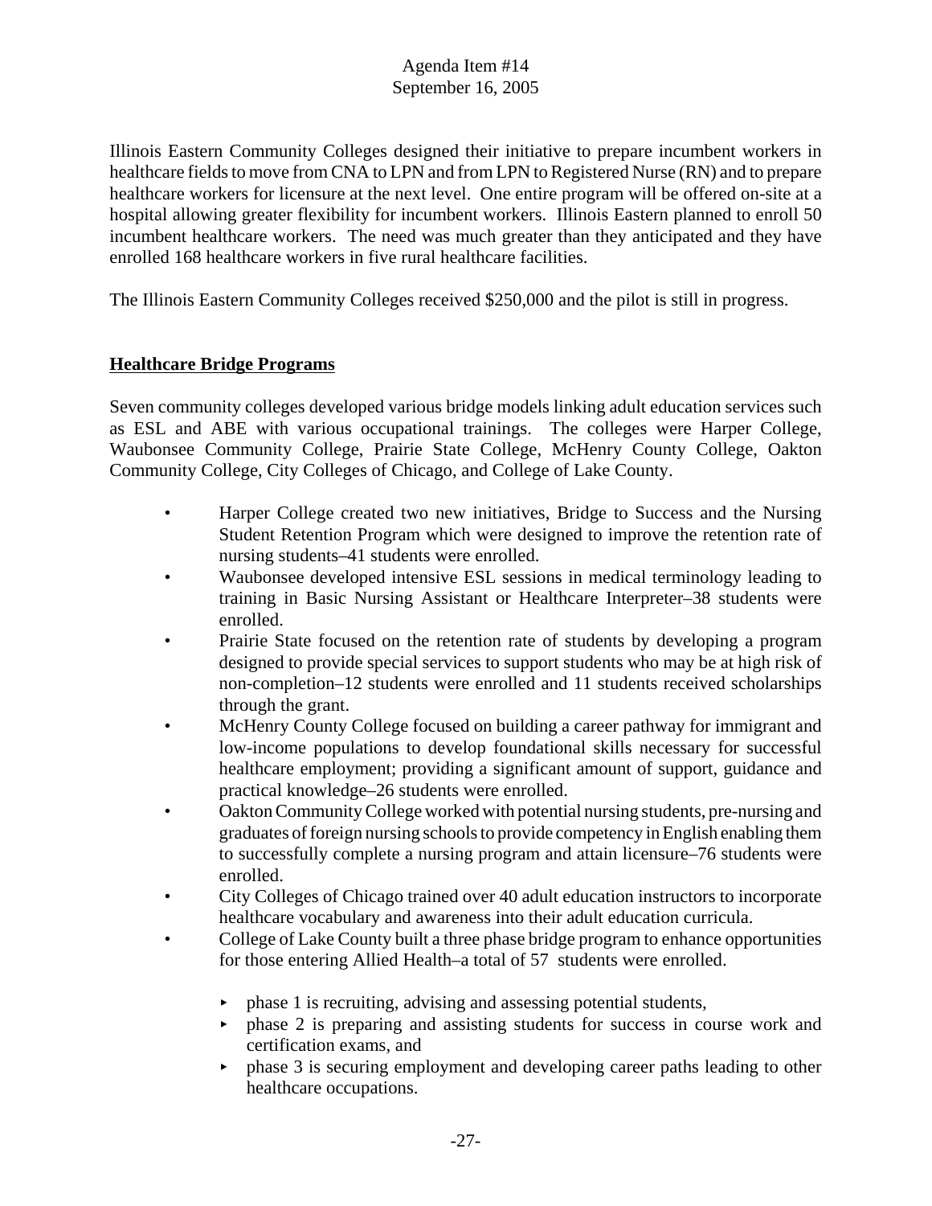Illinois Eastern Community Colleges designed their initiative to prepare incumbent workers in healthcare fields to move from CNA to LPN and from LPN to Registered Nurse (RN) and to prepare healthcare workers for licensure at the next level. One entire program will be offered on-site at a hospital allowing greater flexibility for incumbent workers. Illinois Eastern planned to enroll 50 incumbent healthcare workers. The need was much greater than they anticipated and they have enrolled 168 healthcare workers in five rural healthcare facilities.

The Illinois Eastern Community Colleges received $250,000 and the pilot is still in progress.

**Healthcare Bridge Programs**

Seven community colleges developed various bridge models linking adult education services such as ESL and ABE with various occupational trainings. The colleges were Harper College, Waubonsee Community College, Prairie State College, McHenry County College, Oakton Community College, City Colleges of Chicago, and College of Lake County.

- Harper College created two new initiatives, Bridge to Success and the Nursing Student Retention Program which were designed to improve the retention rate of nursing students–41 students were enrolled.
- Waubonsee developed intensive ESL sessions in medical terminology leading to training in Basic Nursing Assistant or Healthcare Interpreter–38 students were enrolled.
- Prairie State focused on the retention rate of students by developing a program designed to provide special services to support students who may be at high risk of non-completion–12 students were enrolled and 11 students received scholarships through the grant.
- McHenry County College focused on building a career pathway for immigrant and low-income populations to develop foundational skills necessary for successful healthcare employment; providing a significant amount of support, guidance and practical knowledge–26 students were enrolled.
- Oakton Community College worked with potential nursing students, pre-nursing and graduates of foreign nursing schools to provide competency in English enabling them to successfully complete a nursing program and attain licensure–76 students were enrolled.
- City Colleges of Chicago trained over 40 adult education instructors to incorporate healthcare vocabulary and awareness into their adult education curricula.
- College of Lake County built a three phase bridge program to enhance opportunities for those entering Allied Health–a total of 57 students were enrolled.
  - phase 1 is recruiting, advising and assessing potential students,
  - phase 2 is preparing and assisting students for success in course work and certification exams, and
  - phase 3 is securing employment and developing career paths leading to other healthcare occupations.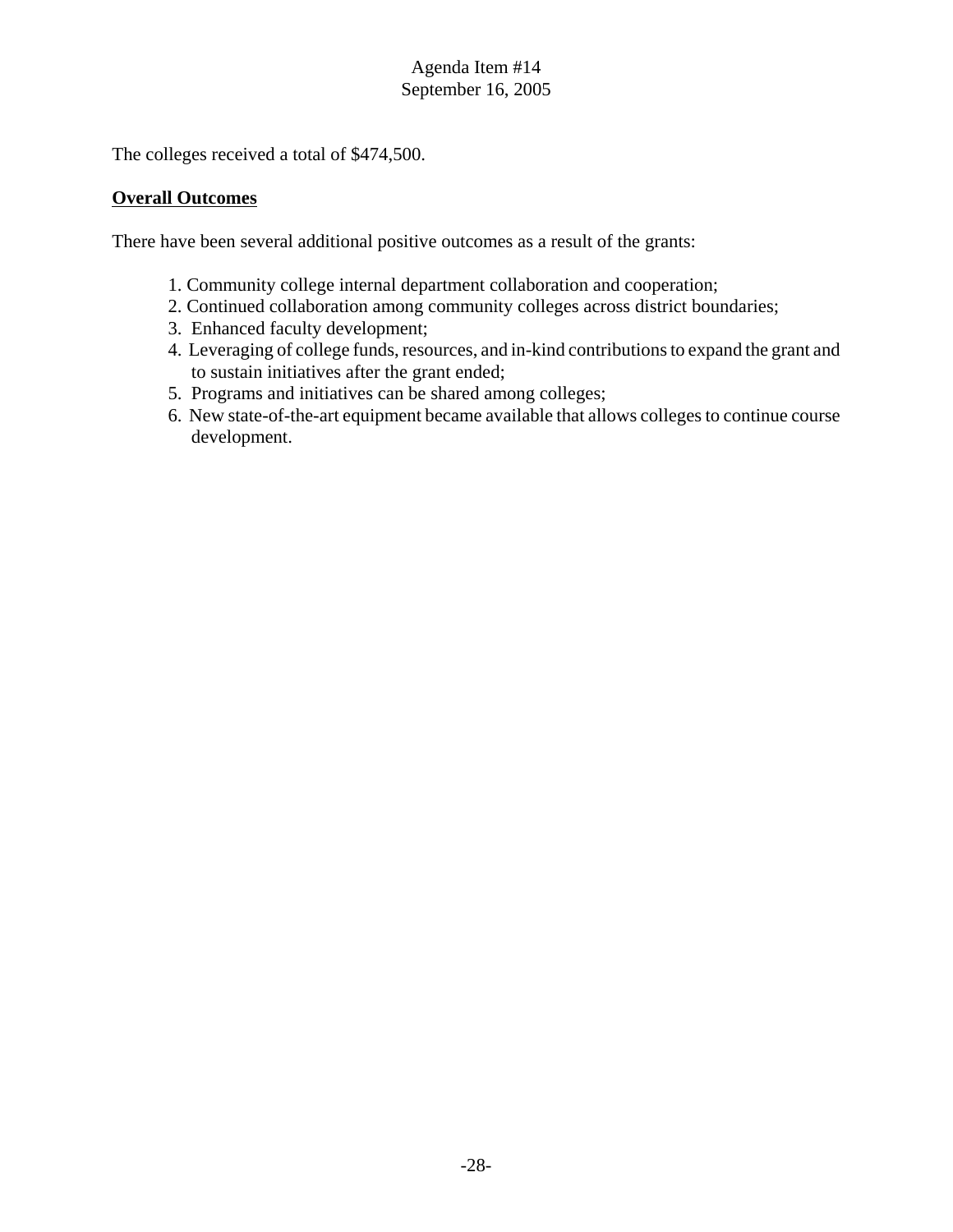The colleges received a total of $474,500.

**Overall Outcomes**

There have been several additional positive outcomes as a result of the grants:

1. Community college internal department collaboration and cooperation;
2. Continued collaboration among community colleges across district boundaries;
3. Enhanced faculty development;
4. Leveraging of college funds, resources, and in-kind contributions to expand the grant and to sustain initiatives after the grant ended;
5. Programs and initiatives can be shared among colleges;
6. New state-of-the-art equipment became available that allows colleges to continue course development.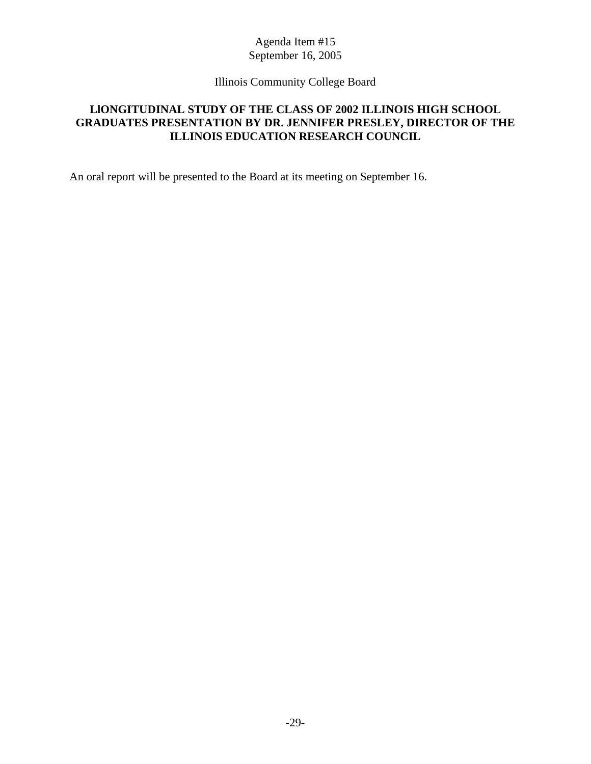Agenda Item #15
September 16, 2005

Illinois Community College Board

## LlONGITUDINAL STUDY OF THE CLASS OF 2002 ILLINOIS HIGH SCHOOL GRADUATES PRESENTATION BY DR. JENNIFER PRESLEY, DIRECTOR OF THE ILLINOIS EDUCATION RESEARCH COUNCIL

An oral report will be presented to the Board at its meeting on September 16.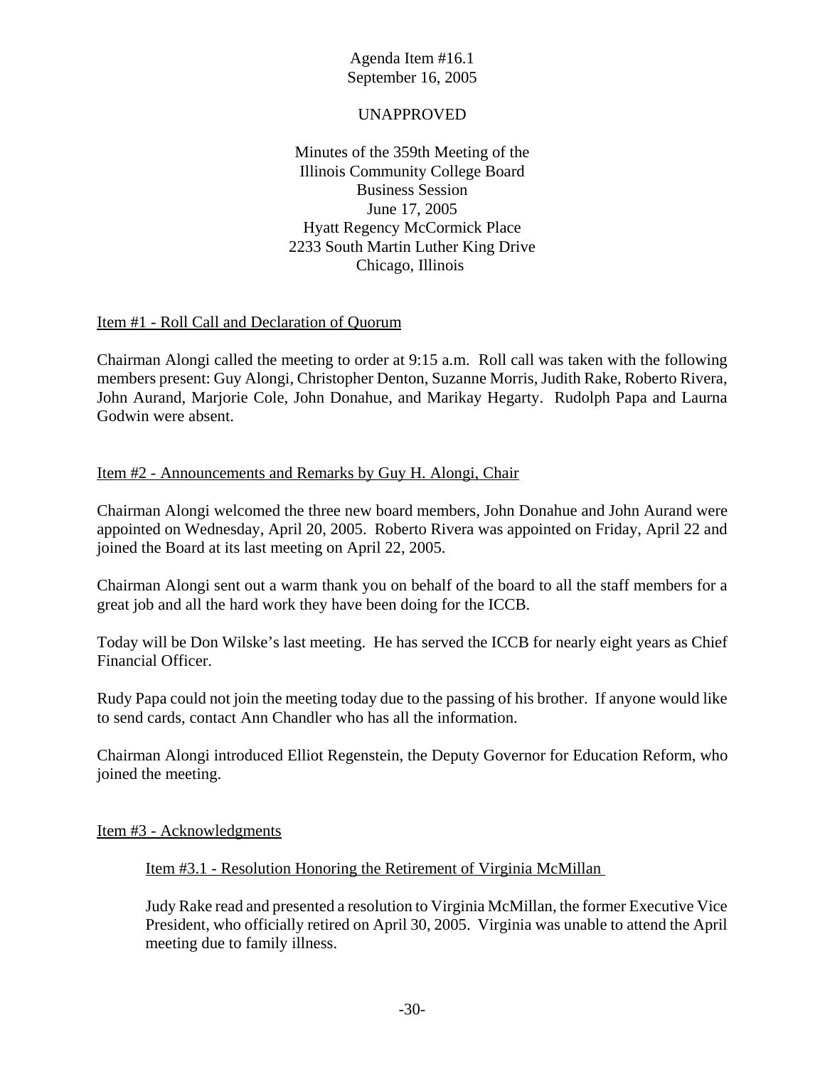Agenda Item #16.1
September 16, 2005

UNAPPROVED

Minutes of the 359th Meeting of the
Illinois Community College Board
Business Session
June 17, 2005
Hyatt Regency McCormick Place
2233 South Martin Luther King Drive
Chicago, Illinois

## Item #1 - Roll Call and Declaration of Quorum

Chairman Alongi called the meeting to order at 9:15 a.m. Roll call was taken with the following members present: Guy Alongi, Christopher Denton, Suzanne Morris, Judith Rake, Roberto Rivera, John Aurand, Marjorie Cole, John Donahue, and Marikay Hegarty. Rudolph Papa and Laurna Godwin were absent.

## Item #2 - Announcements and Remarks by Guy H. Alongi, Chair

Chairman Alongi welcomed the three new board members, John Donahue and John Aurand were appointed on Wednesday, April 20, 2005. Roberto Rivera was appointed on Friday, April 22 and joined the Board at its last meeting on April 22, 2005.

Chairman Alongi sent out a warm thank you on behalf of the board to all the staff members for a great job and all the hard work they have been doing for the ICCB.

Today will be Don Wilske's last meeting. He has served the ICCB for nearly eight years as Chief Financial Officer.

Rudy Papa could not join the meeting today due to the passing of his brother. If anyone would like to send cards, contact Ann Chandler who has all the information.

Chairman Alongi introduced Elliot Regenstein, the Deputy Governor for Education Reform, who joined the meeting.

## Item #3 - Acknowledgments

### Item #3.1 - Resolution Honoring the Retirement of Virginia McMillan

Judy Rake read and presented a resolution to Virginia McMillan, the former Executive Vice President, who officially retired on April 30, 2005. Virginia was unable to attend the April meeting due to family illness.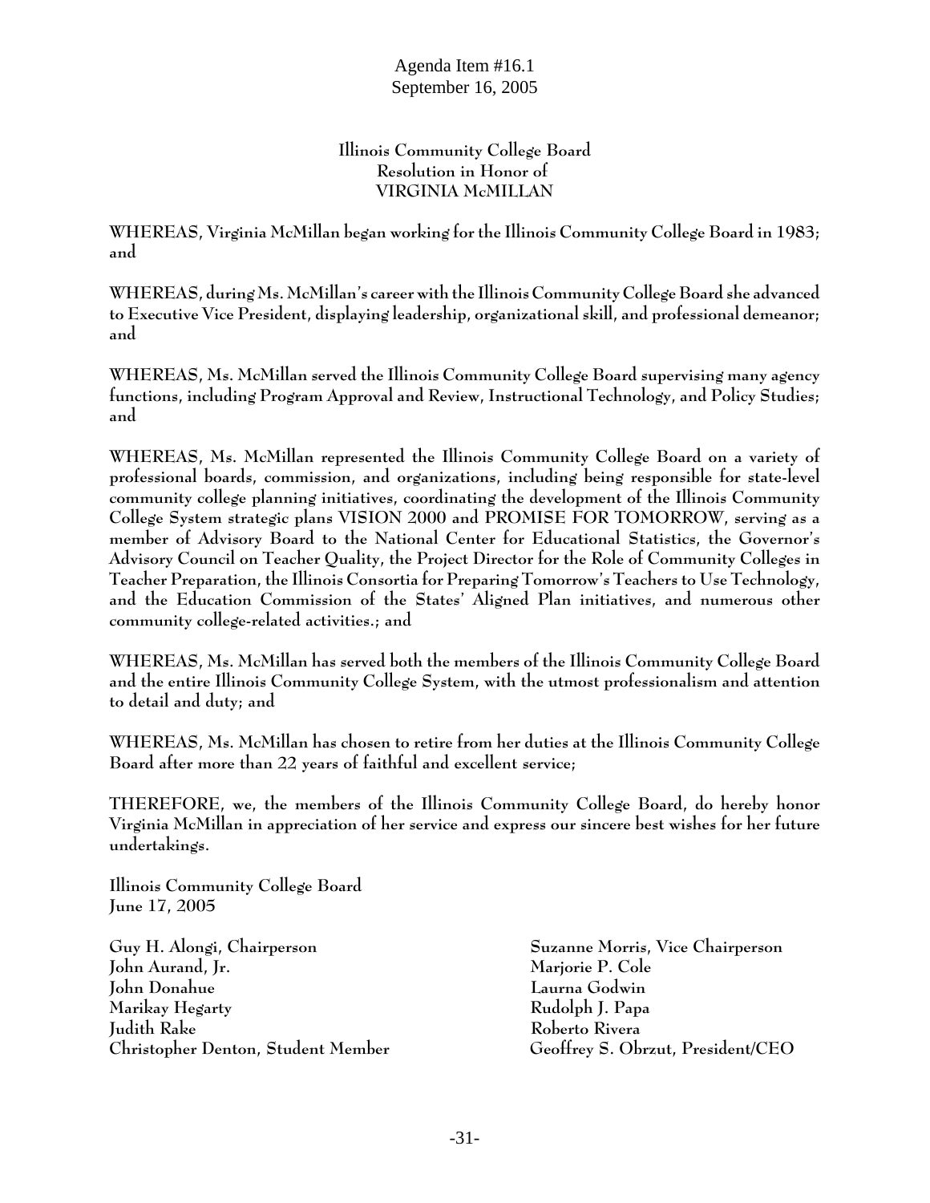Agenda Item #16.1
September 16, 2005

**Illinois Community College Board**
**Resolution in Honor of**
**VIRGINIA McMILLAN**

**WHEREAS, Virginia McMillan began working for the Illinois Community College Board in 1983; and**

**WHEREAS, during Ms. McMillan's career with the Illinois Community College Board she advanced to Executive Vice President, displaying leadership, organizational skill, and professional demeanor; and**

**WHEREAS, Ms. McMillan served the Illinois Community College Board supervising many agency functions, including Program Approval and Review, Instructional Technology, and Policy Studies; and**

**WHEREAS, Ms. McMillan represented the Illinois Community College Board on a variety of professional boards, commission, and organizations, including being responsible for state-level community college planning initiatives, coordinating the development of the Illinois Community College System strategic plans VISION 2000 and PROMISE FOR TOMORROW, serving as a member of Advisory Board to the National Center for Educational Statistics, the Governor's Advisory Council on Teacher Quality, the Project Director for the Role of Community Colleges in Teacher Preparation, the Illinois Consortia for Preparing Tomorrow's Teachers to Use Technology, and the Education Commission of the States' Aligned Plan initiatives, and numerous other community college-related activities.; and**

**WHEREAS, Ms. McMillan has served both the members of the Illinois Community College Board and the entire Illinois Community College System, with the utmost professionalism and attention to detail and duty; and**

**WHEREAS, Ms. McMillan has chosen to retire from her duties at the Illinois Community College Board after more than 22 years of faithful and excellent service;**

**THEREFORE, we, the members of the Illinois Community College Board, do hereby honor Virginia McMillan in appreciation of her service and express our sincere best wishes for her future undertakings.**

**Illinois Community College Board**
**June 17, 2005**

**Guy H. Alongi, Chairperson**
**John Aurand, Jr.**
**John Donahue**
**Marikay Hegarty**
**Judith Rake**
**Christopher Denton, Student Member**

**Suzanne Morris, Vice Chairperson**
**Marjorie P. Cole**
**Laurna Godwin**
**Rudolph J. Papa**
**Roberto Rivera**
**Geoffrey S. Obrzut, President/CEO**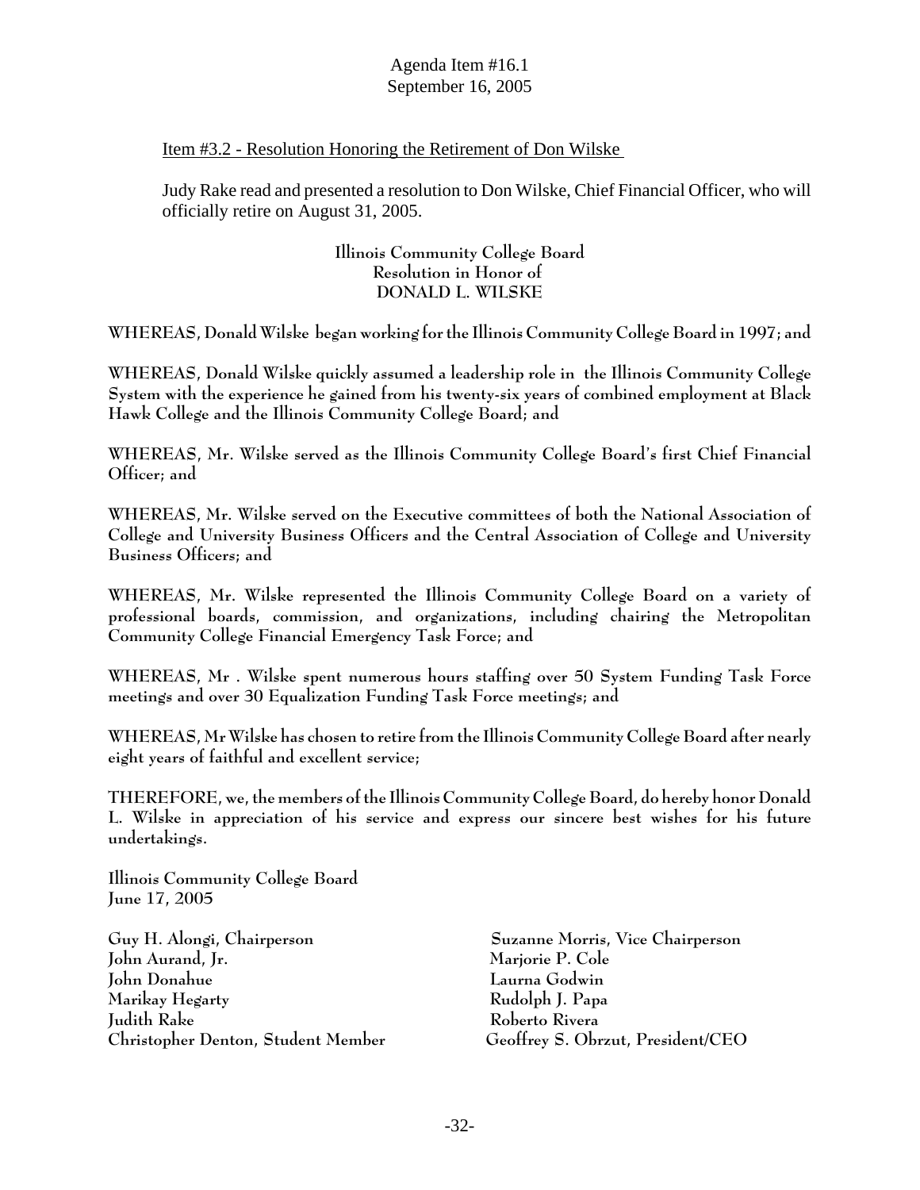Agenda Item #16.1
September 16, 2005

Item #3.2 - Resolution Honoring the Retirement of Don Wilske

Judy Rake read and presented a resolution to Don Wilske, Chief Financial Officer, who will officially retire on August 31, 2005.

**Illinois Community College Board**
**Resolution in Honor of**
**DONALD L. WILSKE**

**WHEREAS, Donald Wilske began working for the Illinois Community College Board in 1997; and**

**WHEREAS, Donald Wilske quickly assumed a leadership role in the Illinois Community College System with the experience he gained from his twenty-six years of combined employment at Black Hawk College and the Illinois Community College Board; and**

**WHEREAS, Mr. Wilske served as the Illinois Community College Board's first Chief Financial Officer; and**

**WHEREAS, Mr. Wilske served on the Executive committees of both the National Association of College and University Business Officers and the Central Association of College and University Business Officers; and**

**WHEREAS, Mr. Wilske represented the Illinois Community College Board on a variety of professional boards, commission, and organizations, including chairing the Metropolitan Community College Financial Emergency Task Force; and**

**WHEREAS, Mr . Wilske spent numerous hours staffing over 50 System Funding Task Force meetings and over 30 Equalization Funding Task Force meetings; and**

**WHEREAS, Mr Wilske has chosen to retire from the Illinois Community College Board after nearly eight years of faithful and excellent service;**

**THEREFORE, we, the members of the Illinois Community College Board, do hereby honor Donald L. Wilske in appreciation of his service and express our sincere best wishes for his future undertakings.**

**Illinois Community College Board**
**June 17, 2005**

**Guy H. Alongi, Chairperson**
**Suzanne Morris, Vice Chairperson**
**John Aurand, Jr.**
**Marjorie P. Cole**
**John Donahue**
**Laurna Godwin**
**Marikay Hegarty**
**Rudolph J. Papa**
**Judith Rake**
**Roberto Rivera**
**Christopher Denton, Student Member**
**Geoffrey S. Obrzut, President/CEO**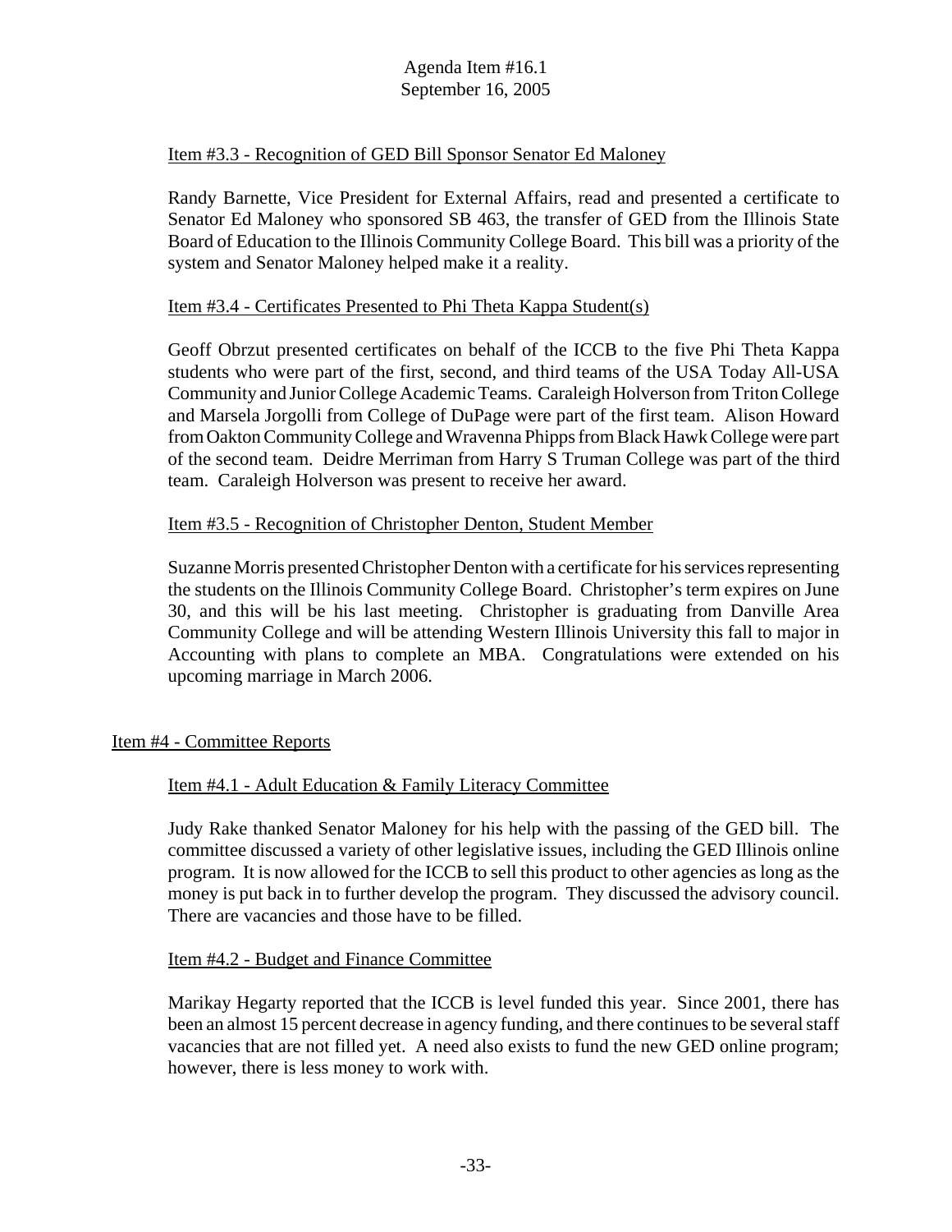Item #3.3 - Recognition of GED Bill Sponsor Senator Ed Maloney

Randy Barnette, Vice President for External Affairs, read and presented a certificate to Senator Ed Maloney who sponsored SB 463, the transfer of GED from the Illinois State Board of Education to the Illinois Community College Board. This bill was a priority of the system and Senator Maloney helped make it a reality.

Item #3.4 - Certificates Presented to Phi Theta Kappa Student(s)

Geoff Obrzut presented certificates on behalf of the ICCB to the five Phi Theta Kappa students who were part of the first, second, and third teams of the USA Today All-USA Community and Junior College Academic Teams. Caraleigh Holverson from Triton College and Marsela Jorgolli from College of DuPage were part of the first team. Alison Howard from Oakton Community College and Wravenna Phipps from Black Hawk College were part of the second team. Deidre Merriman from Harry S Truman College was part of the third team. Caraleigh Holverson was present to receive her award.

Item #3.5 - Recognition of Christopher Denton, Student Member

Suzanne Morris presented Christopher Denton with a certificate for his services representing the students on the Illinois Community College Board. Christopher's term expires on June 30, and this will be his last meeting. Christopher is graduating from Danville Area Community College and will be attending Western Illinois University this fall to major in Accounting with plans to complete an MBA. Congratulations were extended on his upcoming marriage in March 2006.

Item #4 - Committee Reports

Item #4.1 - Adult Education & Family Literacy Committee

Judy Rake thanked Senator Maloney for his help with the passing of the GED bill. The committee discussed a variety of other legislative issues, including the GED Illinois online program. It is now allowed for the ICCB to sell this product to other agencies as long as the money is put back in to further develop the program. They discussed the advisory council. There are vacancies and those have to be filled.

Item #4.2 - Budget and Finance Committee

Marikay Hegarty reported that the ICCB is level funded this year. Since 2001, there has been an almost 15 percent decrease in agency funding, and there continues to be several staff vacancies that are not filled yet. A need also exists to fund the new GED online program; however, there is less money to work with.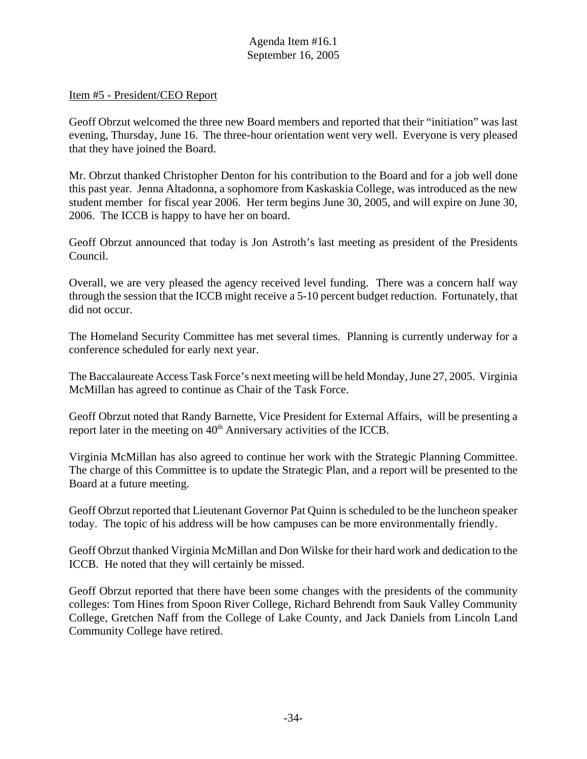Item #5 - President/CEO Report

Geoff Obrzut welcomed the three new Board members and reported that their "initiation" was last evening, Thursday, June 16. The three-hour orientation went very well. Everyone is very pleased that they have joined the Board.

Mr. Obrzut thanked Christopher Denton for his contribution to the Board and for a job well done this past year. Jenna Altadonna, a sophomore from Kaskaskia College, was introduced as the new student member for fiscal year 2006. Her term begins June 30, 2005, and will expire on June 30, 2006. The ICCB is happy to have her on board.

Geoff Obrzut announced that today is Jon Astroth's last meeting as president of the Presidents Council.

Overall, we are very pleased the agency received level funding. There was a concern half way through the session that the ICCB might receive a 5-10 percent budget reduction. Fortunately, that did not occur.

The Homeland Security Committee has met several times. Planning is currently underway for a conference scheduled for early next year.

The Baccalaureate Access Task Force's next meeting will be held Monday, June 27, 2005. Virginia McMillan has agreed to continue as Chair of the Task Force.

Geoff Obrzut noted that Randy Barnette, Vice President for External Affairs, will be presenting a report later in the meeting on 40th Anniversary activities of the ICCB.

Virginia McMillan has also agreed to continue her work with the Strategic Planning Committee. The charge of this Committee is to update the Strategic Plan, and a report will be presented to the Board at a future meeting.

Geoff Obrzut reported that Lieutenant Governor Pat Quinn is scheduled to be the luncheon speaker today. The topic of his address will be how campuses can be more environmentally friendly.

Geoff Obrzut thanked Virginia McMillan and Don Wilske for their hard work and dedication to the ICCB. He noted that they will certainly be missed.

Geoff Obrzut reported that there have been some changes with the presidents of the community colleges: Tom Hines from Spoon River College, Richard Behrendt from Sauk Valley Community College, Gretchen Naff from the College of Lake County, and Jack Daniels from Lincoln Land Community College have retired.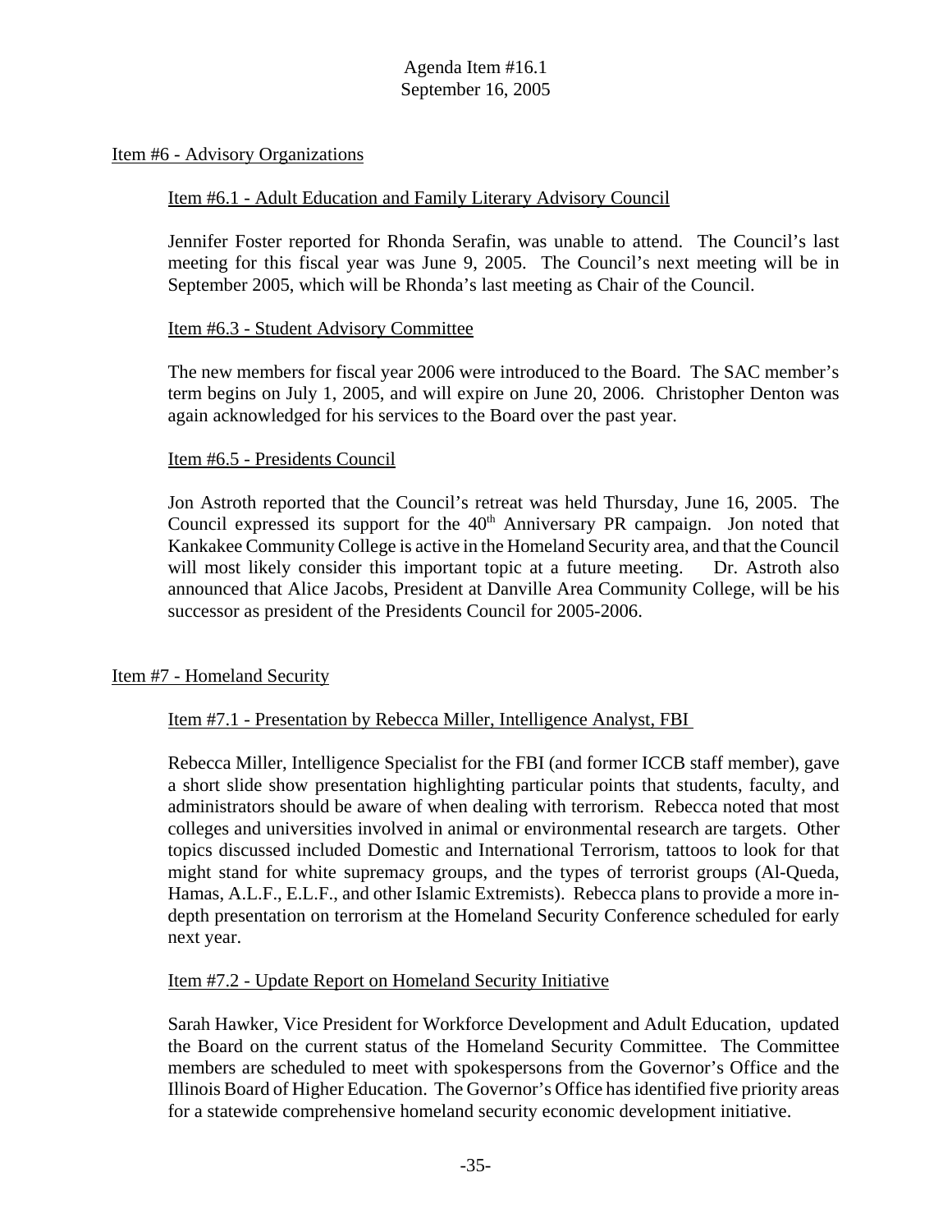Agenda Item #16.1
September 16, 2005

Item #6 - Advisory Organizations

Item #6.1 - Adult Education and Family Literary Advisory Council

Jennifer Foster reported for Rhonda Serafin, was unable to attend. The Council's last meeting for this fiscal year was June 9, 2005. The Council's next meeting will be in September 2005, which will be Rhonda's last meeting as Chair of the Council.

Item #6.3 - Student Advisory Committee

The new members for fiscal year 2006 were introduced to the Board. The SAC member's term begins on July 1, 2005, and will expire on June 20, 2006. Christopher Denton was again acknowledged for his services to the Board over the past year.

Item #6.5 - Presidents Council

Jon Astroth reported that the Council's retreat was held Thursday, June 16, 2005. The Council expressed its support for the 40th Anniversary PR campaign. Jon noted that Kankakee Community College is active in the Homeland Security area, and that the Council will most likely consider this important topic at a future meeting. Dr. Astroth also announced that Alice Jacobs, President at Danville Area Community College, will be his successor as president of the Presidents Council for 2005-2006.

Item #7 - Homeland Security

Item #7.1 - Presentation by Rebecca Miller, Intelligence Analyst, FBI

Rebecca Miller, Intelligence Specialist for the FBI (and former ICCB staff member), gave a short slide show presentation highlighting particular points that students, faculty, and administrators should be aware of when dealing with terrorism. Rebecca noted that most colleges and universities involved in animal or environmental research are targets. Other topics discussed included Domestic and International Terrorism, tattoos to look for that might stand for white supremacy groups, and the types of terrorist groups (Al-Queda, Hamas, A.L.F., E.L.F., and other Islamic Extremists). Rebecca plans to provide a more in-depth presentation on terrorism at the Homeland Security Conference scheduled for early next year.

Item #7.2 - Update Report on Homeland Security Initiative

Sarah Hawker, Vice President for Workforce Development and Adult Education, updated the Board on the current status of the Homeland Security Committee. The Committee members are scheduled to meet with spokespersons from the Governor's Office and the Illinois Board of Higher Education. The Governor's Office has identified five priority areas for a statewide comprehensive homeland security economic development initiative.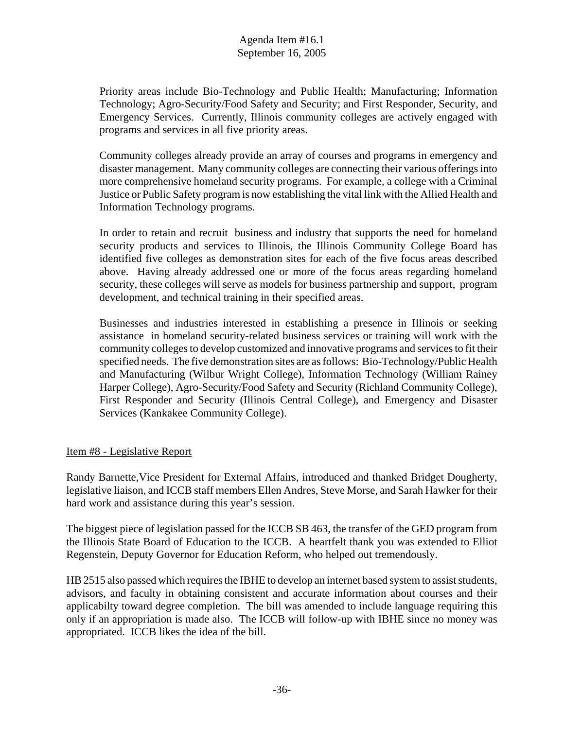Priority areas include Bio-Technology and Public Health; Manufacturing; Information Technology; Agro-Security/Food Safety and Security; and First Responder, Security, and Emergency Services. Currently, Illinois community colleges are actively engaged with programs and services in all five priority areas.

Community colleges already provide an array of courses and programs in emergency and disaster management. Many community colleges are connecting their various offerings into more comprehensive homeland security programs. For example, a college with a Criminal Justice or Public Safety program is now establishing the vital link with the Allied Health and Information Technology programs.

In order to retain and recruit business and industry that supports the need for homeland security products and services to Illinois, the Illinois Community College Board has identified five colleges as demonstration sites for each of the five focus areas described above. Having already addressed one or more of the focus areas regarding homeland security, these colleges will serve as models for business partnership and support, program development, and technical training in their specified areas.

Businesses and industries interested in establishing a presence in Illinois or seeking assistance in homeland security-related business services or training will work with the community colleges to develop customized and innovative programs and services to fit their specified needs. The five demonstration sites are as follows: Bio-Technology/Public Health and Manufacturing (Wilbur Wright College), Information Technology (William Rainey Harper College), Agro-Security/Food Safety and Security (Richland Community College), First Responder and Security (Illinois Central College), and Emergency and Disaster Services (Kankakee Community College).

Item #8 - Legislative Report

Randy Barnette,Vice President for External Affairs, introduced and thanked Bridget Dougherty, legislative liaison, and ICCB staff members Ellen Andres, Steve Morse, and Sarah Hawker for their hard work and assistance during this year's session.

The biggest piece of legislation passed for the ICCB SB 463, the transfer of the GED program from the Illinois State Board of Education to the ICCB. A heartfelt thank you was extended to Elliot Regenstein, Deputy Governor for Education Reform, who helped out tremendously.

HB 2515 also passed which requires the IBHE to develop an internet based system to assist students, advisors, and faculty in obtaining consistent and accurate information about courses and their applicabilty toward degree completion. The bill was amended to include language requiring this only if an appropriation is made also. The ICCB will follow-up with IBHE since no money was appropriated. ICCB likes the idea of the bill.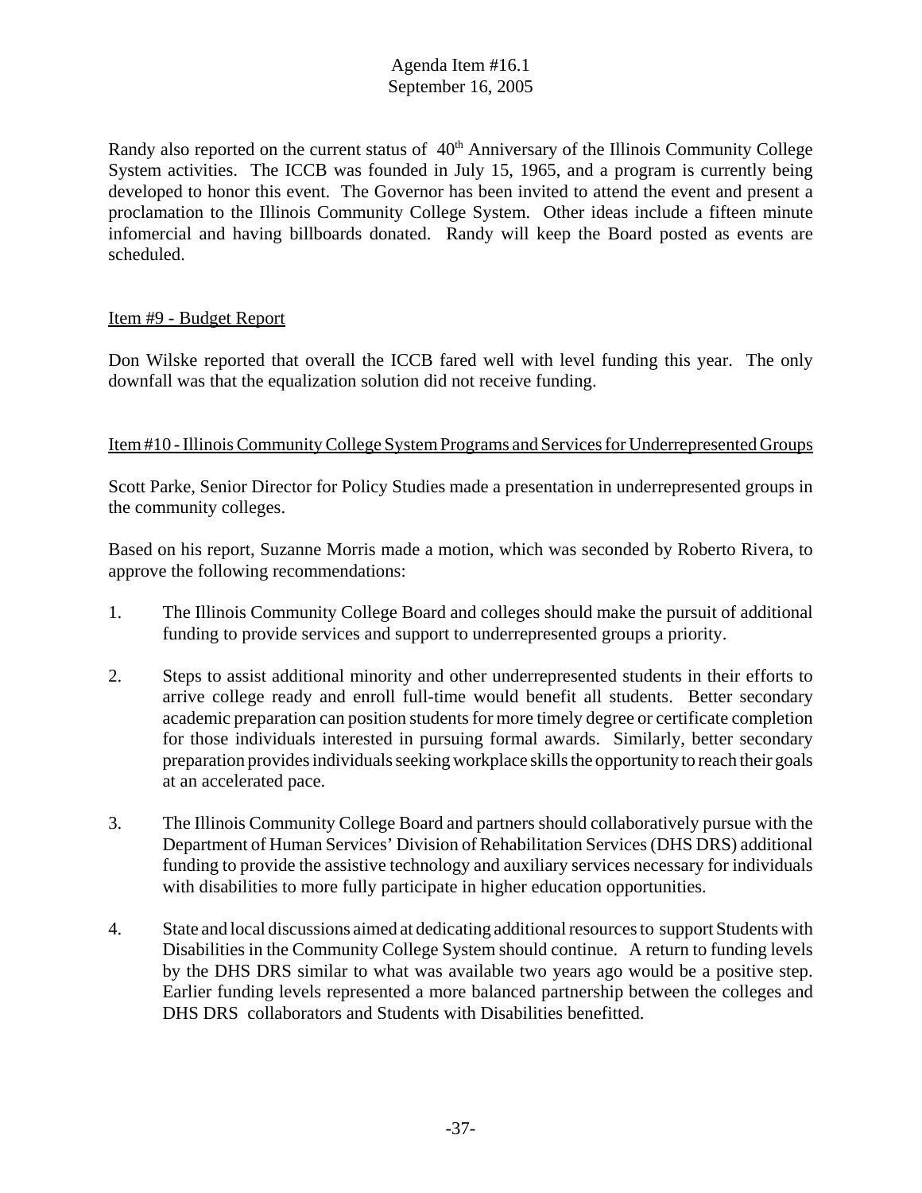Randy also reported on the current status of 40th Anniversary of the Illinois Community College System activities. The ICCB was founded in July 15, 1965, and a program is currently being developed to honor this event. The Governor has been invited to attend the event and present a proclamation to the Illinois Community College System. Other ideas include a fifteen minute infomercial and having billboards donated. Randy will keep the Board posted as events are scheduled.

Item #9 - Budget Report

Don Wilske reported that overall the ICCB fared well with level funding this year. The only downfall was that the equalization solution did not receive funding.

Item #10 - Illinois Community College System Programs and Services for Underrepresented Groups

Scott Parke, Senior Director for Policy Studies made a presentation in underrepresented groups in the community colleges.

Based on his report, Suzanne Morris made a motion, which was seconded by Roberto Rivera, to approve the following recommendations:

1. The Illinois Community College Board and colleges should make the pursuit of additional funding to provide services and support to underrepresented groups a priority.

2. Steps to assist additional minority and other underrepresented students in their efforts to arrive college ready and enroll full-time would benefit all students. Better secondary academic preparation can position students for more timely degree or certificate completion for those individuals interested in pursuing formal awards. Similarly, better secondary preparation provides individuals seeking workplace skills the opportunity to reach their goals at an accelerated pace.

3. The Illinois Community College Board and partners should collaboratively pursue with the Department of Human Services' Division of Rehabilitation Services (DHS DRS) additional funding to provide the assistive technology and auxiliary services necessary for individuals with disabilities to more fully participate in higher education opportunities.

4. State and local discussions aimed at dedicating additional resources to support Students with Disabilities in the Community College System should continue. A return to funding levels by the DHS DRS similar to what was available two years ago would be a positive step. Earlier funding levels represented a more balanced partnership between the colleges and DHS DRS collaborators and Students with Disabilities benefitted.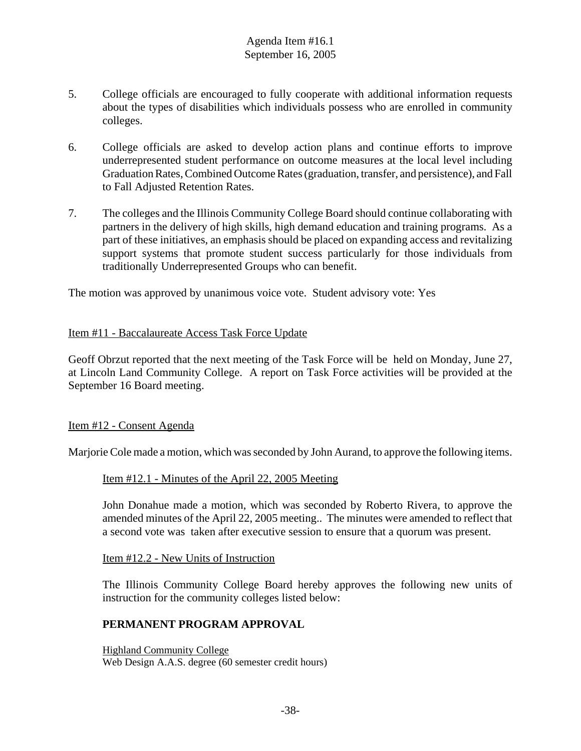5. College officials are encouraged to fully cooperate with additional information requests about the types of disabilities which individuals possess who are enrolled in community colleges.

6. College officials are asked to develop action plans and continue efforts to improve underrepresented student performance on outcome measures at the local level including Graduation Rates, Combined Outcome Rates (graduation, transfer, and persistence), and Fall to Fall Adjusted Retention Rates.

7. The colleges and the Illinois Community College Board should continue collaborating with partners in the delivery of high skills, high demand education and training programs. As a part of these initiatives, an emphasis should be placed on expanding access and revitalizing support systems that promote student success particularly for those individuals from traditionally Underrepresented Groups who can benefit.

The motion was approved by unanimous voice vote. Student advisory vote: Yes

Item #11 - Baccalaureate Access Task Force Update

Geoff Obrzut reported that the next meeting of the Task Force will be held on Monday, June 27, at Lincoln Land Community College. A report on Task Force activities will be provided at the September 16 Board meeting.

Item #12 - Consent Agenda

Marjorie Cole made a motion, which was seconded by John Aurand, to approve the following items.

Item #12.1 - Minutes of the April 22, 2005 Meeting

John Donahue made a motion, which was seconded by Roberto Rivera, to approve the amended minutes of the April 22, 2005 meeting.. The minutes were amended to reflect that a second vote was taken after executive session to ensure that a quorum was present.

Item #12.2 - New Units of Instruction

The Illinois Community College Board hereby approves the following new units of instruction for the community colleges listed below:

**PERMANENT PROGRAM APPROVAL**

Highland Community College
Web Design A.A.S. degree (60 semester credit hours)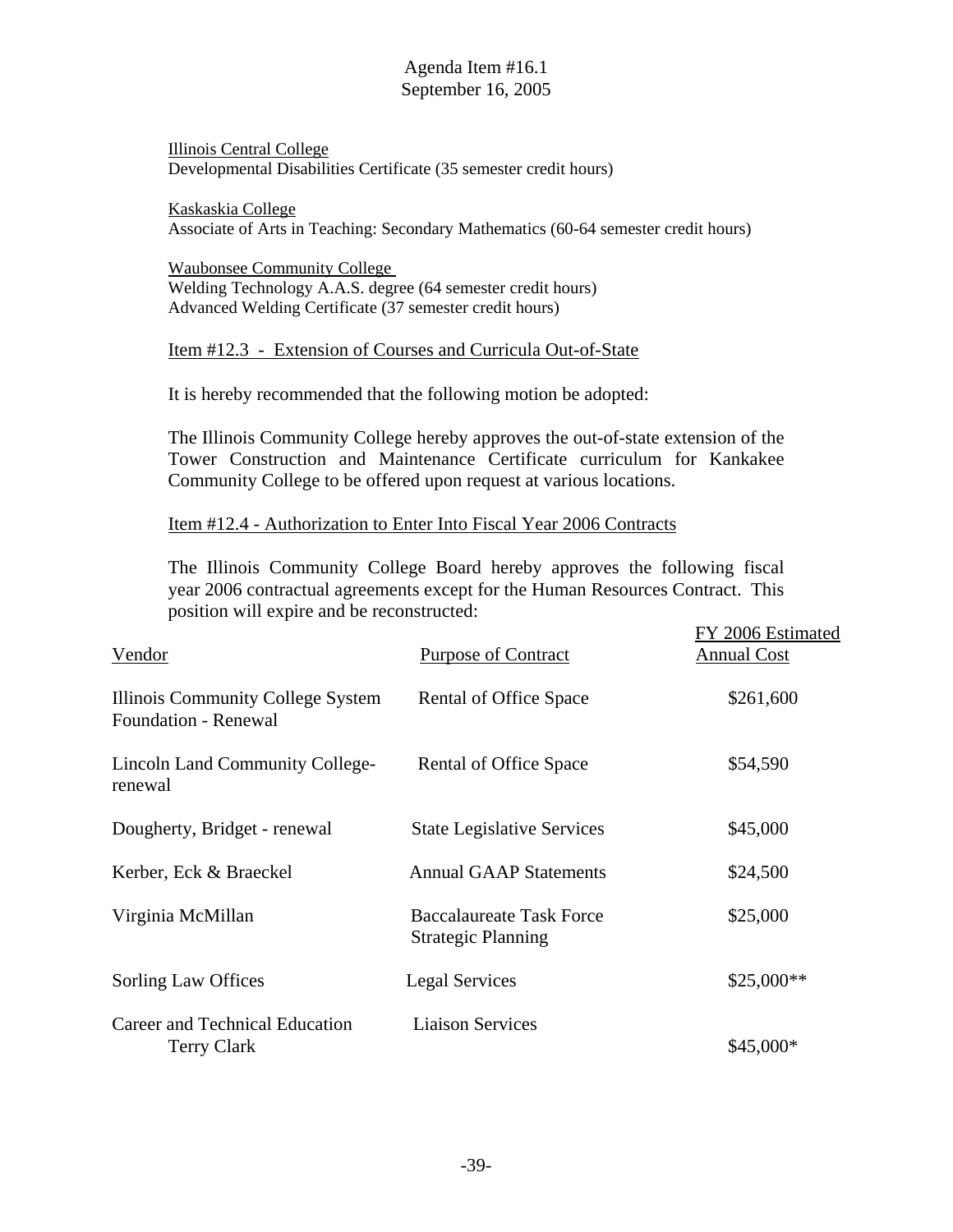Agenda Item #16.1
September 16, 2005

Illinois Central College
Developmental Disabilities Certificate (35 semester credit hours)

Kaskaskia College
Associate of Arts in Teaching: Secondary Mathematics (60-64 semester credit hours)

Waubonsee Community College
Welding Technology A.A.S. degree (64 semester credit hours)
Advanced Welding Certificate (37 semester credit hours)

Item #12.3 - Extension of Courses and Curricula Out-of-State

It is hereby recommended that the following motion be adopted:

The Illinois Community College hereby approves the out-of-state extension of the Tower Construction and Maintenance Certificate curriculum for Kankakee Community College to be offered upon request at various locations.

Item #12.4 - Authorization to Enter Into Fiscal Year 2006 Contracts

The Illinois Community College Board hereby approves the following fiscal year 2006 contractual agreements except for the Human Resources Contract. This position will expire and be reconstructed:

| Vendor | Purpose of Contract | FY 2006 Estimated Annual Cost |
|---|---|---|
| Illinois Community College System Foundation - Renewal | Rental of Office Space | $261,600 |
| Lincoln Land Community College-renewal | Rental of Office Space | $54,590 |
| Dougherty, Bridget - renewal | State Legislative Services | $45,000 |
| Kerber, Eck & Braeckel | Annual GAAP Statements | $24,500 |
| Virginia McMillan | Baccalaureate Task Force Strategic Planning | $25,000 |
| Sorling Law Offices | Legal Services | $25,000** |
| Career and Technical Education Terry Clark | Liaison Services | $45,000* |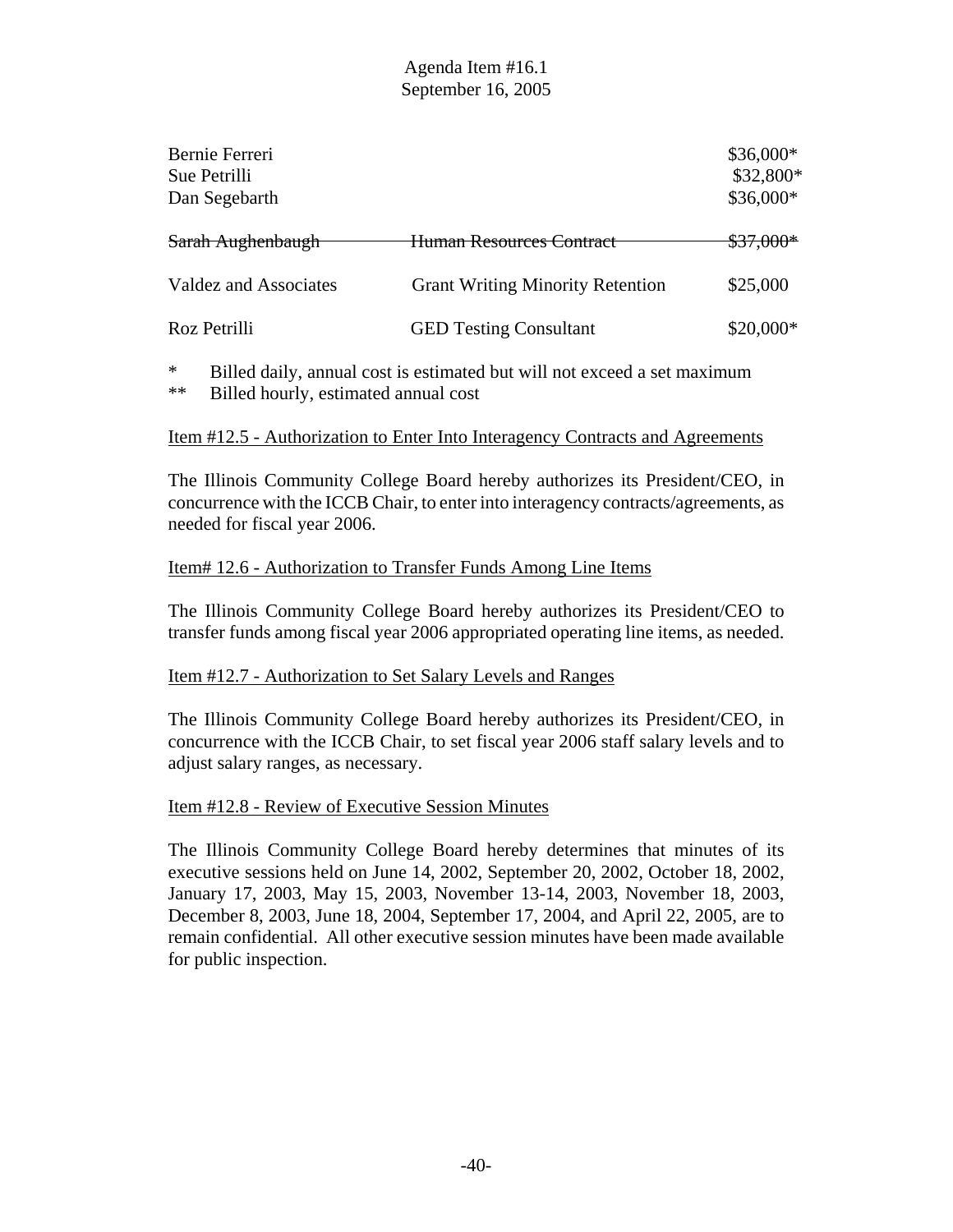Agenda Item #16.1
September 16, 2005

| | | |
|---|---|---|
| Bernie Ferreri | | $36,000* |
| Sue Petrilli | | $32,800* |
| Dan Segebarth | | $36,000* |
| ~~Sarah Aughenbaugh~~ | ~~Human Resources Contract~~ | ~~$37,000*~~ |
| Valdez and Associates | Grant Writing Minority Retention | $25,000 |
| Roz Petrilli | GED Testing Consultant | $20,000* |

\* Billed daily, annual cost is estimated but will not exceed a set maximum
\*\* Billed hourly, estimated annual cost

Item #12.5 - Authorization to Enter Into Interagency Contracts and Agreements

The Illinois Community College Board hereby authorizes its President/CEO, in concurrence with the ICCB Chair, to enter into interagency contracts/agreements, as needed for fiscal year 2006.

Item# 12.6 - Authorization to Transfer Funds Among Line Items

The Illinois Community College Board hereby authorizes its President/CEO to transfer funds among fiscal year 2006 appropriated operating line items, as needed.

Item #12.7 - Authorization to Set Salary Levels and Ranges

The Illinois Community College Board hereby authorizes its President/CEO, in concurrence with the ICCB Chair, to set fiscal year 2006 staff salary levels and to adjust salary ranges, as necessary.

Item #12.8 - Review of Executive Session Minutes

The Illinois Community College Board hereby determines that minutes of its executive sessions held on June 14, 2002, September 20, 2002, October 18, 2002, January 17, 2003, May 15, 2003, November 13-14, 2003, November 18, 2003, December 8, 2003, June 18, 2004, September 17, 2004, and April 22, 2005, are to remain confidential. All other executive session minutes have been made available for public inspection.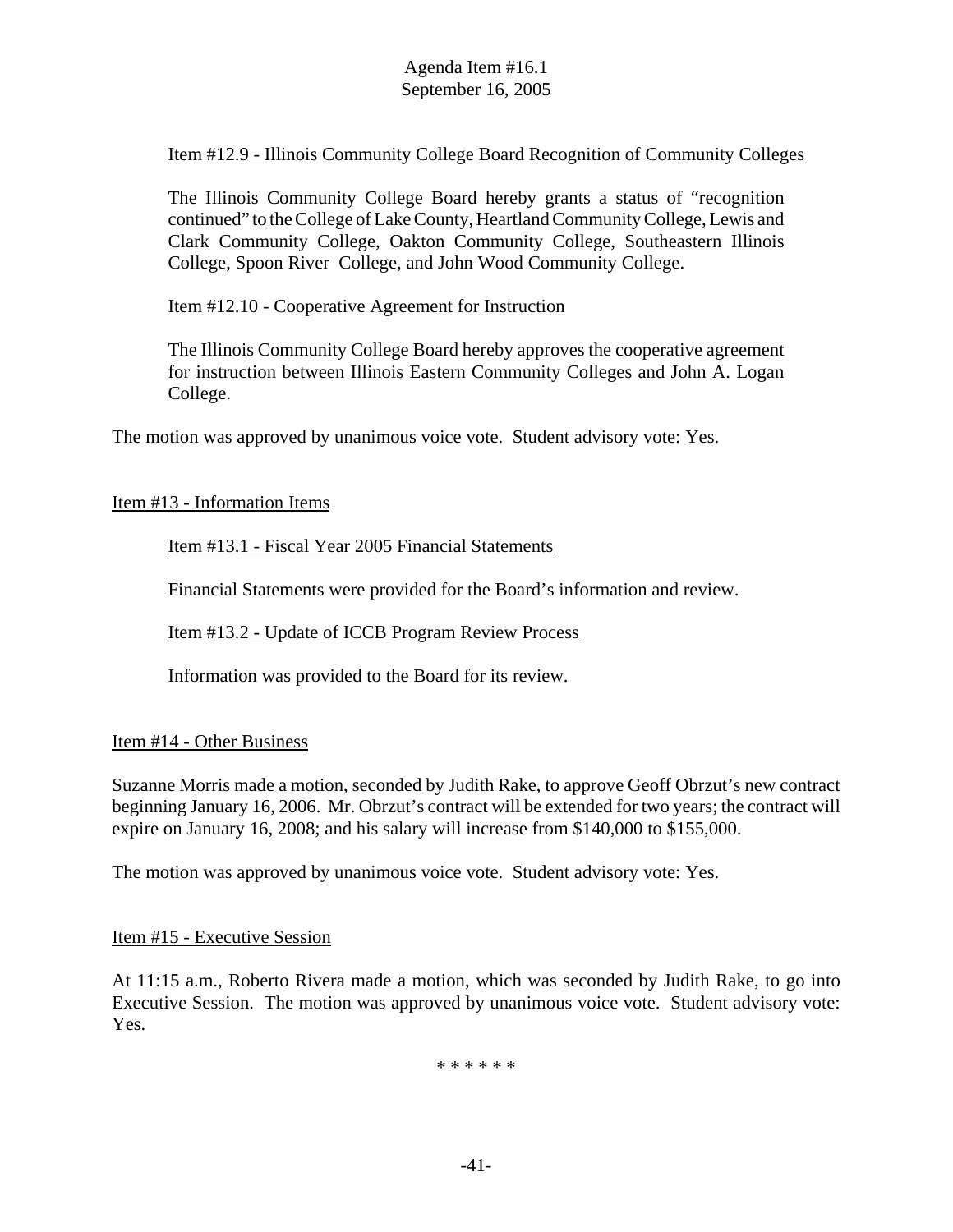Item #12.9 - Illinois Community College Board Recognition of Community Colleges

The Illinois Community College Board hereby grants a status of "recognition continued" to the College of Lake County, Heartland Community College, Lewis and Clark Community College, Oakton Community College, Southeastern Illinois College, Spoon River College, and John Wood Community College.

Item #12.10 - Cooperative Agreement for Instruction

The Illinois Community College Board hereby approves the cooperative agreement for instruction between Illinois Eastern Community Colleges and John A. Logan College.

The motion was approved by unanimous voice vote. Student advisory vote: Yes.

Item #13 - Information Items

Item #13.1 - Fiscal Year 2005 Financial Statements

Financial Statements were provided for the Board's information and review.

Item #13.2 - Update of ICCB Program Review Process

Information was provided to the Board for its review.

Item #14 - Other Business

Suzanne Morris made a motion, seconded by Judith Rake, to approve Geoff Obrzut's new contract beginning January 16, 2006. Mr. Obrzut's contract will be extended for two years; the contract will expire on January 16, 2008; and his salary will increase from $140,000 to $155,000.

The motion was approved by unanimous voice vote. Student advisory vote: Yes.

Item #15 - Executive Session

At 11:15 a.m., Roberto Rivera made a motion, which was seconded by Judith Rake, to go into Executive Session. The motion was approved by unanimous voice vote. Student advisory vote: Yes.

\* \* \* \* \* \*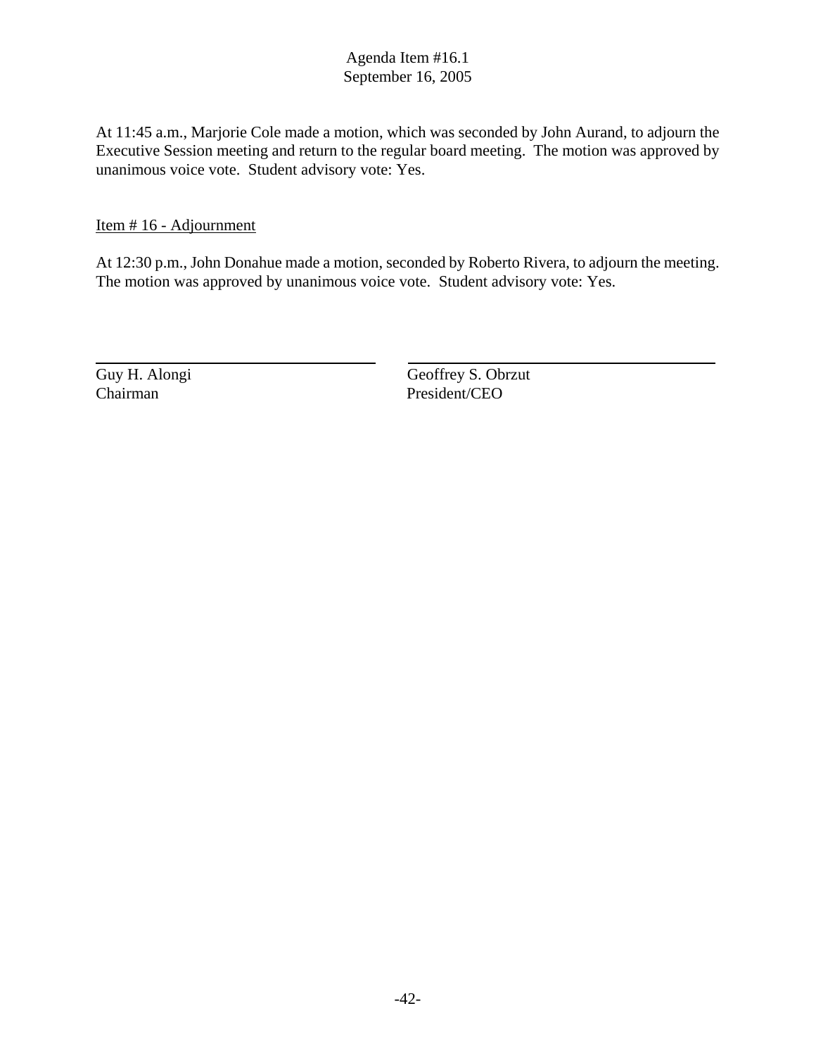Agenda Item #16.1
September 16, 2005

At 11:45 a.m., Marjorie Cole made a motion, which was seconded by John Aurand, to adjourn the Executive Session meeting and return to the regular board meeting. The motion was approved by unanimous voice vote. Student advisory vote: Yes.

Item # 16 - Adjournment

At 12:30 p.m., John Donahue made a motion, seconded by Roberto Rivera, to adjourn the meeting. The motion was approved by unanimous voice vote. Student advisory vote: Yes.

| Guy H. Alongi | Geoffrey S. Obrzut |
|---|---|
| Chairman | President/CEO |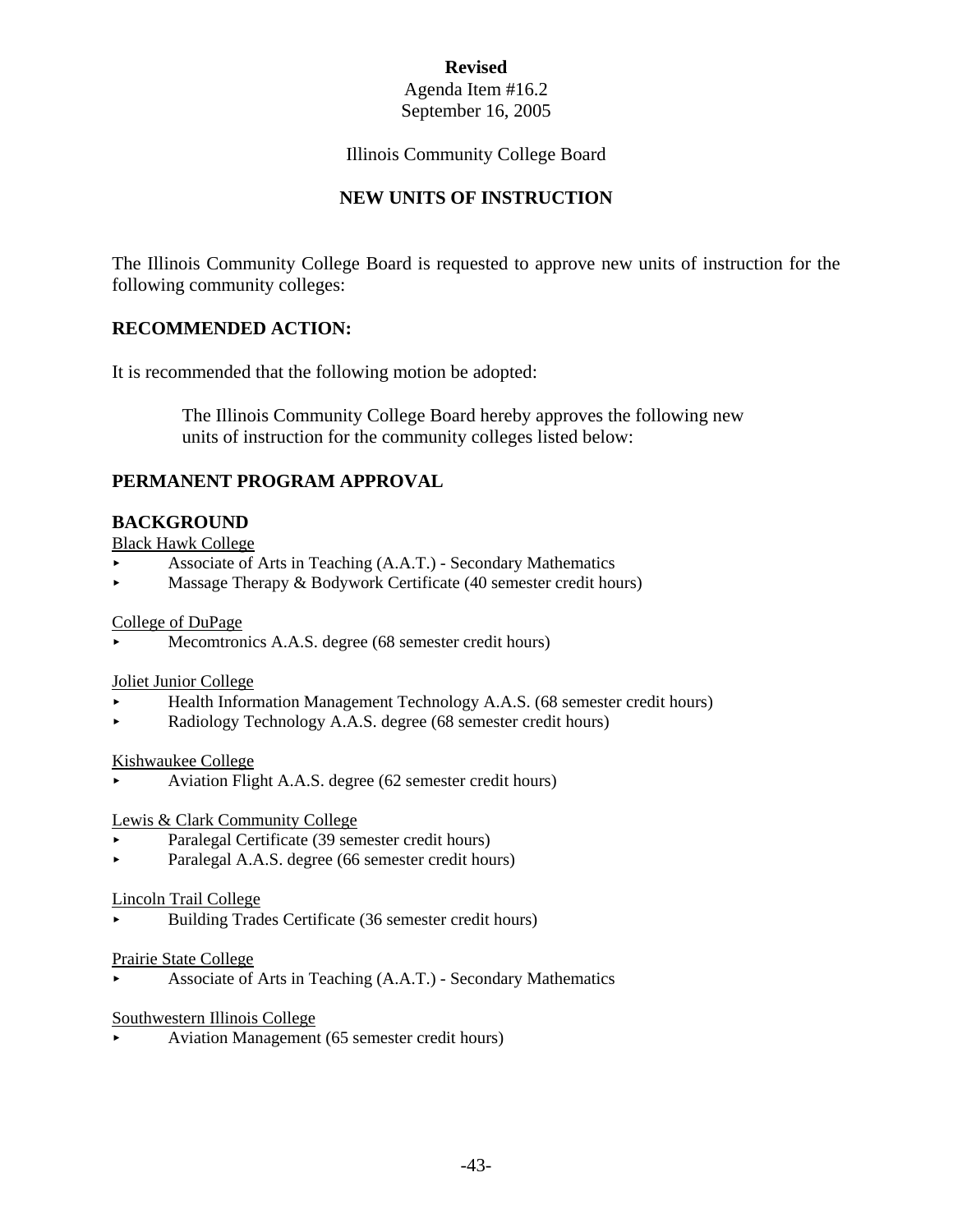**Revised**

Agenda Item #16.2
September 16, 2005

Illinois Community College Board

## NEW UNITS OF INSTRUCTION

The Illinois Community College Board is requested to approve new units of instruction for the following community colleges:

### RECOMMENDED ACTION:

It is recommended that the following motion be adopted:

> The Illinois Community College Board hereby approves the following new units of instruction for the community colleges listed below:

### PERMANENT PROGRAM APPROVAL

### BACKGROUND

Black Hawk College

- Associate of Arts in Teaching (A.A.T.) - Secondary Mathematics
- Massage Therapy & Bodywork Certificate (40 semester credit hours)

College of DuPage

- Mecomtronics A.A.S. degree (68 semester credit hours)

Joliet Junior College

- Health Information Management Technology A.A.S. (68 semester credit hours)
- Radiology Technology A.A.S. degree (68 semester credit hours)

Kishwaukee College

- Aviation Flight A.A.S. degree (62 semester credit hours)

Lewis & Clark Community College

- Paralegal Certificate (39 semester credit hours)
- Paralegal A.A.S. degree (66 semester credit hours)

Lincoln Trail College

- Building Trades Certificate (36 semester credit hours)

Prairie State College

- Associate of Arts in Teaching (A.A.T.) - Secondary Mathematics

Southwestern Illinois College

- Aviation Management (65 semester credit hours)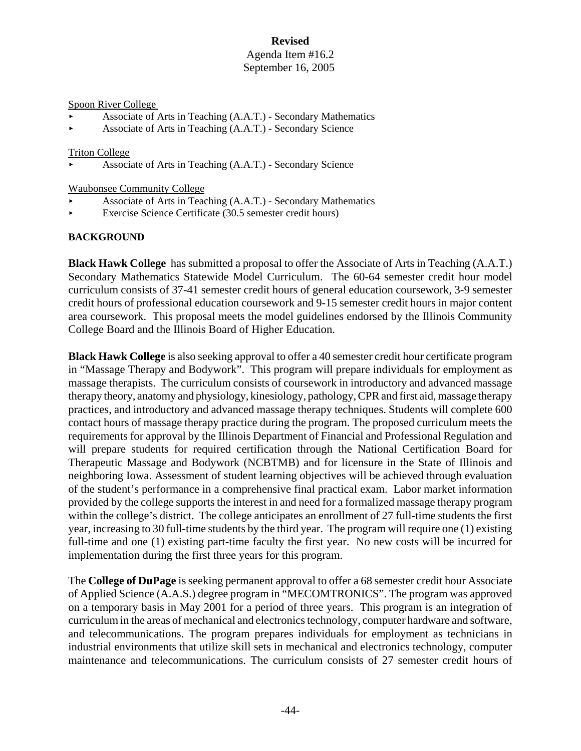**Revised**
Agenda Item #16.2
September 16, 2005

<u>Spoon River College</u>

- Associate of Arts in Teaching (A.A.T.) - Secondary Mathematics
- Associate of Arts in Teaching (A.A.T.) - Secondary Science

<u>Triton College</u>

- Associate of Arts in Teaching (A.A.T.) - Secondary Science

<u>Waubonsee Community College</u>

- Associate of Arts in Teaching (A.A.T.) - Secondary Mathematics
- Exercise Science Certificate (30.5 semester credit hours)

**BACKGROUND**

**Black Hawk College** has submitted a proposal to offer the Associate of Arts in Teaching (A.A.T.) Secondary Mathematics Statewide Model Curriculum. The 60-64 semester credit hour model curriculum consists of 37-41 semester credit hours of general education coursework, 3-9 semester credit hours of professional education coursework and 9-15 semester credit hours in major content area coursework. This proposal meets the model guidelines endorsed by the Illinois Community College Board and the Illinois Board of Higher Education.

**Black Hawk College** is also seeking approval to offer a 40 semester credit hour certificate program in "Massage Therapy and Bodywork". This program will prepare individuals for employment as massage therapists. The curriculum consists of coursework in introductory and advanced massage therapy theory, anatomy and physiology, kinesiology, pathology, CPR and first aid, massage therapy practices, and introductory and advanced massage therapy techniques. Students will complete 600 contact hours of massage therapy practice during the program. The proposed curriculum meets the requirements for approval by the Illinois Department of Financial and Professional Regulation and will prepare students for required certification through the National Certification Board for Therapeutic Massage and Bodywork (NCBTMB) and for licensure in the State of Illinois and neighboring Iowa. Assessment of student learning objectives will be achieved through evaluation of the student's performance in a comprehensive final practical exam. Labor market information provided by the college supports the interest in and need for a formalized massage therapy program within the college's district. The college anticipates an enrollment of 27 full-time students the first year, increasing to 30 full-time students by the third year. The program will require one (1) existing full-time and one (1) existing part-time faculty the first year. No new costs will be incurred for implementation during the first three years for this program.

The **College of DuPage** is seeking permanent approval to offer a 68 semester credit hour Associate of Applied Science (A.A.S.) degree program in "MECOMTRONICS". The program was approved on a temporary basis in May 2001 for a period of three years. This program is an integration of curriculum in the areas of mechanical and electronics technology, computer hardware and software, and telecommunications. The program prepares individuals for employment as technicians in industrial environments that utilize skill sets in mechanical and electronics technology, computer maintenance and telecommunications. The curriculum consists of 27 semester credit hours of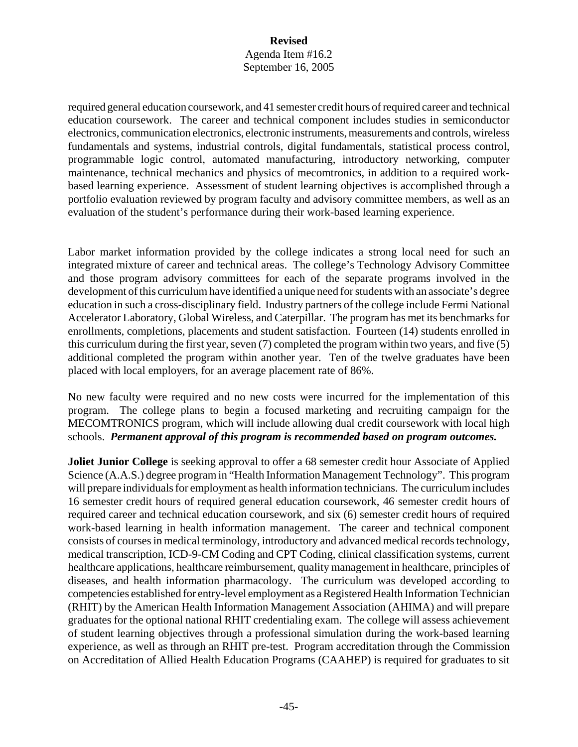required general education coursework, and 41 semester credit hours of required career and technical education coursework. The career and technical component includes studies in semiconductor electronics, communication electronics, electronic instruments, measurements and controls, wireless fundamentals and systems, industrial controls, digital fundamentals, statistical process control, programmable logic control, automated manufacturing, introductory networking, computer maintenance, technical mechanics and physics of mecomtronics, in addition to a required work-based learning experience. Assessment of student learning objectives is accomplished through a portfolio evaluation reviewed by program faculty and advisory committee members, as well as an evaluation of the student's performance during their work-based learning experience.

Labor market information provided by the college indicates a strong local need for such an integrated mixture of career and technical areas. The college's Technology Advisory Committee and those program advisory committees for each of the separate programs involved in the development of this curriculum have identified a unique need for students with an associate's degree education in such a cross-disciplinary field. Industry partners of the college include Fermi National Accelerator Laboratory, Global Wireless, and Caterpillar. The program has met its benchmarks for enrollments, completions, placements and student satisfaction. Fourteen (14) students enrolled in this curriculum during the first year, seven (7) completed the program within two years, and five (5) additional completed the program within another year. Ten of the twelve graduates have been placed with local employers, for an average placement rate of 86%.

No new faculty were required and no new costs were incurred for the implementation of this program. The college plans to begin a focused marketing and recruiting campaign for the MECOMTRONICS program, which will include allowing dual credit coursework with local high schools. ***Permanent approval of this program is recommended based on program outcomes.***

**Joliet Junior College** is seeking approval to offer a 68 semester credit hour Associate of Applied Science (A.A.S.) degree program in "Health Information Management Technology". This program will prepare individuals for employment as health information technicians. The curriculum includes 16 semester credit hours of required general education coursework, 46 semester credit hours of required career and technical education coursework, and six (6) semester credit hours of required work-based learning in health information management. The career and technical component consists of courses in medical terminology, introductory and advanced medical records technology, medical transcription, ICD-9-CM Coding and CPT Coding, clinical classification systems, current healthcare applications, healthcare reimbursement, quality management in healthcare, principles of diseases, and health information pharmacology. The curriculum was developed according to competencies established for entry-level employment as a Registered Health Information Technician (RHIT) by the American Health Information Management Association (AHIMA) and will prepare graduates for the optional national RHIT credentialing exam. The college will assess achievement of student learning objectives through a professional simulation during the work-based learning experience, as well as through an RHIT pre-test. Program accreditation through the Commission on Accreditation of Allied Health Education Programs (CAAHEP) is required for graduates to sit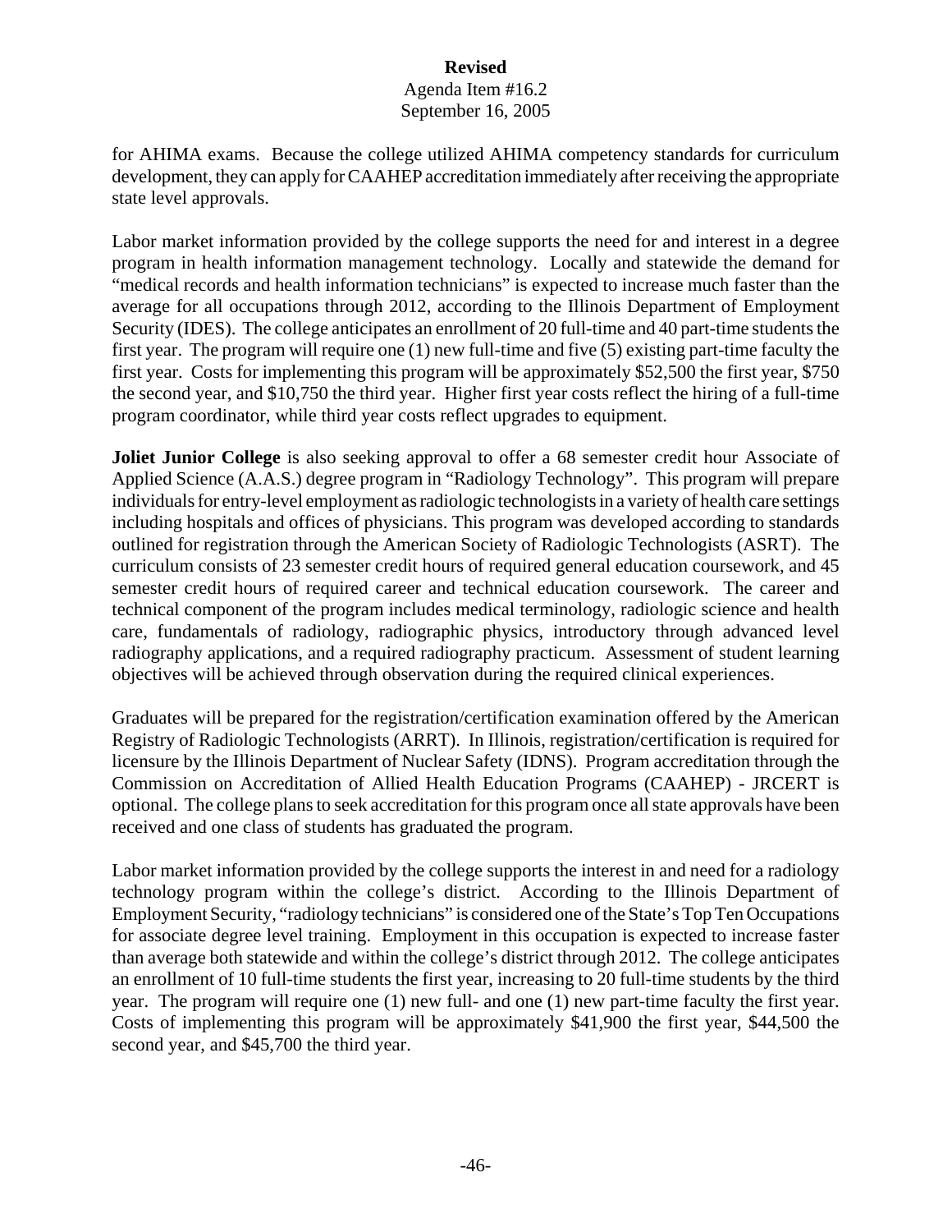for AHIMA exams. Because the college utilized AHIMA competency standards for curriculum development, they can apply for CAAHEP accreditation immediately after receiving the appropriate state level approvals.

Labor market information provided by the college supports the need for and interest in a degree program in health information management technology. Locally and statewide the demand for "medical records and health information technicians" is expected to increase much faster than the average for all occupations through 2012, according to the Illinois Department of Employment Security (IDES). The college anticipates an enrollment of 20 full-time and 40 part-time students the first year. The program will require one (1) new full-time and five (5) existing part-time faculty the first year. Costs for implementing this program will be approximately $52,500 the first year, $750 the second year, and $10,750 the third year. Higher first year costs reflect the hiring of a full-time program coordinator, while third year costs reflect upgrades to equipment.

**Joliet Junior College** is also seeking approval to offer a 68 semester credit hour Associate of Applied Science (A.A.S.) degree program in "Radiology Technology". This program will prepare individuals for entry-level employment as radiologic technologists in a variety of health care settings including hospitals and offices of physicians. This program was developed according to standards outlined for registration through the American Society of Radiologic Technologists (ASRT). The curriculum consists of 23 semester credit hours of required general education coursework, and 45 semester credit hours of required career and technical education coursework. The career and technical component of the program includes medical terminology, radiologic science and health care, fundamentals of radiology, radiographic physics, introductory through advanced level radiography applications, and a required radiography practicum. Assessment of student learning objectives will be achieved through observation during the required clinical experiences.

Graduates will be prepared for the registration/certification examination offered by the American Registry of Radiologic Technologists (ARRT). In Illinois, registration/certification is required for licensure by the Illinois Department of Nuclear Safety (IDNS). Program accreditation through the Commission on Accreditation of Allied Health Education Programs (CAAHEP) - JRCERT is optional. The college plans to seek accreditation for this program once all state approvals have been received and one class of students has graduated the program.

Labor market information provided by the college supports the interest in and need for a radiology technology program within the college's district. According to the Illinois Department of Employment Security, "radiology technicians" is considered one of the State's Top Ten Occupations for associate degree level training. Employment in this occupation is expected to increase faster than average both statewide and within the college's district through 2012. The college anticipates an enrollment of 10 full-time students the first year, increasing to 20 full-time students by the third year. The program will require one (1) new full- and one (1) new part-time faculty the first year. Costs of implementing this program will be approximately $41,900 the first year, $44,500 the second year, and $45,700 the third year.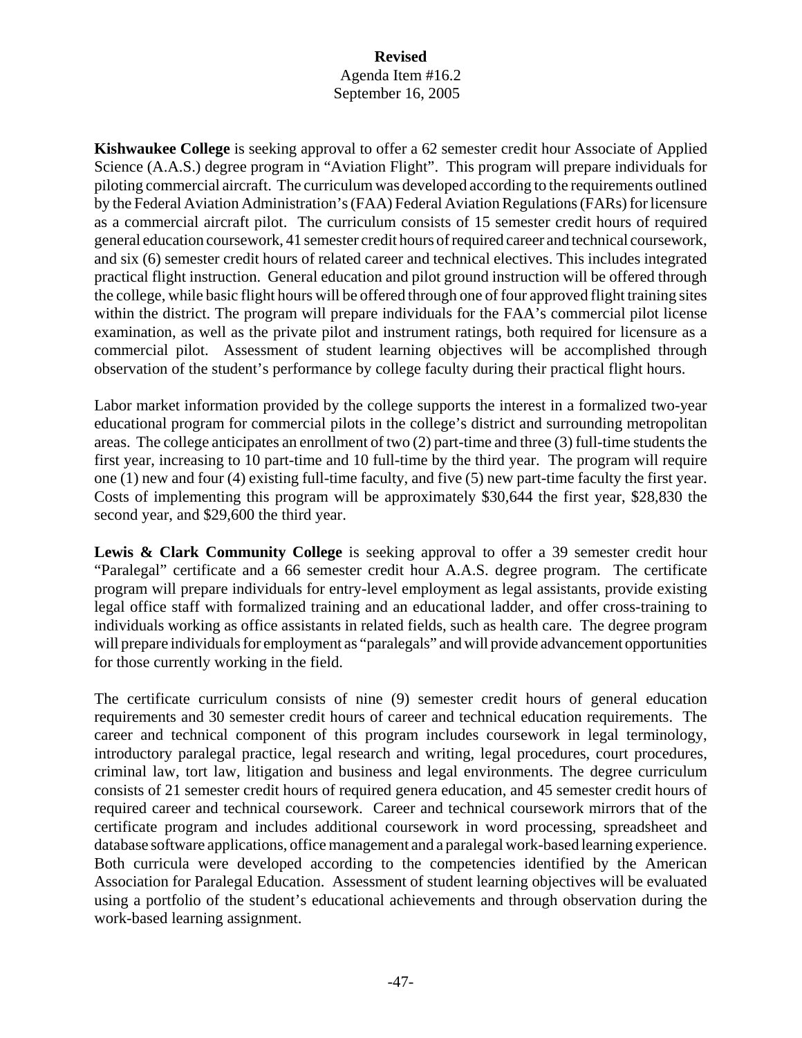**Revised**
Agenda Item #16.2
September 16, 2005

**Kishwaukee College** is seeking approval to offer a 62 semester credit hour Associate of Applied Science (A.A.S.) degree program in "Aviation Flight". This program will prepare individuals for piloting commercial aircraft. The curriculum was developed according to the requirements outlined by the Federal Aviation Administration's (FAA) Federal Aviation Regulations (FARs) for licensure as a commercial aircraft pilot. The curriculum consists of 15 semester credit hours of required general education coursework, 41 semester credit hours of required career and technical coursework, and six (6) semester credit hours of related career and technical electives. This includes integrated practical flight instruction. General education and pilot ground instruction will be offered through the college, while basic flight hours will be offered through one of four approved flight training sites within the district. The program will prepare individuals for the FAA's commercial pilot license examination, as well as the private pilot and instrument ratings, both required for licensure as a commercial pilot. Assessment of student learning objectives will be accomplished through observation of the student's performance by college faculty during their practical flight hours.

Labor market information provided by the college supports the interest in a formalized two-year educational program for commercial pilots in the college's district and surrounding metropolitan areas. The college anticipates an enrollment of two (2) part-time and three (3) full-time students the first year, increasing to 10 part-time and 10 full-time by the third year. The program will require one (1) new and four (4) existing full-time faculty, and five (5) new part-time faculty the first year. Costs of implementing this program will be approximately $30,644 the first year, $28,830 the second year, and $29,600 the third year.

**Lewis & Clark Community College** is seeking approval to offer a 39 semester credit hour "Paralegal" certificate and a 66 semester credit hour A.A.S. degree program. The certificate program will prepare individuals for entry-level employment as legal assistants, provide existing legal office staff with formalized training and an educational ladder, and offer cross-training to individuals working as office assistants in related fields, such as health care. The degree program will prepare individuals for employment as "paralegals" and will provide advancement opportunities for those currently working in the field.

The certificate curriculum consists of nine (9) semester credit hours of general education requirements and 30 semester credit hours of career and technical education requirements. The career and technical component of this program includes coursework in legal terminology, introductory paralegal practice, legal research and writing, legal procedures, court procedures, criminal law, tort law, litigation and business and legal environments. The degree curriculum consists of 21 semester credit hours of required genera education, and 45 semester credit hours of required career and technical coursework. Career and technical coursework mirrors that of the certificate program and includes additional coursework in word processing, spreadsheet and database software applications, office management and a paralegal work-based learning experience. Both curricula were developed according to the competencies identified by the American Association for Paralegal Education. Assessment of student learning objectives will be evaluated using a portfolio of the student's educational achievements and through observation during the work-based learning assignment.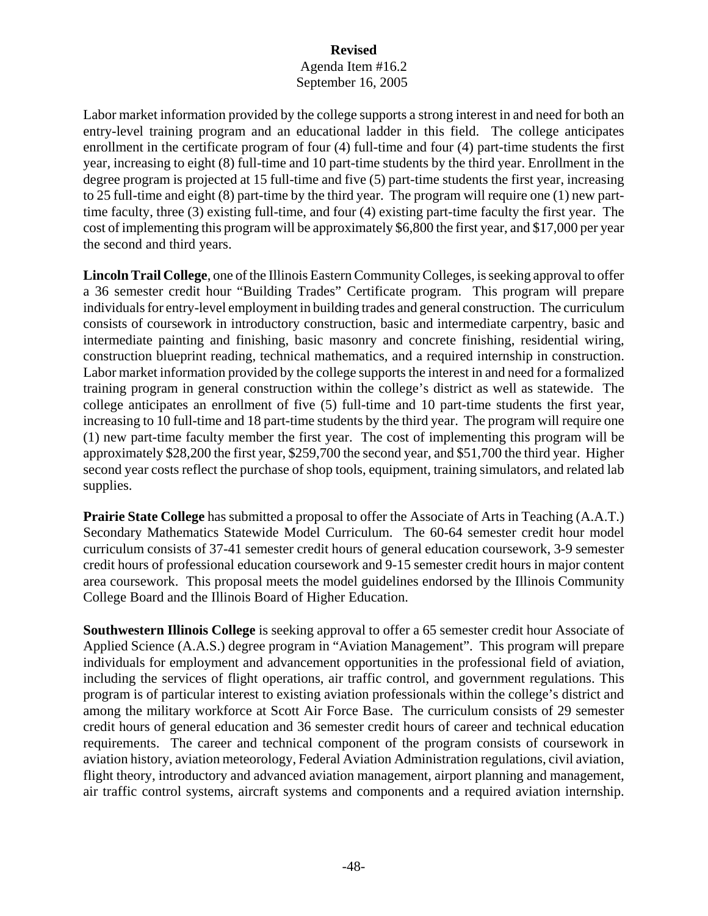Labor market information provided by the college supports a strong interest in and need for both an entry-level training program and an educational ladder in this field. The college anticipates enrollment in the certificate program of four (4) full-time and four (4) part-time students the first year, increasing to eight (8) full-time and 10 part-time students by the third year. Enrollment in the degree program is projected at 15 full-time and five (5) part-time students the first year, increasing to 25 full-time and eight (8) part-time by the third year. The program will require one (1) new part-time faculty, three (3) existing full-time, and four (4) existing part-time faculty the first year. The cost of implementing this program will be approximately $6,800 the first year, and $17,000 per year the second and third years.

**Lincoln Trail College**, one of the Illinois Eastern Community Colleges, is seeking approval to offer a 36 semester credit hour "Building Trades" Certificate program. This program will prepare individuals for entry-level employment in building trades and general construction. The curriculum consists of coursework in introductory construction, basic and intermediate carpentry, basic and intermediate painting and finishing, basic masonry and concrete finishing, residential wiring, construction blueprint reading, technical mathematics, and a required internship in construction. Labor market information provided by the college supports the interest in and need for a formalized training program in general construction within the college's district as well as statewide. The college anticipates an enrollment of five (5) full-time and 10 part-time students the first year, increasing to 10 full-time and 18 part-time students by the third year. The program will require one (1) new part-time faculty member the first year. The cost of implementing this program will be approximately $28,200 the first year, $259,700 the second year, and $51,700 the third year. Higher second year costs reflect the purchase of shop tools, equipment, training simulators, and related lab supplies.

**Prairie State College** has submitted a proposal to offer the Associate of Arts in Teaching (A.A.T.) Secondary Mathematics Statewide Model Curriculum. The 60-64 semester credit hour model curriculum consists of 37-41 semester credit hours of general education coursework, 3-9 semester credit hours of professional education coursework and 9-15 semester credit hours in major content area coursework. This proposal meets the model guidelines endorsed by the Illinois Community College Board and the Illinois Board of Higher Education.

**Southwestern Illinois College** is seeking approval to offer a 65 semester credit hour Associate of Applied Science (A.A.S.) degree program in "Aviation Management". This program will prepare individuals for employment and advancement opportunities in the professional field of aviation, including the services of flight operations, air traffic control, and government regulations. This program is of particular interest to existing aviation professionals within the college's district and among the military workforce at Scott Air Force Base. The curriculum consists of 29 semester credit hours of general education and 36 semester credit hours of career and technical education requirements. The career and technical component of the program consists of coursework in aviation history, aviation meteorology, Federal Aviation Administration regulations, civil aviation, flight theory, introductory and advanced aviation management, airport planning and management, air traffic control systems, aircraft systems and components and a required aviation internship.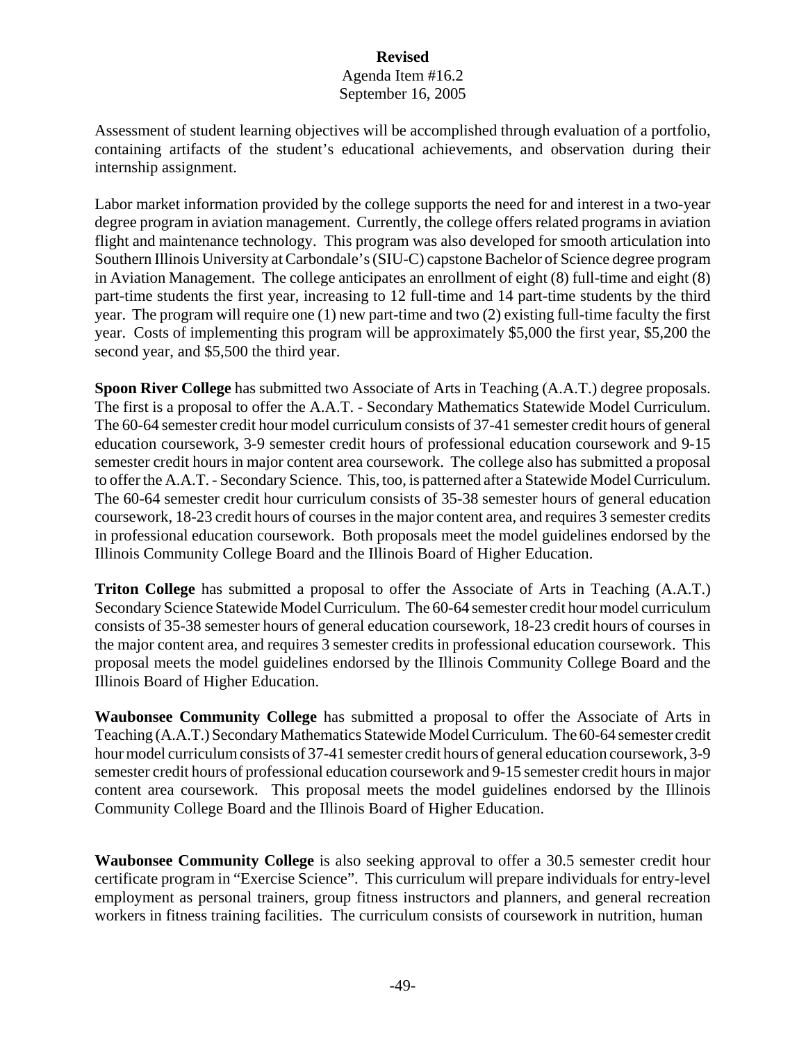Assessment of student learning objectives will be accomplished through evaluation of a portfolio, containing artifacts of the student's educational achievements, and observation during their internship assignment.

Labor market information provided by the college supports the need for and interest in a two-year degree program in aviation management. Currently, the college offers related programs in aviation flight and maintenance technology. This program was also developed for smooth articulation into Southern Illinois University at Carbondale's (SIU-C) capstone Bachelor of Science degree program in Aviation Management. The college anticipates an enrollment of eight (8) full-time and eight (8) part-time students the first year, increasing to 12 full-time and 14 part-time students by the third year. The program will require one (1) new part-time and two (2) existing full-time faculty the first year. Costs of implementing this program will be approximately $5,000 the first year, $5,200 the second year, and $5,500 the third year.

**Spoon River College** has submitted two Associate of Arts in Teaching (A.A.T.) degree proposals. The first is a proposal to offer the A.A.T. - Secondary Mathematics Statewide Model Curriculum. The 60-64 semester credit hour model curriculum consists of 37-41 semester credit hours of general education coursework, 3-9 semester credit hours of professional education coursework and 9-15 semester credit hours in major content area coursework. The college also has submitted a proposal to offer the A.A.T. - Secondary Science. This, too, is patterned after a Statewide Model Curriculum. The 60-64 semester credit hour curriculum consists of 35-38 semester hours of general education coursework, 18-23 credit hours of courses in the major content area, and requires 3 semester credits in professional education coursework. Both proposals meet the model guidelines endorsed by the Illinois Community College Board and the Illinois Board of Higher Education.

**Triton College** has submitted a proposal to offer the Associate of Arts in Teaching (A.A.T.) Secondary Science Statewide Model Curriculum. The 60-64 semester credit hour model curriculum consists of 35-38 semester hours of general education coursework, 18-23 credit hours of courses in the major content area, and requires 3 semester credits in professional education coursework. This proposal meets the model guidelines endorsed by the Illinois Community College Board and the Illinois Board of Higher Education.

**Waubonsee Community College** has submitted a proposal to offer the Associate of Arts in Teaching (A.A.T.) Secondary Mathematics Statewide Model Curriculum. The 60-64 semester credit hour model curriculum consists of 37-41 semester credit hours of general education coursework, 3-9 semester credit hours of professional education coursework and 9-15 semester credit hours in major content area coursework. This proposal meets the model guidelines endorsed by the Illinois Community College Board and the Illinois Board of Higher Education.

**Waubonsee Community College** is also seeking approval to offer a 30.5 semester credit hour certificate program in "Exercise Science". This curriculum will prepare individuals for entry-level employment as personal trainers, group fitness instructors and planners, and general recreation workers in fitness training facilities. The curriculum consists of coursework in nutrition, human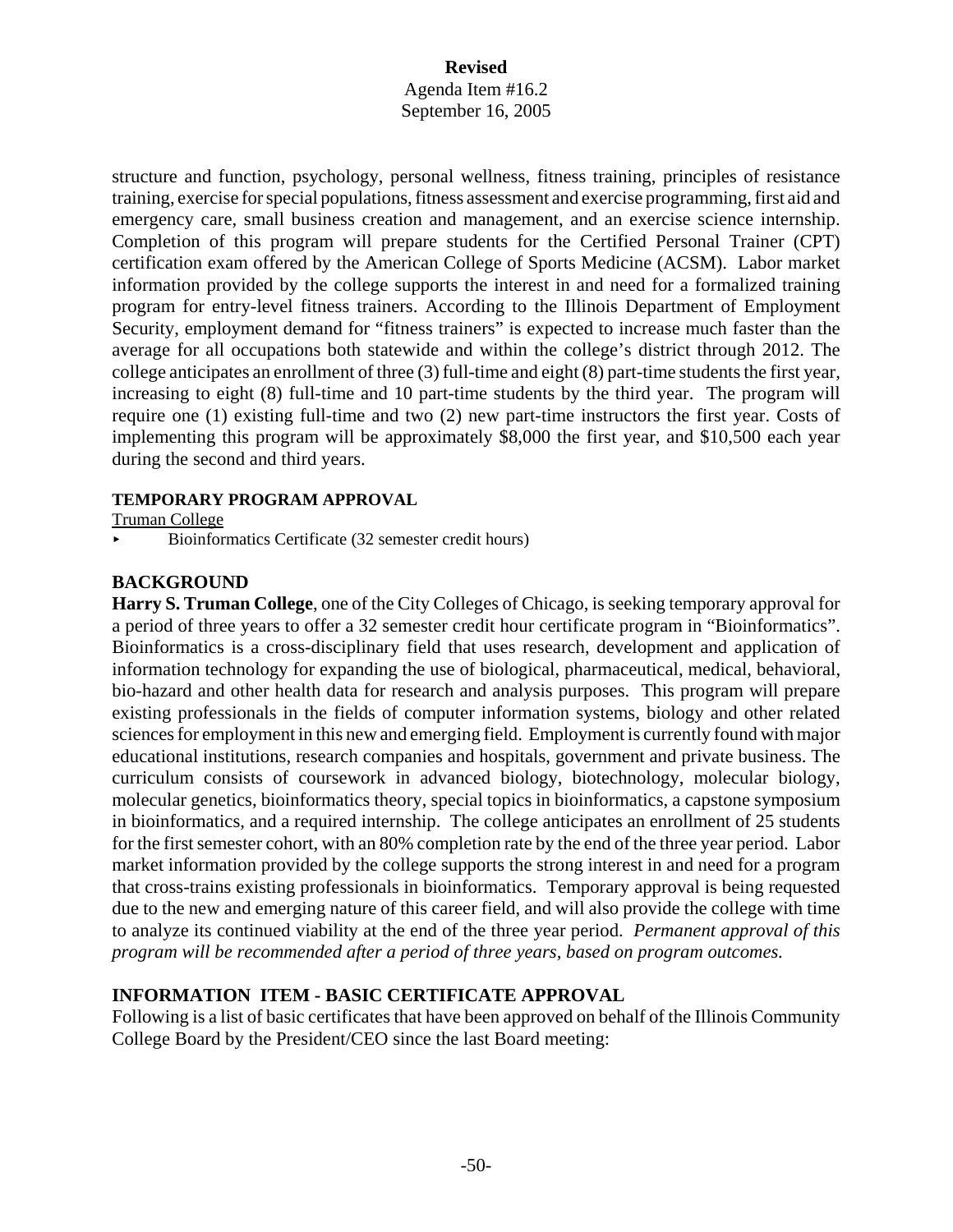structure and function, psychology, personal wellness, fitness training, principles of resistance training, exercise for special populations, fitness assessment and exercise programming, first aid and emergency care, small business creation and management, and an exercise science internship. Completion of this program will prepare students for the Certified Personal Trainer (CPT) certification exam offered by the American College of Sports Medicine (ACSM). Labor market information provided by the college supports the interest in and need for a formalized training program for entry-level fitness trainers. According to the Illinois Department of Employment Security, employment demand for "fitness trainers" is expected to increase much faster than the average for all occupations both statewide and within the college's district through 2012. The college anticipates an enrollment of three (3) full-time and eight (8) part-time students the first year, increasing to eight (8) full-time and 10 part-time students by the third year. The program will require one (1) existing full-time and two (2) new part-time instructors the first year. Costs of implementing this program will be approximately $8,000 the first year, and $10,500 each year during the second and third years.

**TEMPORARY PROGRAM APPROVAL**

Truman College

- Bioinformatics Certificate (32 semester credit hours)

## BACKGROUND

**Harry S. Truman College**, one of the City Colleges of Chicago, is seeking temporary approval for a period of three years to offer a 32 semester credit hour certificate program in "Bioinformatics". Bioinformatics is a cross-disciplinary field that uses research, development and application of information technology for expanding the use of biological, pharmaceutical, medical, behavioral, bio-hazard and other health data for research and analysis purposes. This program will prepare existing professionals in the fields of computer information systems, biology and other related sciences for employment in this new and emerging field. Employment is currently found with major educational institutions, research companies and hospitals, government and private business. The curriculum consists of coursework in advanced biology, biotechnology, molecular biology, molecular genetics, bioinformatics theory, special topics in bioinformatics, a capstone symposium in bioinformatics, and a required internship. The college anticipates an enrollment of 25 students for the first semester cohort, with an 80% completion rate by the end of the three year period. Labor market information provided by the college supports the strong interest in and need for a program that cross-trains existing professionals in bioinformatics. Temporary approval is being requested due to the new and emerging nature of this career field, and will also provide the college with time to analyze its continued viability at the end of the three year period. *Permanent approval of this program will be recommended after a period of three years, based on program outcomes.*

## INFORMATION ITEM - BASIC CERTIFICATE APPROVAL

Following is a list of basic certificates that have been approved on behalf of the Illinois Community College Board by the President/CEO since the last Board meeting: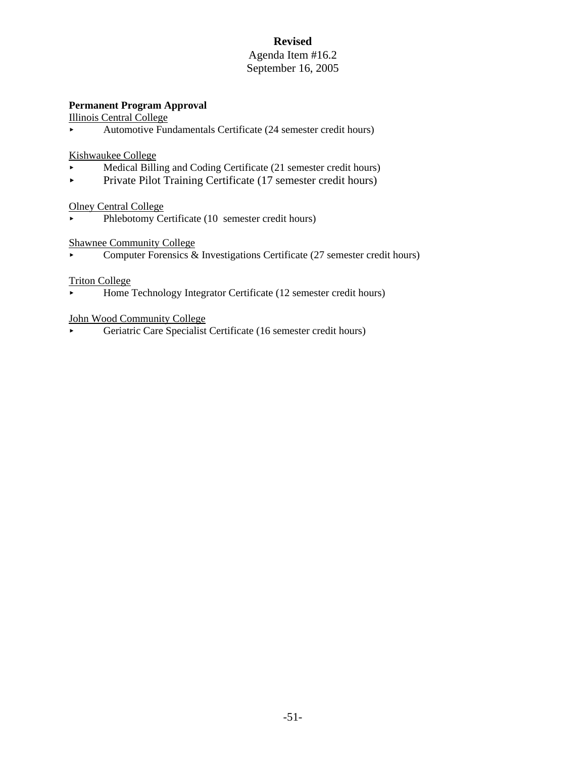**Revised**

Agenda Item #16.2

September 16, 2005

**Permanent Program Approval**

Illinois Central College

- Automotive Fundamentals Certificate (24 semester credit hours)

Kishwaukee College

- Medical Billing and Coding Certificate (21 semester credit hours)
- Private Pilot Training Certificate (17 semester credit hours)

Olney Central College

- Phlebotomy Certificate (10 semester credit hours)

Shawnee Community College

- Computer Forensics & Investigations Certificate (27 semester credit hours)

Triton College

- Home Technology Integrator Certificate (12 semester credit hours)

John Wood Community College

- Geriatric Care Specialist Certificate (16 semester credit hours)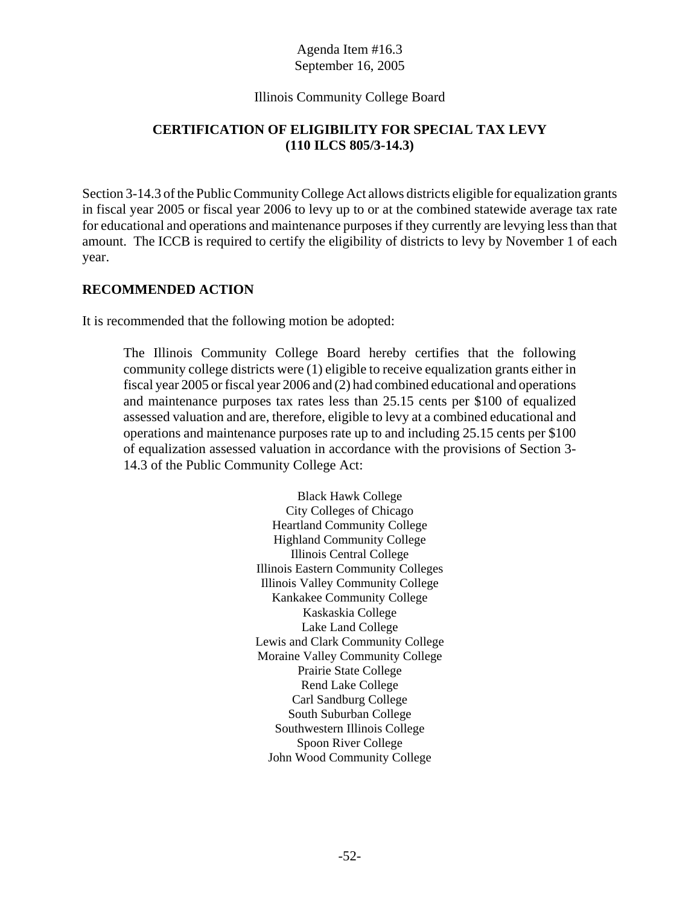Agenda Item #16.3
September 16, 2005

Illinois Community College Board

## CERTIFICATION OF ELIGIBILITY FOR SPECIAL TAX LEVY (110 ILCS 805/3-14.3)

Section 3-14.3 of the Public Community College Act allows districts eligible for equalization grants in fiscal year 2005 or fiscal year 2006 to levy up to or at the combined statewide average tax rate for educational and operations and maintenance purposes if they currently are levying less than that amount. The ICCB is required to certify the eligibility of districts to levy by November 1 of each year.

## RECOMMENDED ACTION

It is recommended that the following motion be adopted:

> The Illinois Community College Board hereby certifies that the following community college districts were (1) eligible to receive equalization grants either in fiscal year 2005 or fiscal year 2006 and (2) had combined educational and operations and maintenance purposes tax rates less than 25.15 cents per $100 of equalized assessed valuation and are, therefore, eligible to levy at a combined educational and operations and maintenance purposes rate up to and including 25.15 cents per $100 of equalization assessed valuation in accordance with the provisions of Section 3-14.3 of the Public Community College Act:

Black Hawk College
City Colleges of Chicago
Heartland Community College
Highland Community College
Illinois Central College
Illinois Eastern Community Colleges
Illinois Valley Community College
Kankakee Community College
Kaskaskia College
Lake Land College
Lewis and Clark Community College
Moraine Valley Community College
Prairie State College
Rend Lake College
Carl Sandburg College
South Suburban College
Southwestern Illinois College
Spoon River College
John Wood Community College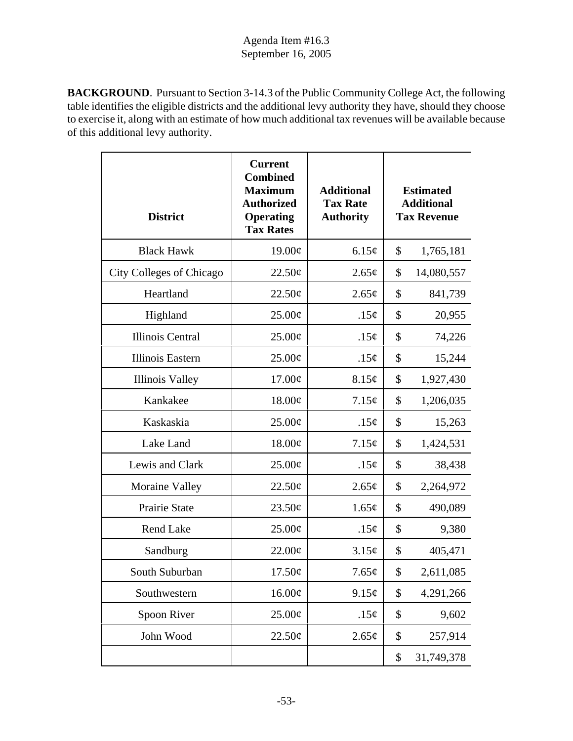Agenda Item #16.3
September 16, 2005

**BACKGROUND**. Pursuant to Section 3-14.3 of the Public Community College Act, the following table identifies the eligible districts and the additional levy authority they have, should they choose to exercise it, along with an estimate of how much additional tax revenues will be available because of this additional levy authority.

| District | Current Combined Maximum Authorized Operating Tax Rates | Additional Tax Rate Authority | Estimated Additional Tax Revenue |
|---|---|---|---|
| Black Hawk | 19.00¢ | 6.15¢ | $ 1,765,181 |
| City Colleges of Chicago | 22.50¢ | 2.65¢ | $ 14,080,557 |
| Heartland | 22.50¢ | 2.65¢ | $ 841,739 |
| Highland | 25.00¢ | .15¢ | $ 20,955 |
| Illinois Central | 25.00¢ | .15¢ | $ 74,226 |
| Illinois Eastern | 25.00¢ | .15¢ | $ 15,244 |
| Illinois Valley | 17.00¢ | 8.15¢ | $ 1,927,430 |
| Kankakee | 18.00¢ | 7.15¢ | $ 1,206,035 |
| Kaskaskia | 25.00¢ | .15¢ | $ 15,263 |
| Lake Land | 18.00¢ | 7.15¢ | $ 1,424,531 |
| Lewis and Clark | 25.00¢ | .15¢ | $ 38,438 |
| Moraine Valley | 22.50¢ | 2.65¢ | $ 2,264,972 |
| Prairie State | 23.50¢ | 1.65¢ | $ 490,089 |
| Rend Lake | 25.00¢ | .15¢ | $ 9,380 |
| Sandburg | 22.00¢ | 3.15¢ | $ 405,471 |
| South Suburban | 17.50¢ | 7.65¢ | $ 2,611,085 |
| Southwestern | 16.00¢ | 9.15¢ | $ 4,291,266 |
| Spoon River | 25.00¢ | .15¢ | $ 9,602 |
| John Wood | 22.50¢ | 2.65¢ | $ 257,914 |
| | | | $ 31,749,378 |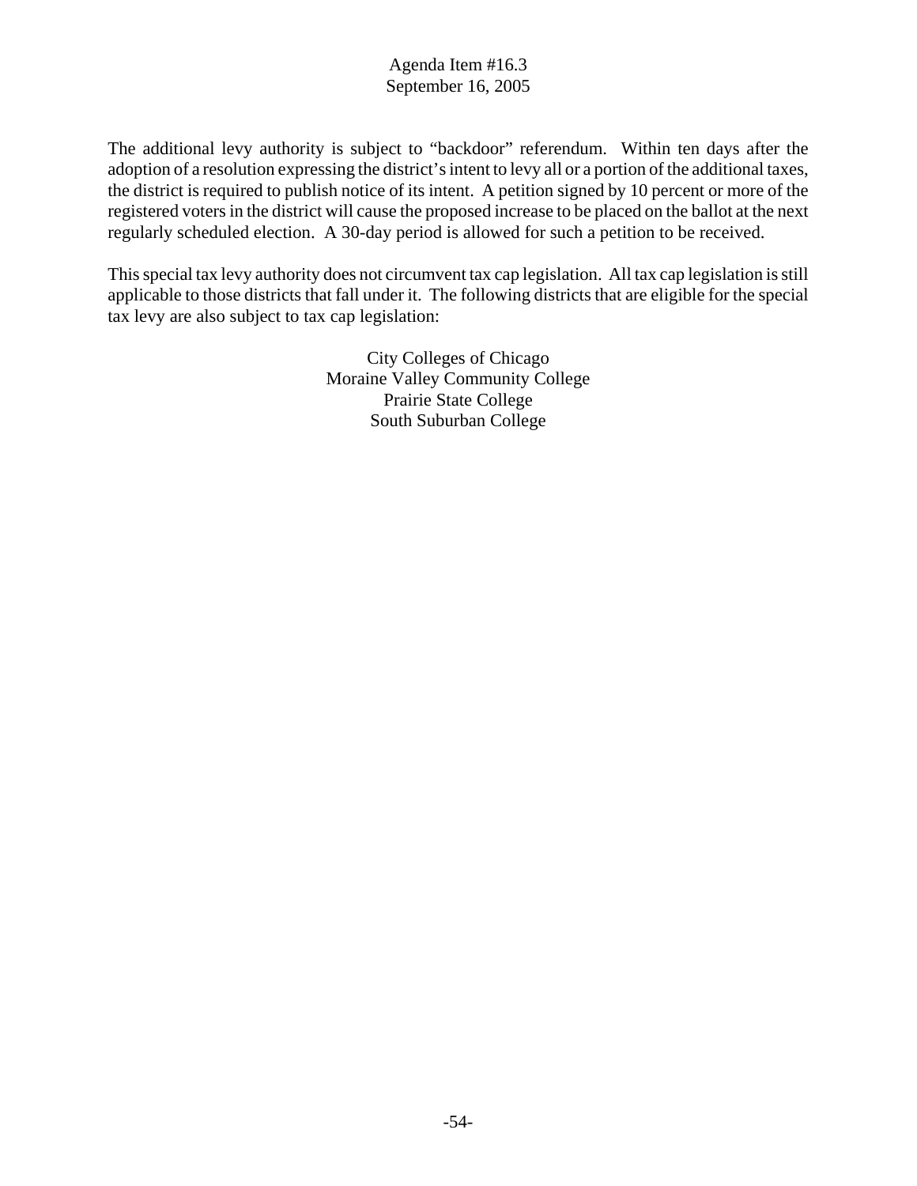The additional levy authority is subject to "backdoor" referendum. Within ten days after the adoption of a resolution expressing the district's intent to levy all or a portion of the additional taxes, the district is required to publish notice of its intent. A petition signed by 10 percent or more of the registered voters in the district will cause the proposed increase to be placed on the ballot at the next regularly scheduled election. A 30-day period is allowed for such a petition to be received.

This special tax levy authority does not circumvent tax cap legislation. All tax cap legislation is still applicable to those districts that fall under it. The following districts that are eligible for the special tax levy are also subject to tax cap legislation:

City Colleges of Chicago
Moraine Valley Community College
Prairie State College
South Suburban College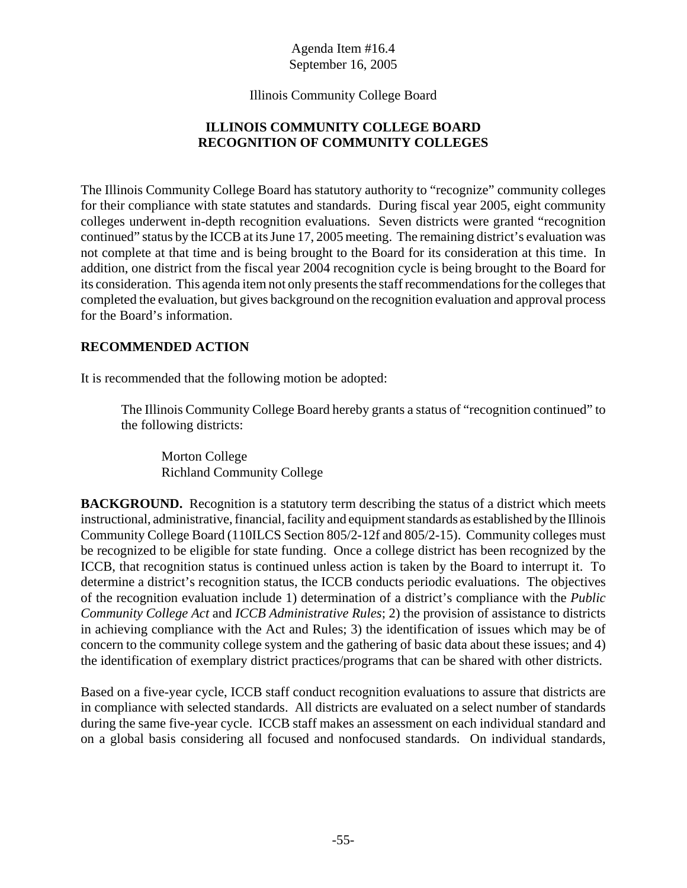Agenda Item #16.4
September 16, 2005

Illinois Community College Board

## ILLINOIS COMMUNITY COLLEGE BOARD
## RECOGNITION OF COMMUNITY COLLEGES

The Illinois Community College Board has statutory authority to "recognize" community colleges for their compliance with state statutes and standards. During fiscal year 2005, eight community colleges underwent in-depth recognition evaluations. Seven districts were granted "recognition continued" status by the ICCB at its June 17, 2005 meeting. The remaining district's evaluation was not complete at that time and is being brought to the Board for its consideration at this time. In addition, one district from the fiscal year 2004 recognition cycle is being brought to the Board for its consideration. This agenda item not only presents the staff recommendations for the colleges that completed the evaluation, but gives background on the recognition evaluation and approval process for the Board's information.

**RECOMMENDED ACTION**

It is recommended that the following motion be adopted:

> The Illinois Community College Board hereby grants a status of "recognition continued" to the following districts:
>
> > Morton College
> > Richland Community College

**BACKGROUND.** Recognition is a statutory term describing the status of a district which meets instructional, administrative, financial, facility and equipment standards as established by the Illinois Community College Board (110ILCS Section 805/2-12f and 805/2-15). Community colleges must be recognized to be eligible for state funding. Once a college district has been recognized by the ICCB, that recognition status is continued unless action is taken by the Board to interrupt it. To determine a district's recognition status, the ICCB conducts periodic evaluations. The objectives of the recognition evaluation include 1) determination of a district's compliance with the *Public Community College Act* and *ICCB Administrative Rules*; 2) the provision of assistance to districts in achieving compliance with the Act and Rules; 3) the identification of issues which may be of concern to the community college system and the gathering of basic data about these issues; and 4) the identification of exemplary district practices/programs that can be shared with other districts.

Based on a five-year cycle, ICCB staff conduct recognition evaluations to assure that districts are in compliance with selected standards. All districts are evaluated on a select number of standards during the same five-year cycle. ICCB staff makes an assessment on each individual standard and on a global basis considering all focused and nonfocused standards. On individual standards,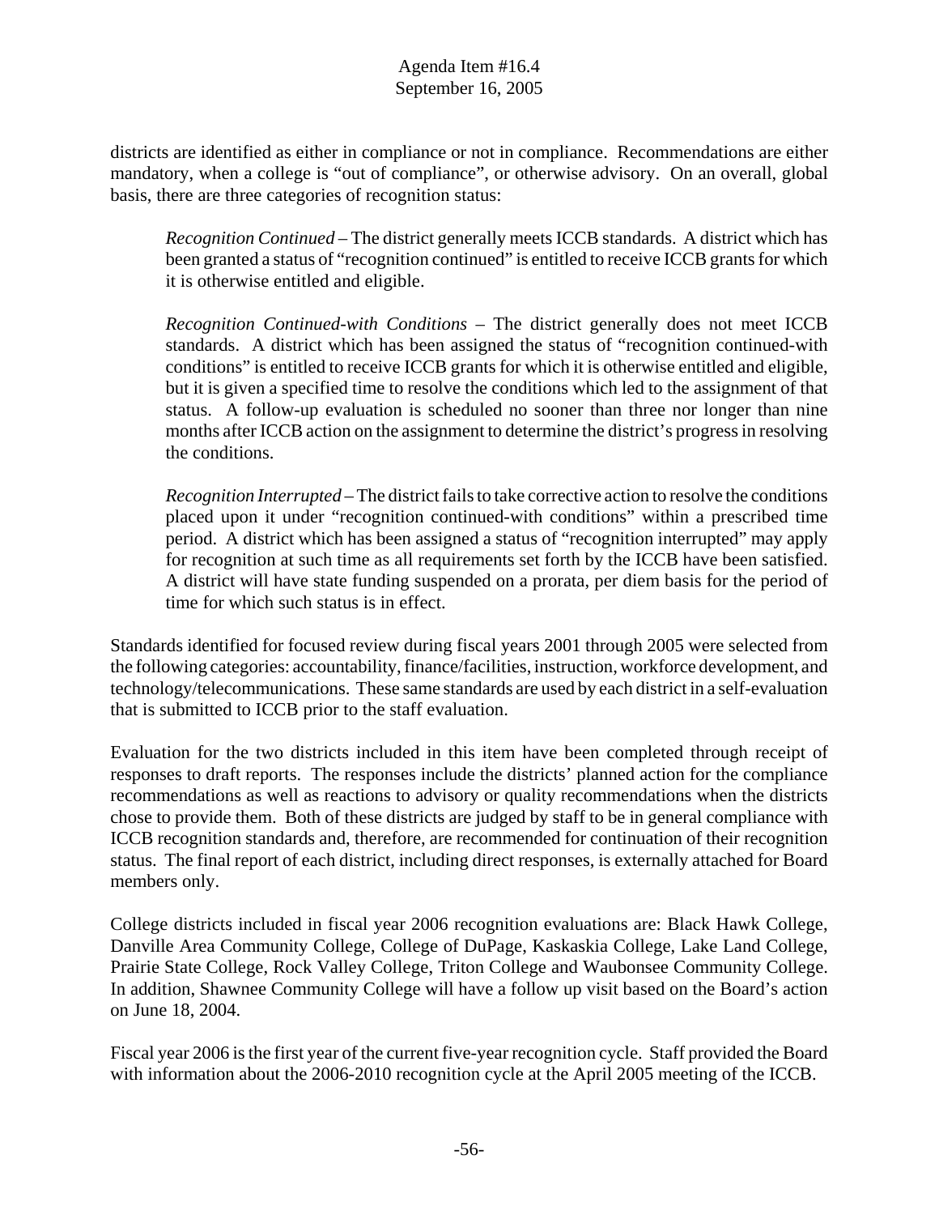districts are identified as either in compliance or not in compliance. Recommendations are either mandatory, when a college is "out of compliance", or otherwise advisory. On an overall, global basis, there are three categories of recognition status:

> *Recognition Continued* – The district generally meets ICCB standards. A district which has been granted a status of "recognition continued" is entitled to receive ICCB grants for which it is otherwise entitled and eligible.
>
> *Recognition Continued-with Conditions* – The district generally does not meet ICCB standards. A district which has been assigned the status of "recognition continued-with conditions" is entitled to receive ICCB grants for which it is otherwise entitled and eligible, but it is given a specified time to resolve the conditions which led to the assignment of that status. A follow-up evaluation is scheduled no sooner than three nor longer than nine months after ICCB action on the assignment to determine the district's progress in resolving the conditions.
>
> *Recognition Interrupted* – The district fails to take corrective action to resolve the conditions placed upon it under "recognition continued-with conditions" within a prescribed time period. A district which has been assigned a status of "recognition interrupted" may apply for recognition at such time as all requirements set forth by the ICCB have been satisfied. A district will have state funding suspended on a prorata, per diem basis for the period of time for which such status is in effect.

Standards identified for focused review during fiscal years 2001 through 2005 were selected from the following categories: accountability, finance/facilities, instruction, workforce development, and technology/telecommunications. These same standards are used by each district in a self-evaluation that is submitted to ICCB prior to the staff evaluation.

Evaluation for the two districts included in this item have been completed through receipt of responses to draft reports. The responses include the districts' planned action for the compliance recommendations as well as reactions to advisory or quality recommendations when the districts chose to provide them. Both of these districts are judged by staff to be in general compliance with ICCB recognition standards and, therefore, are recommended for continuation of their recognition status. The final report of each district, including direct responses, is externally attached for Board members only.

College districts included in fiscal year 2006 recognition evaluations are: Black Hawk College, Danville Area Community College, College of DuPage, Kaskaskia College, Lake Land College, Prairie State College, Rock Valley College, Triton College and Waubonsee Community College. In addition, Shawnee Community College will have a follow up visit based on the Board's action on June 18, 2004.

Fiscal year 2006 is the first year of the current five-year recognition cycle. Staff provided the Board with information about the 2006-2010 recognition cycle at the April 2005 meeting of the ICCB.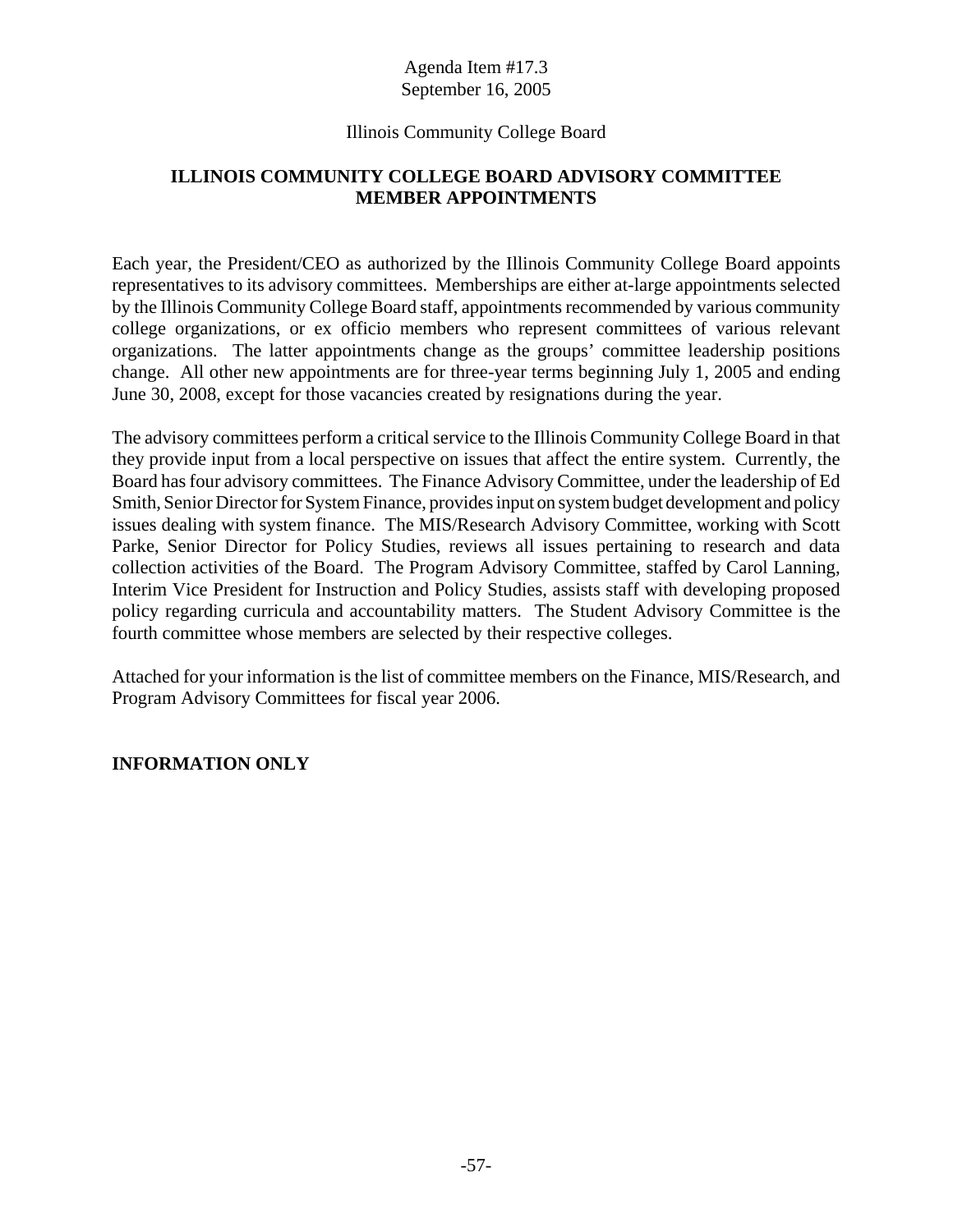Agenda Item #17.3
September 16, 2005

Illinois Community College Board

## ILLINOIS COMMUNITY COLLEGE BOARD ADVISORY COMMITTEE MEMBER APPOINTMENTS

Each year, the President/CEO as authorized by the Illinois Community College Board appoints representatives to its advisory committees. Memberships are either at-large appointments selected by the Illinois Community College Board staff, appointments recommended by various community college organizations, or ex officio members who represent committees of various relevant organizations. The latter appointments change as the groups' committee leadership positions change. All other new appointments are for three-year terms beginning July 1, 2005 and ending June 30, 2008, except for those vacancies created by resignations during the year.

The advisory committees perform a critical service to the Illinois Community College Board in that they provide input from a local perspective on issues that affect the entire system. Currently, the Board has four advisory committees. The Finance Advisory Committee, under the leadership of Ed Smith, Senior Director for System Finance, provides input on system budget development and policy issues dealing with system finance. The MIS/Research Advisory Committee, working with Scott Parke, Senior Director for Policy Studies, reviews all issues pertaining to research and data collection activities of the Board. The Program Advisory Committee, staffed by Carol Lanning, Interim Vice President for Instruction and Policy Studies, assists staff with developing proposed policy regarding curricula and accountability matters. The Student Advisory Committee is the fourth committee whose members are selected by their respective colleges.

Attached for your information is the list of committee members on the Finance, MIS/Research, and Program Advisory Committees for fiscal year 2006.

**INFORMATION ONLY**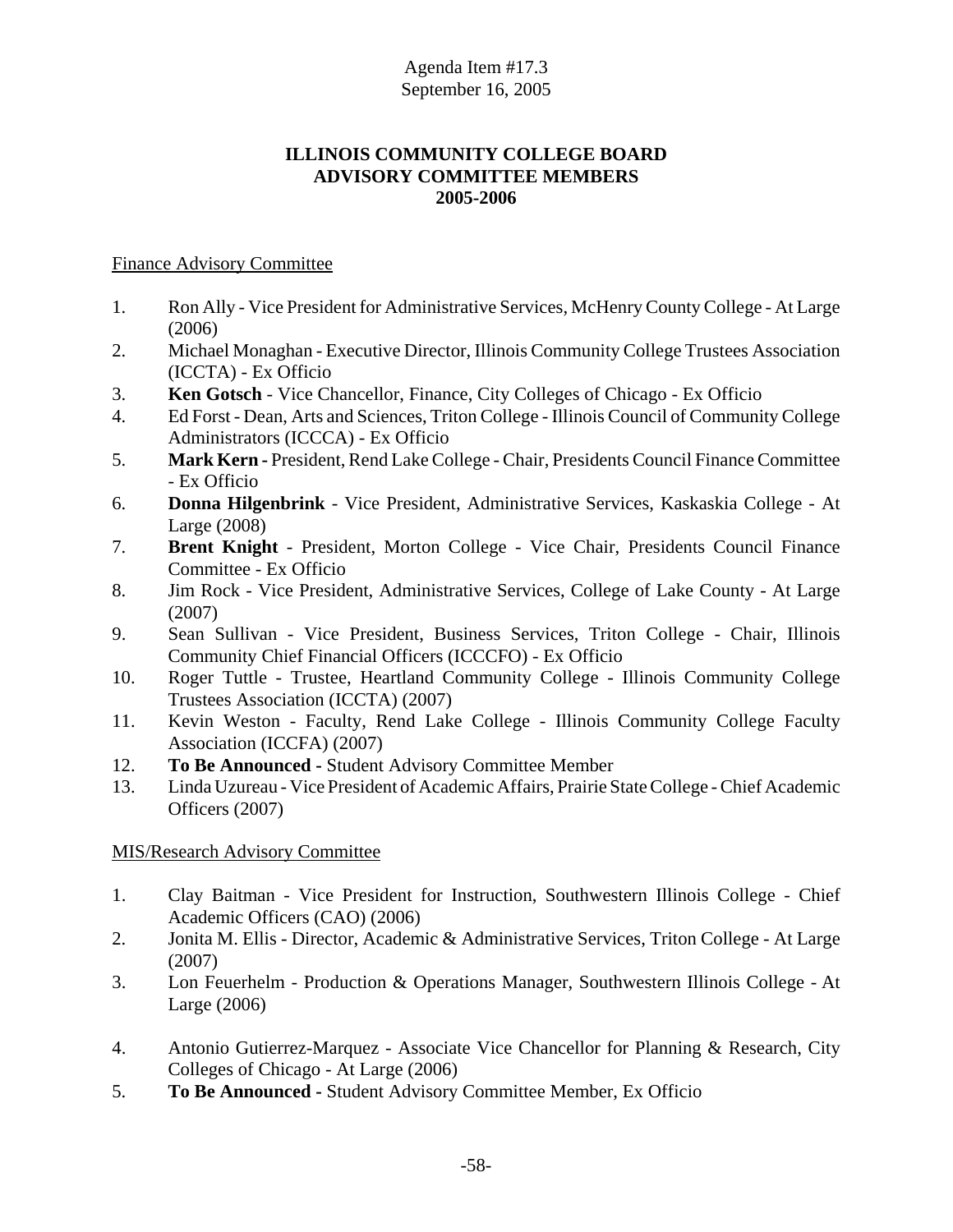Agenda Item #17.3
September 16, 2005

**ILLINOIS COMMUNITY COLLEGE BOARD**
**ADVISORY COMMITTEE MEMBERS**
**2005-2006**

Finance Advisory Committee

1. Ron Ally - Vice President for Administrative Services, McHenry County College - At Large (2006)
2. Michael Monaghan - Executive Director, Illinois Community College Trustees Association (ICCTA) - Ex Officio
3. **Ken Gotsch** - Vice Chancellor, Finance, City Colleges of Chicago - Ex Officio
4. Ed Forst - Dean, Arts and Sciences, Triton College - Illinois Council of Community College Administrators (ICCCA) - Ex Officio
5. **Mark Kern** - President, Rend Lake College - Chair, Presidents Council Finance Committee - Ex Officio
6. **Donna Hilgenbrink** - Vice President, Administrative Services, Kaskaskia College - At Large (2008)
7. **Brent Knight** - President, Morton College - Vice Chair, Presidents Council Finance Committee - Ex Officio
8. Jim Rock - Vice President, Administrative Services, College of Lake County - At Large (2007)
9. Sean Sullivan - Vice President, Business Services, Triton College - Chair, Illinois Community Chief Financial Officers (ICCCFO) - Ex Officio
10. Roger Tuttle - Trustee, Heartland Community College - Illinois Community College Trustees Association (ICCTA) (2007)
11. Kevin Weston - Faculty, Rend Lake College - Illinois Community College Faculty Association (ICCFA) (2007)
12. **To Be Announced** - Student Advisory Committee Member
13. Linda Uzureau - Vice President of Academic Affairs, Prairie State College - Chief Academic Officers (2007)

MIS/Research Advisory Committee

1. Clay Baitman - Vice President for Instruction, Southwestern Illinois College - Chief Academic Officers (CAO) (2006)
2. Jonita M. Ellis - Director, Academic & Administrative Services, Triton College - At Large (2007)
3. Lon Feuerhelm - Production & Operations Manager, Southwestern Illinois College - At Large (2006)
4. Antonio Gutierrez-Marquez - Associate Vice Chancellor for Planning & Research, City Colleges of Chicago - At Large (2006)
5. **To Be Announced** - Student Advisory Committee Member, Ex Officio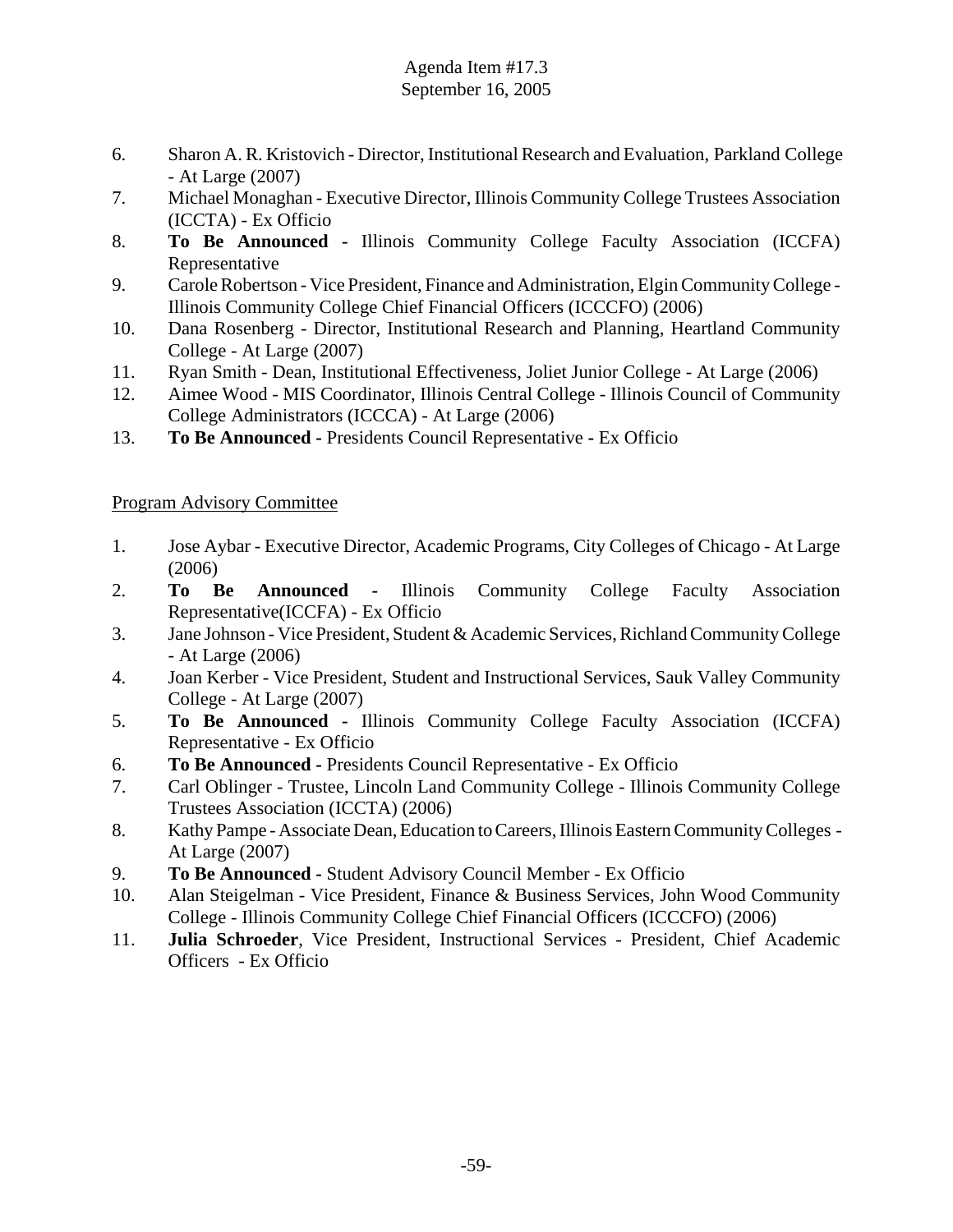6. Sharon A. R. Kristovich - Director, Institutional Research and Evaluation, Parkland College - At Large (2007)
7. Michael Monaghan - Executive Director, Illinois Community College Trustees Association (ICCTA) - Ex Officio
8. **To Be Announced** - Illinois Community College Faculty Association (ICCFA) Representative
9. Carole Robertson - Vice President, Finance and Administration, Elgin Community College - Illinois Community College Chief Financial Officers (ICCCFO) (2006)
10. Dana Rosenberg - Director, Institutional Research and Planning, Heartland Community College - At Large (2007)
11. Ryan Smith - Dean, Institutional Effectiveness, Joliet Junior College - At Large (2006)
12. Aimee Wood - MIS Coordinator, Illinois Central College - Illinois Council of Community College Administrators (ICCCA) - At Large (2006)
13. **To Be Announced -** Presidents Council Representative **-** Ex Officio

<u>Program Advisory Committee</u>

1. Jose Aybar - Executive Director, Academic Programs, City Colleges of Chicago - At Large (2006)
2. **To Be Announced -** Illinois Community College Faculty Association Representative(ICCFA) - Ex Officio
3. Jane Johnson - Vice President, Student & Academic Services, Richland Community College - At Large (2006)
4. Joan Kerber - Vice President, Student and Instructional Services, Sauk Valley Community College - At Large (2007)
5. **To Be Announced** - Illinois Community College Faculty Association (ICCFA) Representative - Ex Officio
6. **To Be Announced -** Presidents Council Representative - Ex Officio
7. Carl Oblinger - Trustee, Lincoln Land Community College - Illinois Community College Trustees Association (ICCTA) (2006)
8. Kathy Pampe - Associate Dean, Education to Careers, Illinois Eastern Community Colleges - At Large (2007)
9. **To Be Announced -** Student Advisory Council Member - Ex Officio
10. Alan Steigelman - Vice President, Finance & Business Services, John Wood Community College - Illinois Community College Chief Financial Officers (ICCCFO) (2006)
11. **Julia Schroeder**, Vice President, Instructional Services - President, Chief Academic Officers - Ex Officio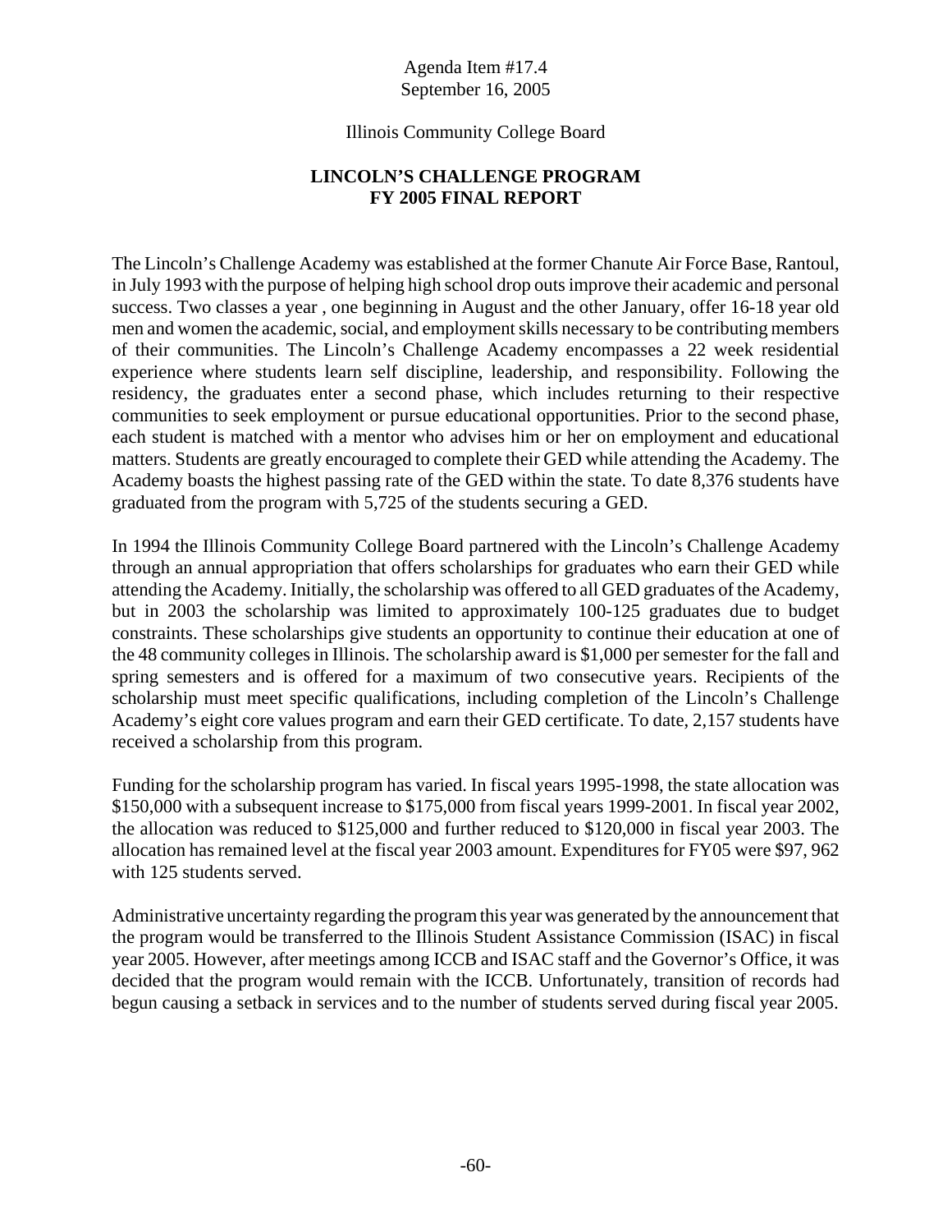Agenda Item #17.4
September 16, 2005

Illinois Community College Board

## LINCOLN'S CHALLENGE PROGRAM
## FY 2005 FINAL REPORT

The Lincoln's Challenge Academy was established at the former Chanute Air Force Base, Rantoul, in July 1993 with the purpose of helping high school drop outs improve their academic and personal success. Two classes a year , one beginning in August and the other January, offer 16-18 year old men and women the academic, social, and employment skills necessary to be contributing members of their communities. The Lincoln's Challenge Academy encompasses a 22 week residential experience where students learn self discipline, leadership, and responsibility. Following the residency, the graduates enter a second phase, which includes returning to their respective communities to seek employment or pursue educational opportunities. Prior to the second phase, each student is matched with a mentor who advises him or her on employment and educational matters. Students are greatly encouraged to complete their GED while attending the Academy. The Academy boasts the highest passing rate of the GED within the state. To date 8,376 students have graduated from the program with 5,725 of the students securing a GED.

In 1994 the Illinois Community College Board partnered with the Lincoln's Challenge Academy through an annual appropriation that offers scholarships for graduates who earn their GED while attending the Academy. Initially, the scholarship was offered to all GED graduates of the Academy, but in 2003 the scholarship was limited to approximately 100-125 graduates due to budget constraints. These scholarships give students an opportunity to continue their education at one of the 48 community colleges in Illinois. The scholarship award is $1,000 per semester for the fall and spring semesters and is offered for a maximum of two consecutive years. Recipients of the scholarship must meet specific qualifications, including completion of the Lincoln's Challenge Academy's eight core values program and earn their GED certificate. To date, 2,157 students have received a scholarship from this program.

Funding for the scholarship program has varied. In fiscal years 1995-1998, the state allocation was $150,000 with a subsequent increase to $175,000 from fiscal years 1999-2001. In fiscal year 2002, the allocation was reduced to $125,000 and further reduced to $120,000 in fiscal year 2003. The allocation has remained level at the fiscal year 2003 amount. Expenditures for FY05 were $97, 962 with 125 students served.

Administrative uncertainty regarding the program this year was generated by the announcement that the program would be transferred to the Illinois Student Assistance Commission (ISAC) in fiscal year 2005. However, after meetings among ICCB and ISAC staff and the Governor's Office, it was decided that the program would remain with the ICCB. Unfortunately, transition of records had begun causing a setback in services and to the number of students served during fiscal year 2005.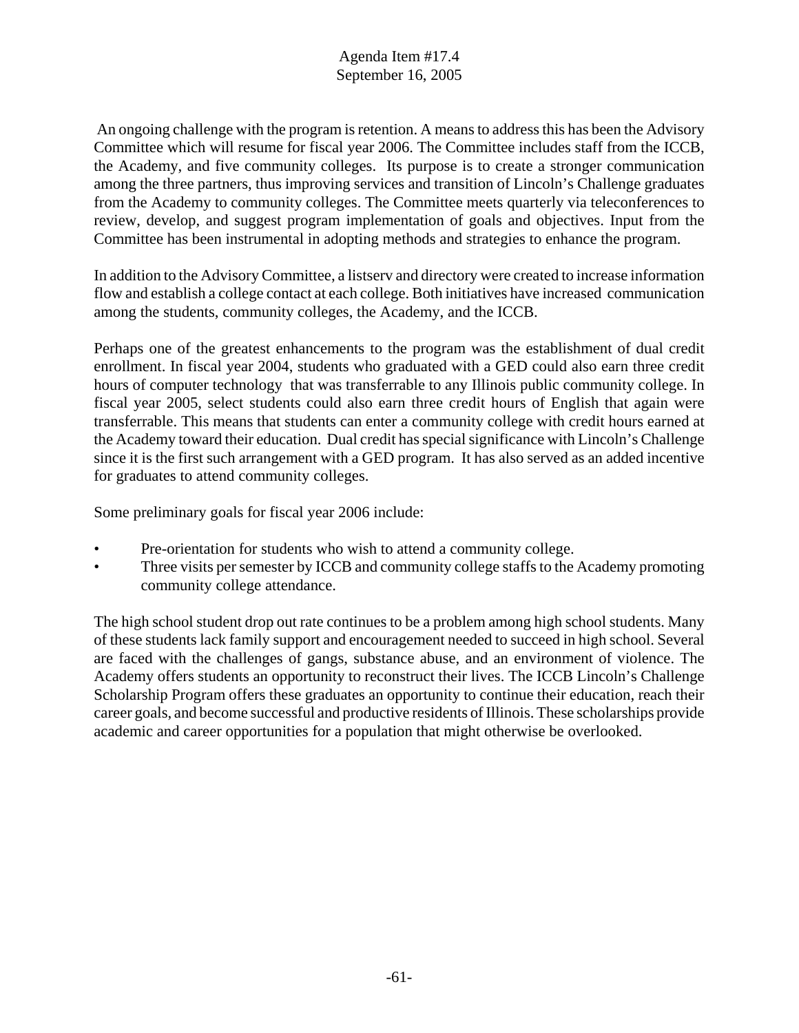An ongoing challenge with the program is retention. A means to address this has been the Advisory Committee which will resume for fiscal year 2006. The Committee includes staff from the ICCB, the Academy, and five community colleges. Its purpose is to create a stronger communication among the three partners, thus improving services and transition of Lincoln's Challenge graduates from the Academy to community colleges. The Committee meets quarterly via teleconferences to review, develop, and suggest program implementation of goals and objectives. Input from the Committee has been instrumental in adopting methods and strategies to enhance the program.

In addition to the Advisory Committee, a listserv and directory were created to increase information flow and establish a college contact at each college. Both initiatives have increased communication among the students, community colleges, the Academy, and the ICCB.

Perhaps one of the greatest enhancements to the program was the establishment of dual credit enrollment. In fiscal year 2004, students who graduated with a GED could also earn three credit hours of computer technology that was transferrable to any Illinois public community college. In fiscal year 2005, select students could also earn three credit hours of English that again were transferrable. This means that students can enter a community college with credit hours earned at the Academy toward their education. Dual credit has special significance with Lincoln's Challenge since it is the first such arrangement with a GED program. It has also served as an added incentive for graduates to attend community colleges.

Some preliminary goals for fiscal year 2006 include:

- Pre-orientation for students who wish to attend a community college.
- Three visits per semester by ICCB and community college staffs to the Academy promoting community college attendance.

The high school student drop out rate continues to be a problem among high school students. Many of these students lack family support and encouragement needed to succeed in high school. Several are faced with the challenges of gangs, substance abuse, and an environment of violence. The Academy offers students an opportunity to reconstruct their lives. The ICCB Lincoln's Challenge Scholarship Program offers these graduates an opportunity to continue their education, reach their career goals, and become successful and productive residents of Illinois. These scholarships provide academic and career opportunities for a population that might otherwise be overlooked.